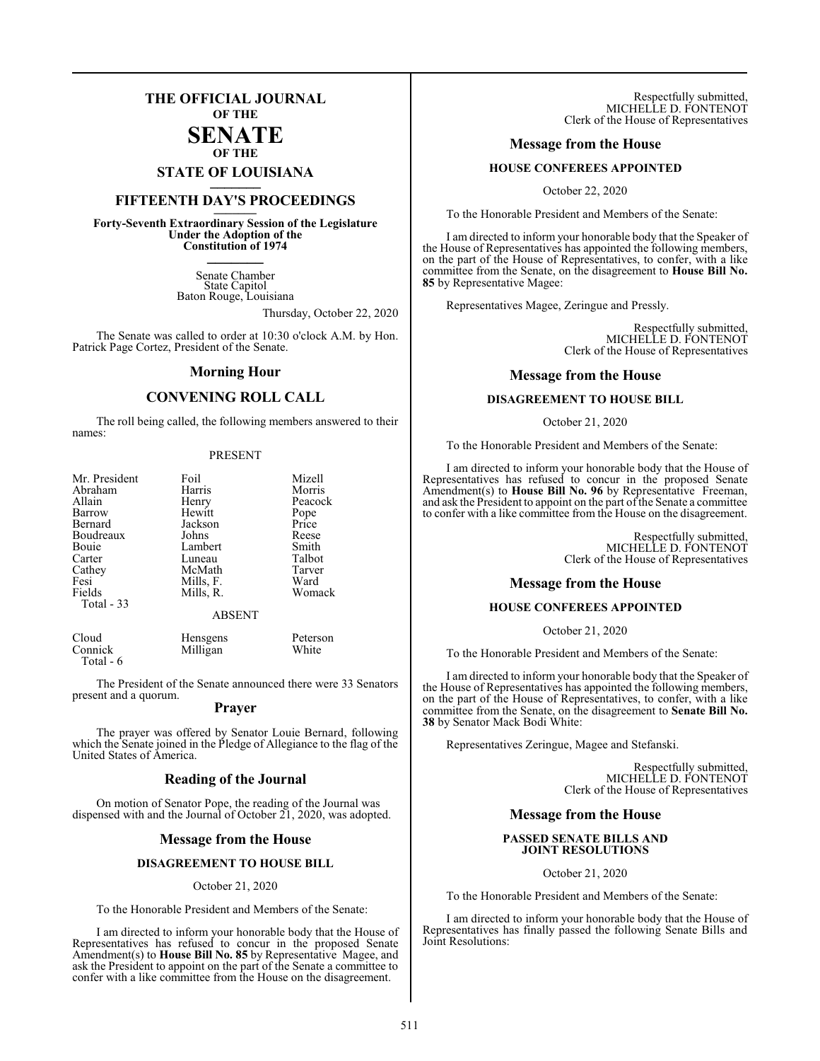# THE OFFICIAL JOURNAL OF THE SENATE OF THE STATE OF LOUISIANA

## FIFTEENTH DAY'S PROCEEDINGS

**Forty-Seventh Extraordinary Session of the Legislature Under the Adoption of the Constitution of 1974**

Senate Chamber
State Capitol
Baton Rouge, Louisiana

Thursday, October 22, 2020

The Senate was called to order at 10:30 o'clock A.M. by Hon. Patrick Page Cortez, President of the Senate.

## Morning Hour

## CONVENING ROLL CALL

The roll being called, the following members answered to their names:

PRESENT

| | | |
|---|---|---|
| Mr. President | Foil | Mizell |
| Abraham | Harris | Morris |
| Allain | Henry | Peacock |
| Barrow | Hewitt | Pope |
| Bernard | Jackson | Price |
| Boudreaux | Johns | Reese |
| Bouie | Lambert | Smith |
| Carter | Luneau | Talbot |
| Cathey | McMath | Tarver |
| Fesi | Mills, F. | Ward |
| Fields | Mills, R. | Womack |
| Total - 33 | | |

ABSENT

| | | |
|---|---|---|
| Cloud | Hensgens | Peterson |
| Connick | Milligan | White |
| Total - 6 | | |

The President of the Senate announced there were 33 Senators present and a quorum.

## Prayer

The prayer was offered by Senator Louie Bernard, following which the Senate joined in the Pledge of Allegiance to the flag of the United States of America.

## Reading of the Journal

On motion of Senator Pope, the reading of the Journal was dispensed with and the Journal of October 21, 2020, was adopted.

## Message from the House

### DISAGREEMENT TO HOUSE BILL

October 21, 2020

To the Honorable President and Members of the Senate:

I am directed to inform your honorable body that the House of Representatives has refused to concur in the proposed Senate Amendment(s) to **House Bill No. 85** by Representative Magee, and ask the President to appoint on the part of the Senate a committee to confer with a like committee from the House on the disagreement.

Respectfully submitted,
MICHELLE D. FONTENOT
Clerk of the House of Representatives

## Message from the House

### HOUSE CONFEREES APPOINTED

October 22, 2020

To the Honorable President and Members of the Senate:

I am directed to inform your honorable body that the Speaker of the House of Representatives has appointed the following members, on the part of the House of Representatives, to confer, with a like committee from the Senate, on the disagreement to **House Bill No. 85** by Representative Magee:

Representatives Magee, Zeringue and Pressly.

Respectfully submitted,
MICHELLE D. FONTENOT
Clerk of the House of Representatives

## Message from the House

### DISAGREEMENT TO HOUSE BILL

October 21, 2020

To the Honorable President and Members of the Senate:

I am directed to inform your honorable body that the House of Representatives has refused to concur in the proposed Senate Amendment(s) to **House Bill No. 96** by Representative Freeman, and ask the President to appoint on the part of the Senate a committee to confer with a like committee from the House on the disagreement.

Respectfully submitted,
MICHELLE D. FONTENOT
Clerk of the House of Representatives

## Message from the House

### HOUSE CONFEREES APPOINTED

October 21, 2020

To the Honorable President and Members of the Senate:

I am directed to inform your honorable body that the Speaker of the House of Representatives has appointed the following members, on the part of the House of Representatives, to confer, with a like committee from the Senate, on the disagreement to **Senate Bill No. 38** by Senator Mack Bodi White:

Representatives Zeringue, Magee and Stefanski.

Respectfully submitted,
MICHELLE D. FONTENOT
Clerk of the House of Representatives

## Message from the House

### PASSED SENATE BILLS AND JOINT RESOLUTIONS

October 21, 2020

To the Honorable President and Members of the Senate:

I am directed to inform your honorable body that the House of Representatives has finally passed the following Senate Bills and Joint Resolutions: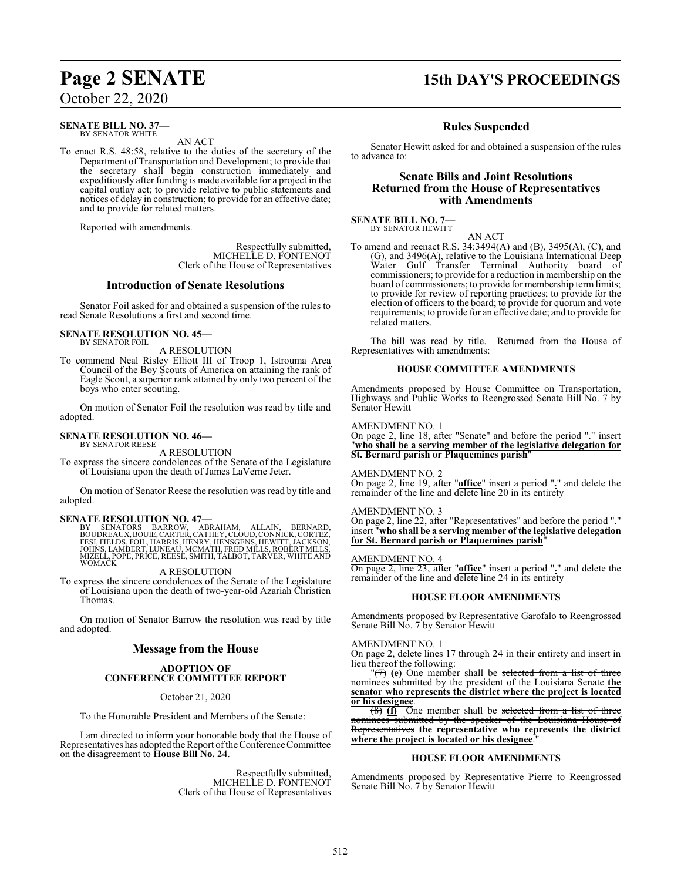**SENATE BILL NO. 37—**
BY SENATOR WHITE

AN ACT

To enact R.S. 48:58, relative to the duties of the secretary of the Department of Transportation and Development; to provide that the secretary shall begin construction immediately and expeditiously after funding is made available for a project in the capital outlay act; to provide relative to public statements and notices of delay in construction; to provide for an effective date; and to provide for related matters.

Reported with amendments.

Respectfully submitted,
MICHELLE D. FONTENOT
Clerk of the House of Representatives

## Introduction of Senate Resolutions

Senator Foil asked for and obtained a suspension of the rules to read Senate Resolutions a first and second time.

**SENATE RESOLUTION NO. 45—**
BY SENATOR FOIL

A RESOLUTION

To commend Neal Risley Elliott III of Troop 1, Istrouma Area Council of the Boy Scouts of America on attaining the rank of Eagle Scout, a superior rank attained by only two percent of the boys who enter scouting.

On motion of Senator Foil the resolution was read by title and adopted.

**SENATE RESOLUTION NO. 46—**
BY SENATOR REESE

A RESOLUTION

To express the sincere condolences of the Senate of the Legislature of Louisiana upon the death of James LaVerne Jeter.

On motion of Senator Reese the resolution was read by title and adopted.

**SENATE RESOLUTION NO. 47—**
BY SENATORS BARROW, ABRAHAM, ALLAIN, BERNARD, BOUDREAUX, BOUIE, CARTER, CATHEY, CLOUD, CONNICK, CORTEZ, FESI, FIELDS, FOIL, HARRIS, HENRY, HENSGENS, HEWITT, JACKSON, JOHNS, LAMBERT, LUNEAU, MCMATH, FRED MILLS, ROBERT MILLS, MIZELL, POPE, PRICE, REESE, SMITH, TALBOT, TARVER, WHITE AND WOMACK

A RESOLUTION

To express the sincere condolences of the Senate of the Legislature of Louisiana upon the death of two-year-old Azariah Christien Thomas.

On motion of Senator Barrow the resolution was read by title and adopted.

## Message from the House

### ADOPTION OF CONFERENCE COMMITTEE REPORT

October 21, 2020

To the Honorable President and Members of the Senate:

I am directed to inform your honorable body that the House of Representatives has adopted the Report of the Conference Committee on the disagreement to **House Bill No. 24**.

Respectfully submitted,
MICHELLE D. FONTENOT
Clerk of the House of Representatives

## Rules Suspended

Senator Hewitt asked for and obtained a suspension of the rules to advance to:

## Senate Bills and Joint Resolutions Returned from the House of Representatives with Amendments

**SENATE BILL NO. 7—**
BY SENATOR HEWITT

AN ACT

To amend and reenact R.S. 34:3494(A) and (B), 3495(A), (C), and (G), and 3496(A), relative to the Louisiana International Deep Water Gulf Transfer Terminal Authority board of commissioners; to provide for a reduction in membership on the board of commissioners; to provide for membership term limits; to provide for review of reporting practices; to provide for the election of officers to the board; to provide for quorum and vote requirements; to provide for an effective date; and to provide for related matters.

The bill was read by title. Returned from the House of Representatives with amendments:

### HOUSE COMMITTEE AMENDMENTS

Amendments proposed by House Committee on Transportation, Highways and Public Works to Reengrossed Senate Bill No. 7 by Senator Hewitt

AMENDMENT NO. 1

On page 2, line 18, after "Senate" and before the period "." insert "**who shall be a serving member of the legislative delegation for St. Bernard parish or Plaquemines parish**"

AMENDMENT NO. 2

On page 2, line 19, after "**office**" insert a period "**.**" and delete the remainder of the line and delete line 20 in its entirety

AMENDMENT NO. 3

On page 2, line 22, after "Representatives" and before the period "." insert "**who shall be a serving member of the legislative delegation for St. Bernard parish or Plaquemines parish**"

AMENDMENT NO. 4

On page 2, line 23, after "**office**" insert a period "**.**" and delete the remainder of the line and delete line 24 in its entirety

### HOUSE FLOOR AMENDMENTS

Amendments proposed by Representative Garofalo to Reengrossed Senate Bill No. 7 by Senator Hewitt

AMENDMENT NO. 1

On page 2, delete lines 17 through 24 in their entirety and insert in lieu thereof the following:

"~~(7)~~ **(e)** One member shall be ~~selected from a list of three nominees submitted by the president of the Louisiana Senate~~ **the senator who represents the district where the project is located or his designee**.

~~(8)~~ **(f)** One member shall be ~~selected from a list of three nominees submitted by the speaker of the Louisiana House of Representatives~~ **the representative who represents the district where the project is located or his designee**."

### HOUSE FLOOR AMENDMENTS

Amendments proposed by Representative Pierre to Reengrossed Senate Bill No. 7 by Senator Hewitt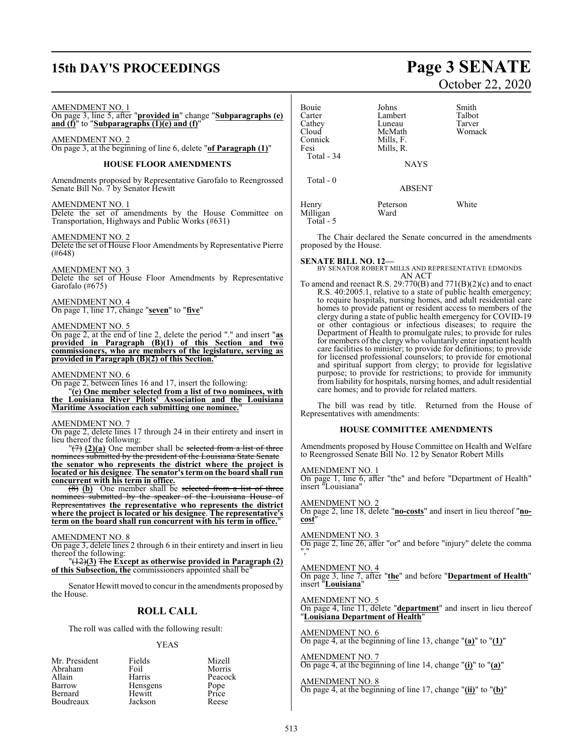AMENDMENT NO. 1

On page 3, line 5, after "**provided in**" change "**Subparagraphs (e) and (f)**" to "**Subparagraphs (1)(e) and (f)**"

AMENDMENT NO. 2

On page 3, at the beginning of line 6, delete "**of Paragraph (1)**"

### HOUSE FLOOR AMENDMENTS

Amendments proposed by Representative Garofalo to Reengrossed Senate Bill No. 7 by Senator Hewitt

AMENDMENT NO. 1

Delete the set of amendments by the House Committee on Transportation, Highways and Public Works (#631)

AMENDMENT NO. 2

Delete the set of House Floor Amendments by Representative Pierre (#648)

AMENDMENT NO. 3

Delete the set of House Floor Amendments by Representative Garofalo (#675)

AMENDMENT NO. 4

On page 1, line 17, change "**seven**" to "**five**"

AMENDMENT NO. 5

On page 2, at the end of line 2, delete the period "." and insert "**as provided in Paragraph (B)(1) of this Section and two commissioners, who are members of the legislature, serving as provided in Paragraph (B)(2) of this Section.**"

AMENDMENT NO. 6

On page 2, between lines 16 and 17, insert the following:

"**(e) One member selected from a list of two nominees, with the Louisiana River Pilots' Association and the Louisiana Maritime Association each submitting one nominee.**"

AMENDMENT NO. 7

On page 2, delete lines 17 through 24 in their entirety and insert in lieu thereof the following:

"~~(7)~~ **(2)(a)** One member shall be ~~selected from a list of three nominees submitted by the president of the Louisiana State Senate~~ **the senator who represents the district where the project is located or his designee**. **The senator's term on the board shall run concurrent with his term in office.**

~~(8)~~ **(b)** One member shall be ~~selected from a list of three nominees submitted by the speaker of the Louisiana House of Representatives~~ **the representative who represents the district where the project is located or his designee**. **The representative's term on the board shall run concurrent with his term in office.**"

AMENDMENT NO. 8

On page 3, delete lines 2 through 6 in their entirety and insert in lieu thereof the following:

"~~(12)~~**(3)** ~~The~~ **Except as otherwise provided in Paragraph (2) of this Subsection, the** commissioners appointed shall be"

Senator Hewitt moved to concur in the amendments proposed by the House.

## ROLL CALL

The roll was called with the following result:

YEAS

| | | |
|---|---|---|
| Mr. President | Fields | Mizell |
| Abraham | Foil | Morris |
| Allain | Harris | Peacock |
| Barrow | Hensgens | Pope |
| Bernard | Hewitt | Price |
| Boudreaux | Jackson | Reese |
| Bouie | Johns | Smith |
| Carter | Lambert | Talbot |
| Cathey | Luneau | Tarver |
| Cloud | McMath | Womack |
| Connick | Mills, F. | |
| Fesi | Mills, R. | |

Total - 34

NAYS

Total - 0

ABSENT

| | | |
|---|---|---|
| Henry | Peterson | White |
| Milligan | Ward | |

Total - 5

The Chair declared the Senate concurred in the amendments proposed by the House.

**SENATE BILL NO. 12—**

BY SENATOR ROBERT MILLS AND REPRESENTATIVE EDMONDS

AN ACT

To amend and reenact R.S. 29:770(B) and 771(B)(2)(c) and to enact R.S. 40:2005.1, relative to a state of public health emergency; to require hospitals, nursing homes, and adult residential care homes to provide patient or resident access to members of the clergy during a state of public health emergency for COVID-19 or other contagious or infectious diseases; to require the Department of Health to promulgate rules; to provide for rules for members of the clergy who voluntarily enter inpatient health care facilities to minister; to provide for definitions; to provide for licensed professional counselors; to provide for emotional and spiritual support from clergy; to provide for legislative purpose; to provide for restrictions; to provide for immunity from liability for hospitals, nursing homes, and adult residential care homes; and to provide for related matters.

The bill was read by title. Returned from the House of Representatives with amendments:

### HOUSE COMMITTEE AMENDMENTS

Amendments proposed by House Committee on Health and Welfare to Reengrossed Senate Bill No. 12 by Senator Robert Mills

AMENDMENT NO. 1

On page 1, line 6, after "the" and before "Department of Health" insert "Louisiana"

AMENDMENT NO. 2

On page 2, line 18, delete "**no-costs**" and insert in lieu thereof "**no-cost**"

AMENDMENT NO. 3

On page 2, line 26, after "or" and before "injury" delete the comma ","

AMENDMENT NO. 4

On page 3, line 7, after "**the**" and before "**Department of Health**" insert "**Louisiana**"

AMENDMENT NO. 5

On page 4, line 11, delete "**department**" and insert in lieu thereof "**Louisiana Department of Health**"

AMENDMENT NO. 6

On page 4, at the beginning of line 13, change "**(a)**" to "**(1)**"

AMENDMENT NO. 7

On page 4, at the beginning of line 14, change "**(i)**" to "**(a)**"

AMENDMENT NO. 8

On page 4, at the beginning of line 17, change "**(ii)**" to "**(b)**"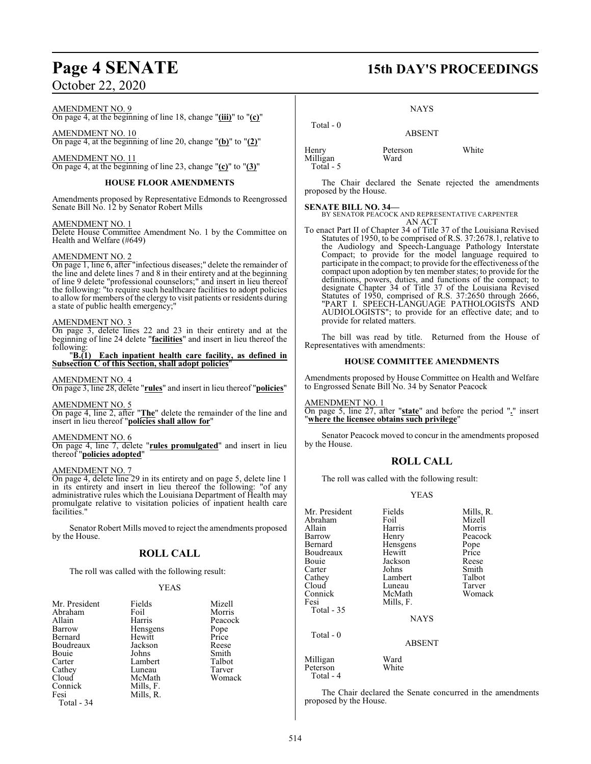AMENDMENT NO. 9
On page 4, at the beginning of line 18, change "**(iii)**" to "**(c)**"

AMENDMENT NO. 10
On page 4, at the beginning of line 20, change "**(b)**" to "**(2)**"

AMENDMENT NO. 11
On page 4, at the beginning of line 23, change "**(c)**" to "**(3)**"

### HOUSE FLOOR AMENDMENTS

Amendments proposed by Representative Edmonds to Reengrossed Senate Bill No. 12 by Senator Robert Mills

AMENDMENT NO. 1
Delete House Committee Amendment No. 1 by the Committee on Health and Welfare (#649)

AMENDMENT NO. 2
On page 1, line 6, after "infectious diseases;" delete the remainder of the line and delete lines 7 and 8 in their entirety and at the beginning of line 9 delete "professional counselors;" and insert in lieu thereof the following: "to require such healthcare facilities to adopt policies to allow for members of the clergy to visit patients or residents during a state of public health emergency;"

AMENDMENT NO. 3
On page 3, delete lines 22 and 23 in their entirety and at the beginning of line 24 delete "**facilities**" and insert in lieu thereof the following:

"**B.(1) Each inpatient health care facility, as defined in Subsection C of this Section, shall adopt policies**"

AMENDMENT NO. 4
On page 3, line 28, delete "**rules**" and insert in lieu thereof "**policies**"

AMENDMENT NO. 5
On page 4, line 2, after "**The**" delete the remainder of the line and insert in lieu thereof "**policies shall allow for**"

AMENDMENT NO. 6
On page 4, line 7, delete "**rules promulgated**" and insert in lieu thereof "**policies adopted**"

AMENDMENT NO. 7
On page 4, delete line 29 in its entirety and on page 5, delete line 1 in its entirety and insert in lieu thereof the following: "of any administrative rules which the Louisiana Department of Health may promulgate relative to visitation policies of inpatient health care facilities."

Senator Robert Mills moved to reject the amendments proposed by the House.

## ROLL CALL

The roll was called with the following result:

YEAS

| | | |
|---|---|---|
| Mr. President | Fields | Mizell |
| Abraham | Foil | Morris |
| Allain | Harris | Peacock |
| Barrow | Hensgens | Pope |
| Bernard | Hewitt | Price |
| Boudreaux | Jackson | Reese |
| Bouie | Johns | Smith |
| Carter | Lambert | Talbot |
| Cathey | Luneau | Tarver |
| Cloud | McMath | Womack |
| Connick | Mills, F. | |
| Fesi | Mills, R. | |
| Total - 34 | | |

NAYS

Total - 0

ABSENT

| | | |
|---|---|---|
| Henry | Peterson | White |
| Milligan | Ward | |
| Total - 5 | | |

The Chair declared the Senate rejected the amendments proposed by the House.

**SENATE BILL NO. 34—**
BY SENATOR PEACOCK AND REPRESENTATIVE CARPENTER
AN ACT

To enact Part II of Chapter 34 of Title 37 of the Louisiana Revised Statutes of 1950, to be comprised of R.S. 37:2678.1, relative to the Audiology and Speech-Language Pathology Interstate Compact; to provide for the model language required to participate in the compact; to provide for the effectiveness of the compact upon adoption by ten member states; to provide for the definitions, powers, duties, and functions of the compact; to designate Chapter 34 of Title 37 of the Louisiana Revised Statutes of 1950, comprised of R.S. 37:2650 through 2666, "PART I. SPEECH-LANGUAGE PATHOLOGISTS AND AUDIOLOGISTS"; to provide for an effective date; and to provide for related matters.

The bill was read by title. Returned from the House of Representatives with amendments:

### HOUSE COMMITTEE AMENDMENTS

Amendments proposed by House Committee on Health and Welfare to Engrossed Senate Bill No. 34 by Senator Peacock

AMENDMENT NO. 1
On page 5, line 27, after "**state**" and before the period "**.**" insert "**where the licensee obtains such privilege**"

Senator Peacock moved to concur in the amendments proposed by the House.

## ROLL CALL

The roll was called with the following result:

YEAS

| | | |
|---|---|---|
| Mr. President | Fields | Mills, R. |
| Abraham | Foil | Mizell |
| Allain | Harris | Morris |
| Barrow | Henry | Peacock |
| Bernard | Hensgens | Pope |
| Boudreaux | Hewitt | Price |
| Bouie | Jackson | Reese |
| Carter | Johns | Smith |
| Cathey | Lambert | Talbot |
| Cloud | Luneau | Tarver |
| Connick | McMath | Womack |
| Fesi | Mills, F. | |
| Total - 35 | | |

NAYS

Total - 0

ABSENT

| | |
|---|---|
| Milligan | Ward |
| Peterson | White |
| Total - 4 | |

The Chair declared the Senate concurred in the amendments proposed by the House.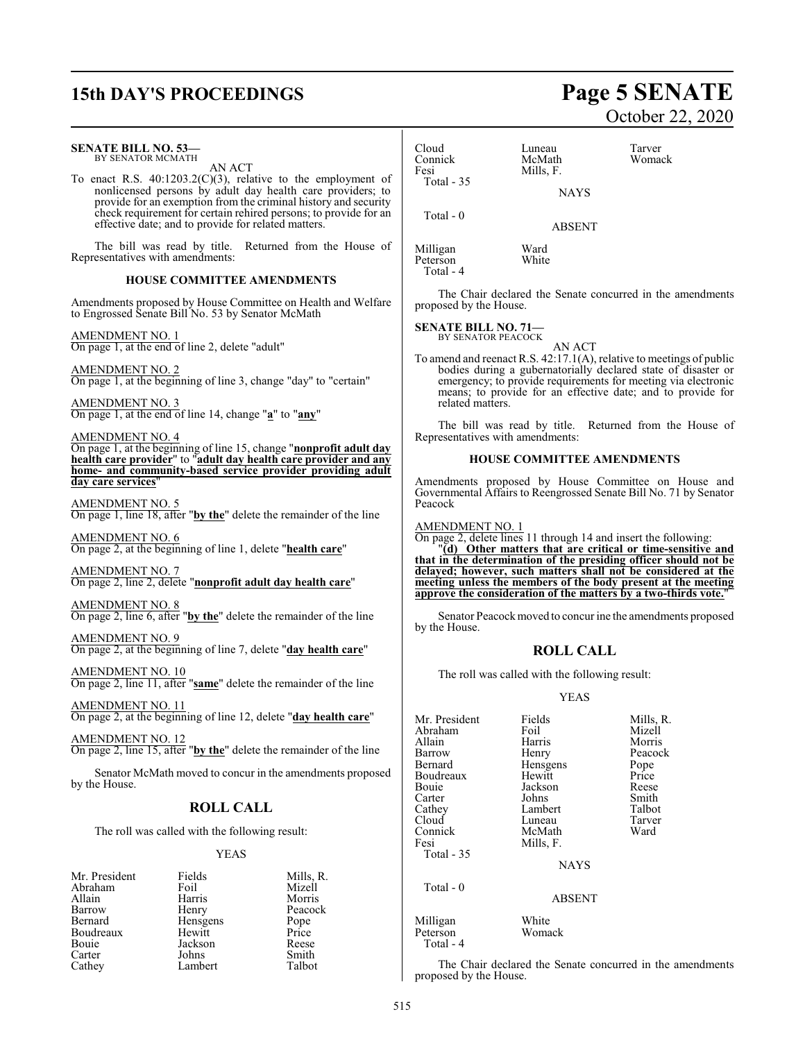**SENATE BILL NO. 53—**
BY SENATOR MCMATH

AN ACT

To enact R.S. 40:1203.2(C)(3), relative to the employment of nonlicensed persons by adult day health care providers; to provide for an exemption from the criminal history and security check requirement for certain rehired persons; to provide for an effective date; and to provide for related matters.

The bill was read by title. Returned from the House of Representatives with amendments:

**HOUSE COMMITTEE AMENDMENTS**

Amendments proposed by House Committee on Health and Welfare to Engrossed Senate Bill No. 53 by Senator McMath

AMENDMENT NO. 1
On page 1, at the end of line 2, delete "adult"

AMENDMENT NO. 2
On page 1, at the beginning of line 3, change "day" to "certain"

AMENDMENT NO. 3
On page 1, at the end of line 14, change "**a**" to "**any**"

AMENDMENT NO. 4
On page 1, at the beginning of line 15, change "**nonprofit adult day health care provider**" to "**adult day health care provider and any home- and community-based service provider providing adult day care services**"

AMENDMENT NO. 5
On page 1, line 18, after "**by the**" delete the remainder of the line

AMENDMENT NO. 6
On page 2, at the beginning of line 1, delete "**health care**"

AMENDMENT NO. 7
On page 2, line 2, delete "**nonprofit adult day health care**"

AMENDMENT NO. 8
On page 2, line 6, after "**by the**" delete the remainder of the line

AMENDMENT NO. 9
On page 2, at the beginning of line 7, delete "**day health care**"

AMENDMENT NO. 10
On page 2, line 11, after "**same**" delete the remainder of the line

AMENDMENT NO. 11
On page 2, at the beginning of line 12, delete "**day health care**"

AMENDMENT NO. 12
On page 2, line 15, after "**by the**" delete the remainder of the line

Senator McMath moved to concur in the amendments proposed by the House.

## ROLL CALL

The roll was called with the following result:

YEAS

| | | |
|---|---|---|
| Mr. President | Fields | Mills, R. |
| Abraham | Foil | Mizell |
| Allain | Harris | Morris |
| Barrow | Henry | Peacock |
| Bernard | Hensgens | Pope |
| Boudreaux | Hewitt | Price |
| Bouie | Jackson | Reese |
| Carter | Johns | Smith |
| Cathey | Lambert | Talbot |
| Cloud | Luneau | Tarver |
| Connick | McMath | Womack |
| Fesi | Mills, F. | |

Total - 35

NAYS

Total - 0

ABSENT

| | |
|---|---|
| Milligan | Ward |
| Peterson | White |

Total - 4

The Chair declared the Senate concurred in the amendments proposed by the House.

**SENATE BILL NO. 71—**
BY SENATOR PEACOCK

AN ACT

To amend and reenact R.S. 42:17.1(A), relative to meetings of public bodies during a gubernatorially declared state of disaster or emergency; to provide requirements for meeting via electronic means; to provide for an effective date; and to provide for related matters.

The bill was read by title. Returned from the House of Representatives with amendments:

**HOUSE COMMITTEE AMENDMENTS**

Amendments proposed by House Committee on House and Governmental Affairs to Reengrossed Senate Bill No. 71 by Senator Peacock

AMENDMENT NO. 1
On page 2, delete lines 11 through 14 and insert the following:

"**(d) Other matters that are critical or time-sensitive and that in the determination of the presiding officer should not be delayed; however, such matters shall not be considered at the meeting unless the members of the body present at the meeting approve the consideration of the matters by a two-thirds vote.**"

Senator Peacock moved to concur ine the amendments proposed by the House.

## ROLL CALL

The roll was called with the following result:

YEAS

| | | |
|---|---|---|
| Mr. President | Fields | Mills, R. |
| Abraham | Foil | Mizell |
| Allain | Harris | Morris |
| Barrow | Henry | Peacock |
| Bernard | Hensgens | Pope |
| Boudreaux | Hewitt | Price |
| Bouie | Jackson | Reese |
| Carter | Johns | Smith |
| Cathey | Lambert | Talbot |
| Cloud | Luneau | Tarver |
| Connick | McMath | Ward |
| Fesi | Mills, F. | |

Total - 35

NAYS

Total - 0

ABSENT

| | |
|---|---|
| Milligan | White |
| Peterson | Womack |

Total - 4

The Chair declared the Senate concurred in the amendments proposed by the House.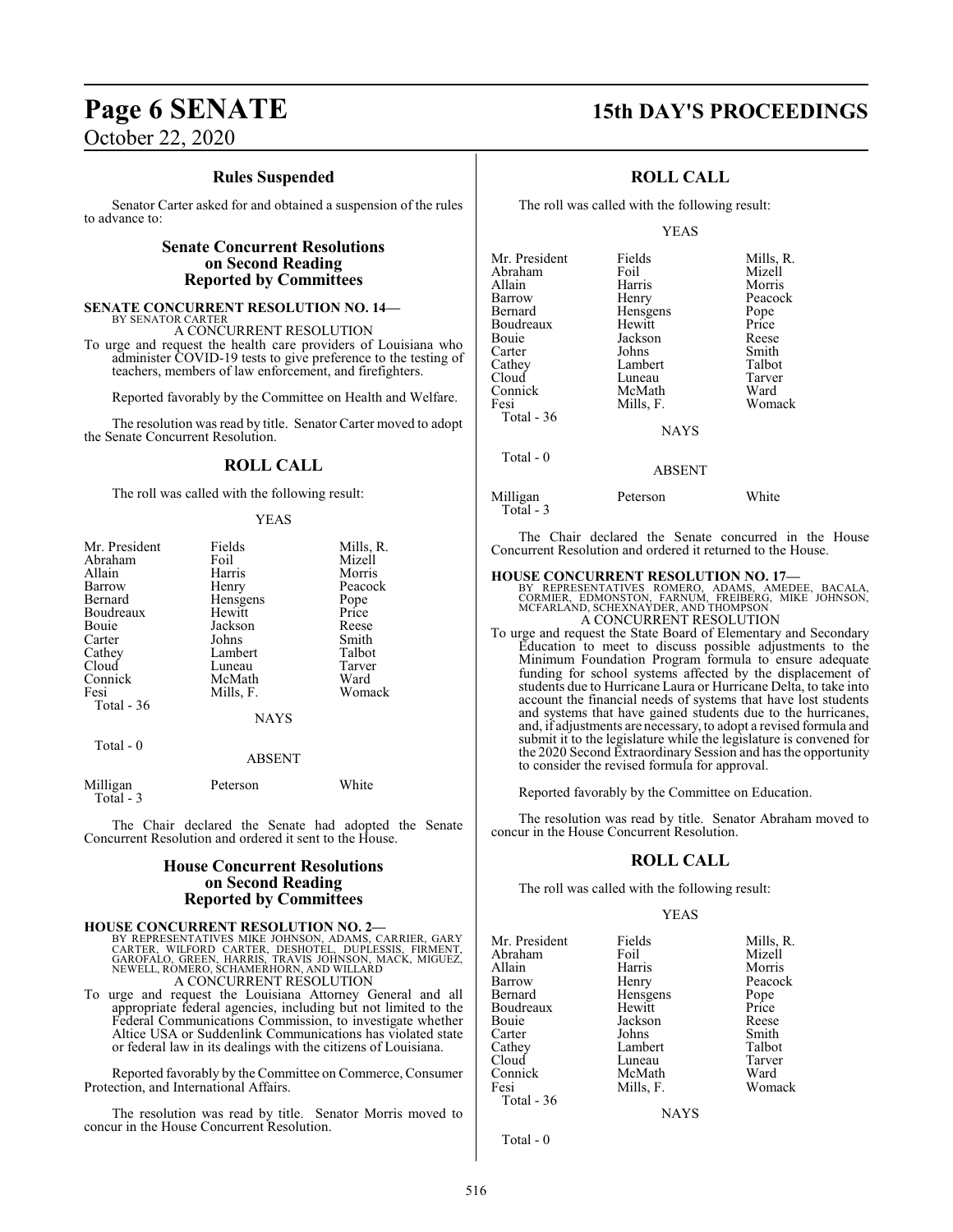### Rules Suspended

Senator Carter asked for and obtained a suspension of the rules to advance to:

## Senate Concurrent Resolutions on Second Reading Reported by Committees

**SENATE CONCURRENT RESOLUTION NO. 14—**
BY SENATOR CARTER
A CONCURRENT RESOLUTION

To urge and request the health care providers of Louisiana who administer COVID-19 tests to give preference to the testing of teachers, members of law enforcement, and firefighters.

Reported favorably by the Committee on Health and Welfare.

The resolution was read by title. Senator Carter moved to adopt the Senate Concurrent Resolution.

### ROLL CALL

The roll was called with the following result:

YEAS

| | | |
|---|---|---|
| Mr. President | Fields | Mills, R. |
| Abraham | Foil | Mizell |
| Allain | Harris | Morris |
| Barrow | Henry | Peacock |
| Bernard | Hensgens | Pope |
| Boudreaux | Hewitt | Price |
| Bouie | Jackson | Reese |
| Carter | Johns | Smith |
| Cathey | Lambert | Talbot |
| Cloud | Luneau | Tarver |
| Connick | McMath | Ward |
| Fesi | Mills, F. | Womack |

Total - 36

NAYS

Total - 0

ABSENT

| | | |
|---|---|---|
| Milligan | Peterson | White |

Total - 3

The Chair declared the Senate had adopted the Senate Concurrent Resolution and ordered it sent to the House.

## House Concurrent Resolutions on Second Reading Reported by Committees

**HOUSE CONCURRENT RESOLUTION NO. 2—**
BY REPRESENTATIVES MIKE JOHNSON, ADAMS, CARRIER, GARY CARTER, WILFORD CARTER, DESHOTEL, DUPLESSIS, FIRMENT, GAROFALO, GREEN, HARRIS, TRAVIS JOHNSON, MACK, MIGUEZ, NEWELL, ROMERO, SCHAMERHORN, AND WILLARD
A CONCURRENT RESOLUTION

To urge and request the Louisiana Attorney General and all appropriate federal agencies, including but not limited to the Federal Communications Commission, to investigate whether Altice USA or Suddenlink Communications has violated state or federal law in its dealings with the citizens of Louisiana.

Reported favorably by the Committee on Commerce, Consumer Protection, and International Affairs.

The resolution was read by title. Senator Morris moved to concur in the House Concurrent Resolution.

### ROLL CALL

The roll was called with the following result:

YEAS

| | | |
|---|---|---|
| Mr. President | Fields | Mills, R. |
| Abraham | Foil | Mizell |
| Allain | Harris | Morris |
| Barrow | Henry | Peacock |
| Bernard | Hensgens | Pope |
| Boudreaux | Hewitt | Price |
| Bouie | Jackson | Reese |
| Carter | Johns | Smith |
| Cathey | Lambert | Talbot |
| Cloud | Luneau | Tarver |
| Connick | McMath | Ward |
| Fesi | Mills, F. | Womack |

Total - 36

NAYS

Total - 0

ABSENT

| | | |
|---|---|---|
| Milligan | Peterson | White |

Total - 3

The Chair declared the Senate concurred in the House Concurrent Resolution and ordered it returned to the House.

**HOUSE CONCURRENT RESOLUTION NO. 17—**
BY REPRESENTATIVES ROMERO, ADAMS, AMEDEE, BACALA, CORMIER, EDMONSTON, FARNUM, FREIBERG, MIKE JOHNSON, MCFARLAND, SCHEXNAYDER, AND THOMPSON
A CONCURRENT RESOLUTION

To urge and request the State Board of Elementary and Secondary Education to meet to discuss possible adjustments to the Minimum Foundation Program formula to ensure adequate funding for school systems affected by the displacement of students due to Hurricane Laura or Hurricane Delta, to take into account the financial needs of systems that have lost students and systems that have gained students due to the hurricanes, and, if adjustments are necessary, to adopt a revised formula and submit it to the legislature while the legislature is convened for the 2020 Second Extraordinary Session and has the opportunity to consider the revised formula for approval.

Reported favorably by the Committee on Education.

The resolution was read by title. Senator Abraham moved to concur in the House Concurrent Resolution.

### ROLL CALL

The roll was called with the following result:

YEAS

| | | |
|---|---|---|
| Mr. President | Fields | Mills, R. |
| Abraham | Foil | Mizell |
| Allain | Harris | Morris |
| Barrow | Henry | Peacock |
| Bernard | Hensgens | Pope |
| Boudreaux | Hewitt | Price |
| Bouie | Jackson | Reese |
| Carter | Johns | Smith |
| Cathey | Lambert | Talbot |
| Cloud | Luneau | Tarver |
| Connick | McMath | Ward |
| Fesi | Mills, F. | Womack |

Total - 36

NAYS

Total - 0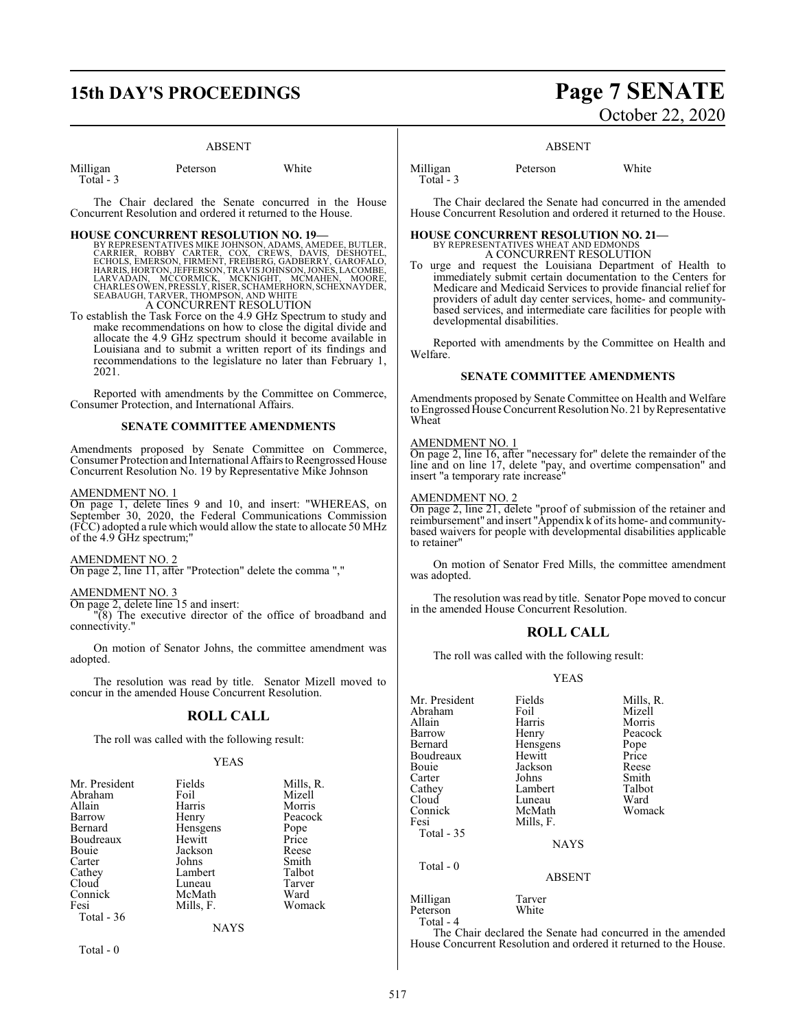ABSENT

| | | |
|---|---|---|
| Milligan | Peterson | White |
| Total - 3 | | |

The Chair declared the Senate concurred in the House Concurrent Resolution and ordered it returned to the House.

**HOUSE CONCURRENT RESOLUTION NO. 19—**
BY REPRESENTATIVES MIKE JOHNSON, ADAMS, AMEDEE, BUTLER, CARRIER, ROBBY CARTER, COX, CREWS, DAVIS, DESHOTEL, ECHOLS, EMERSON, FIRMENT, FREIBERG, GADBERRY, GAROFALO, HARRIS, HORTON, JEFFERSON, TRAVIS JOHNSON, JONES, LACOMBE, LARVADAIN, MCCORMICK, MCKNIGHT, MCMAHEN, MOORE, CHARLES OWEN, PRESSLY, RISER, SCHAMERHORN, SCHEXNAYDER, SEABAUGH, TARVER, THOMPSON, AND WHITE

A CONCURRENT RESOLUTION

To establish the Task Force on the 4.9 GHz Spectrum to study and make recommendations on how to close the digital divide and allocate the 4.9 GHz spectrum should it become available in Louisiana and to submit a written report of its findings and recommendations to the legislature no later than February 1, 2021.

Reported with amendments by the Committee on Commerce, Consumer Protection, and International Affairs.

**SENATE COMMITTEE AMENDMENTS**

Amendments proposed by Senate Committee on Commerce, Consumer Protection and International Affairs to Reengrossed House Concurrent Resolution No. 19 by Representative Mike Johnson

AMENDMENT NO. 1
On page 1, delete lines 9 and 10, and insert: "WHEREAS, on September 30, 2020, the Federal Communications Commission (FCC) adopted a rule which would allow the state to allocate 50 MHz of the 4.9 GHz spectrum;"

AMENDMENT NO. 2
On page 2, line 11, after "Protection" delete the comma ","

AMENDMENT NO. 3
On page 2, delete line 15 and insert:
"(8) The executive director of the office of broadband and connectivity."

On motion of Senator Johns, the committee amendment was adopted.

The resolution was read by title. Senator Mizell moved to concur in the amended House Concurrent Resolution.

**ROLL CALL**

The roll was called with the following result:

YEAS

| | | |
|---|---|---|
| Mr. President | Fields | Mills, R. |
| Abraham | Foil | Mizell |
| Allain | Harris | Morris |
| Barrow | Henry | Peacock |
| Bernard | Hensgens | Pope |
| Boudreaux | Hewitt | Price |
| Bouie | Jackson | Reese |
| Carter | Johns | Smith |
| Cathey | Lambert | Talbot |
| Cloud | Luneau | Tarver |
| Connick | McMath | Ward |
| Fesi | Mills, F. | Womack |
| Total - 36 | | |

NAYS

Total - 0

ABSENT

| | | |
|---|---|---|
| Milligan | Peterson | White |
| Total - 3 | | |

The Chair declared the Senate had concurred in the amended House Concurrent Resolution and ordered it returned to the House.

**HOUSE CONCURRENT RESOLUTION NO. 21—**
BY REPRESENTATIVES WHEAT AND EDMONDS

A CONCURRENT RESOLUTION

To urge and request the Louisiana Department of Health to immediately submit certain documentation to the Centers for Medicare and Medicaid Services to provide financial relief for providers of adult day center services, home- and community-based services, and intermediate care facilities for people with developmental disabilities.

Reported with amendments by the Committee on Health and Welfare.

**SENATE COMMITTEE AMENDMENTS**

Amendments proposed by Senate Committee on Health and Welfare to Engrossed House Concurrent Resolution No. 21 by Representative Wheat

AMENDMENT NO. 1
On page 2, line 16, after "necessary for" delete the remainder of the line and on line 17, delete "pay, and overtime compensation" and insert "a temporary rate increase"

AMENDMENT NO. 2
On page 2, line 21, delete "proof of submission of the retainer and reimbursement" and insert "Appendix k of its home- and community-based waivers for people with developmental disabilities applicable to retainer"

On motion of Senator Fred Mills, the committee amendment was adopted.

The resolution was read by title. Senator Pope moved to concur in the amended House Concurrent Resolution.

**ROLL CALL**

The roll was called with the following result:

YEAS

| | | |
|---|---|---|
| Mr. President | Fields | Mills, R. |
| Abraham | Foil | Mizell |
| Allain | Harris | Morris |
| Barrow | Henry | Peacock |
| Bernard | Hensgens | Pope |
| Boudreaux | Hewitt | Price |
| Bouie | Jackson | Reese |
| Carter | Johns | Smith |
| Cathey | Lambert | Talbot |
| Cloud | Luneau | Ward |
| Connick | McMath | Womack |
| Fesi | Mills, F. | |
| Total - 35 | | |

NAYS

Total - 0

ABSENT

| | |
|---|---|
| Milligan | Tarver |
| Peterson | White |
| Total - 4 | |

The Chair declared the Senate had concurred in the amended House Concurrent Resolution and ordered it returned to the House.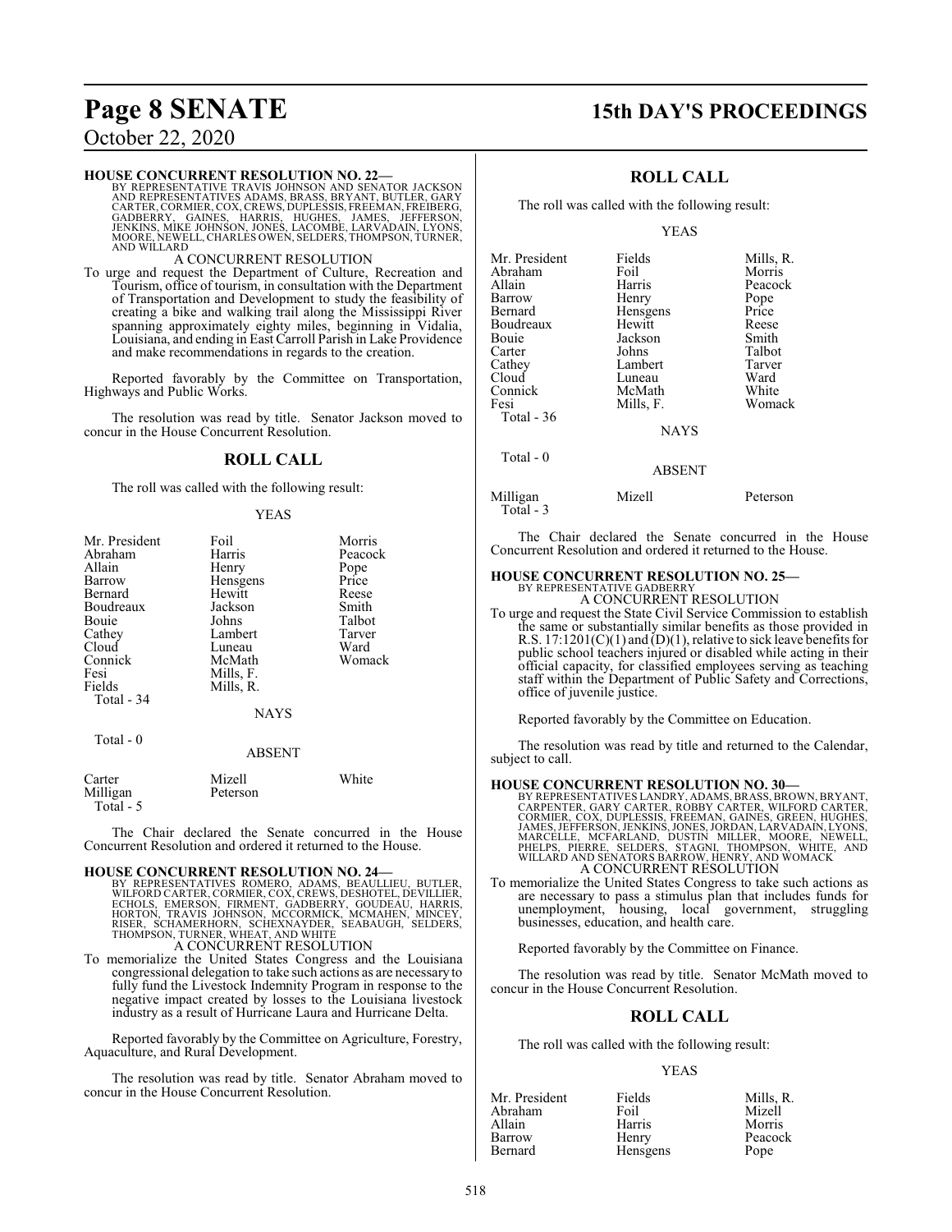**HOUSE CONCURRENT RESOLUTION NO. 22—**
BY REPRESENTATIVE TRAVIS JOHNSON AND SENATOR JACKSON AND REPRESENTATIVES ADAMS, BRASS, BRYANT, BUTLER, GARY CARTER, CORMIER, COX, CREWS, DUPLESSIS, FREEMAN, FREIBERG, GADBERRY, GAINES, HARRIS, HUGHES, JAMES, JEFFERSON, JENKINS, MIKE JOHNSON, JONES, LACOMBE, LARVADAIN, LYONS, MOORE, NEWELL, CHARLES OWEN, SELDERS, THOMPSON, TURNER, AND WILLARD

A CONCURRENT RESOLUTION

To urge and request the Department of Culture, Recreation and Tourism, office of tourism, in consultation with the Department of Transportation and Development to study the feasibility of creating a bike and walking trail along the Mississippi River spanning approximately eighty miles, beginning in Vidalia, Louisiana, and ending in East Carroll Parish in Lake Providence and make recommendations in regards to the creation.

Reported favorably by the Committee on Transportation, Highways and Public Works.

The resolution was read by title. Senator Jackson moved to concur in the House Concurrent Resolution.

## ROLL CALL

The roll was called with the following result:

YEAS

| | | |
|---|---|---|
| Mr. President | Foil | Morris |
| Abraham | Harris | Peacock |
| Allain | Henry | Pope |
| Barrow | Hensgens | Price |
| Bernard | Hewitt | Reese |
| Boudreaux | Jackson | Smith |
| Bouie | Johns | Talbot |
| Cathey | Lambert | Tarver |
| Cloud | Luneau | Ward |
| Connick | McMath | Womack |
| Fesi | Mills, F. | |
| Fields | Mills, R. | |

Total - 34

NAYS

Total - 0

ABSENT

| | | |
|---|---|---|
| Carter | Mizell | White |
| Milligan | Peterson | |

Total - 5

The Chair declared the Senate concurred in the House Concurrent Resolution and ordered it returned to the House.

**HOUSE CONCURRENT RESOLUTION NO. 24—**
BY REPRESENTATIVES ROMERO, ADAMS, BEAULLIEU, BUTLER, WILFORD CARTER, CORMIER, COX, CREWS, DESHOTEL, DEVILLIER, ECHOLS, EMERSON, FIRMENT, GADBERRY, GOUDEAU, HARRIS, HORTON, TRAVIS JOHNSON, MCCORMICK, MCMAHEN, MINCEY, RISER, SCHAMERHORN, SCHEXNAYDER, SEABAUGH, SELDERS, THOMPSON, TURNER, WHEAT, AND WHITE

A CONCURRENT RESOLUTION

To memorialize the United States Congress and the Louisiana congressional delegation to take such actions as are necessary to fully fund the Livestock Indemnity Program in response to the negative impact created by losses to the Louisiana livestock industry as a result of Hurricane Laura and Hurricane Delta.

Reported favorably by the Committee on Agriculture, Forestry, Aquaculture, and Rural Development.

The resolution was read by title. Senator Abraham moved to concur in the House Concurrent Resolution.

## ROLL CALL

The roll was called with the following result:

YEAS

| | | |
|---|---|---|
| Mr. President | Fields | Mills, R. |
| Abraham | Foil | Morris |
| Allain | Harris | Peacock |
| Barrow | Henry | Pope |
| Bernard | Hensgens | Price |
| Boudreaux | Hewitt | Reese |
| Bouie | Jackson | Smith |
| Carter | Johns | Talbot |
| Cathey | Lambert | Tarver |
| Cloud | Luneau | Ward |
| Connick | McMath | White |
| Fesi | Mills, F. | Womack |

Total - 36

NAYS

Total - 0

ABSENT

| | | |
|---|---|---|
| Milligan | Mizell | Peterson |

Total - 3

The Chair declared the Senate concurred in the House Concurrent Resolution and ordered it returned to the House.

**HOUSE CONCURRENT RESOLUTION NO. 25—**
BY REPRESENTATIVE GADBERRY

A CONCURRENT RESOLUTION

To urge and request the State Civil Service Commission to establish the same or substantially similar benefits as those provided in R.S. 17:1201(C)(1) and (D)(1), relative to sick leave benefits for public school teachers injured or disabled while acting in their official capacity, for classified employees serving as teaching staff within the Department of Public Safety and Corrections, office of juvenile justice.

Reported favorably by the Committee on Education.

The resolution was read by title and returned to the Calendar, subject to call.

**HOUSE CONCURRENT RESOLUTION NO. 30—**
BY REPRESENTATIVES LANDRY, ADAMS, BRASS, BROWN, BRYANT, CARPENTER, GARY CARTER, ROBBY CARTER, WILFORD CARTER, CORMIER, COX, DUPLESSIS, FREEMAN, GAINES, GREEN, HUGHES, JAMES, JEFFERSON, JENKINS, JONES, JORDAN, LARVADAIN, LYONS, MARCELLE, MCFARLAND, DUSTIN MILLER, MOORE, NEWELL, PHELPS, PIERRE, SELDERS, STAGNI, THOMPSON, WHITE, AND WILLARD AND SENATORS BARROW, HENRY, AND WOMACK

A CONCURRENT RESOLUTION

To memorialize the United States Congress to take such actions as are necessary to pass a stimulus plan that includes funds for unemployment, housing, local government, struggling businesses, education, and health care.

Reported favorably by the Committee on Finance.

The resolution was read by title. Senator McMath moved to concur in the House Concurrent Resolution.

## ROLL CALL

The roll was called with the following result:

YEAS

| | | |
|---|---|---|
| Mr. President | Fields | Mills, R. |
| Abraham | Foil | Mizell |
| Allain | Harris | Morris |
| Barrow | Henry | Peacock |
| Bernard | Hensgens | Pope |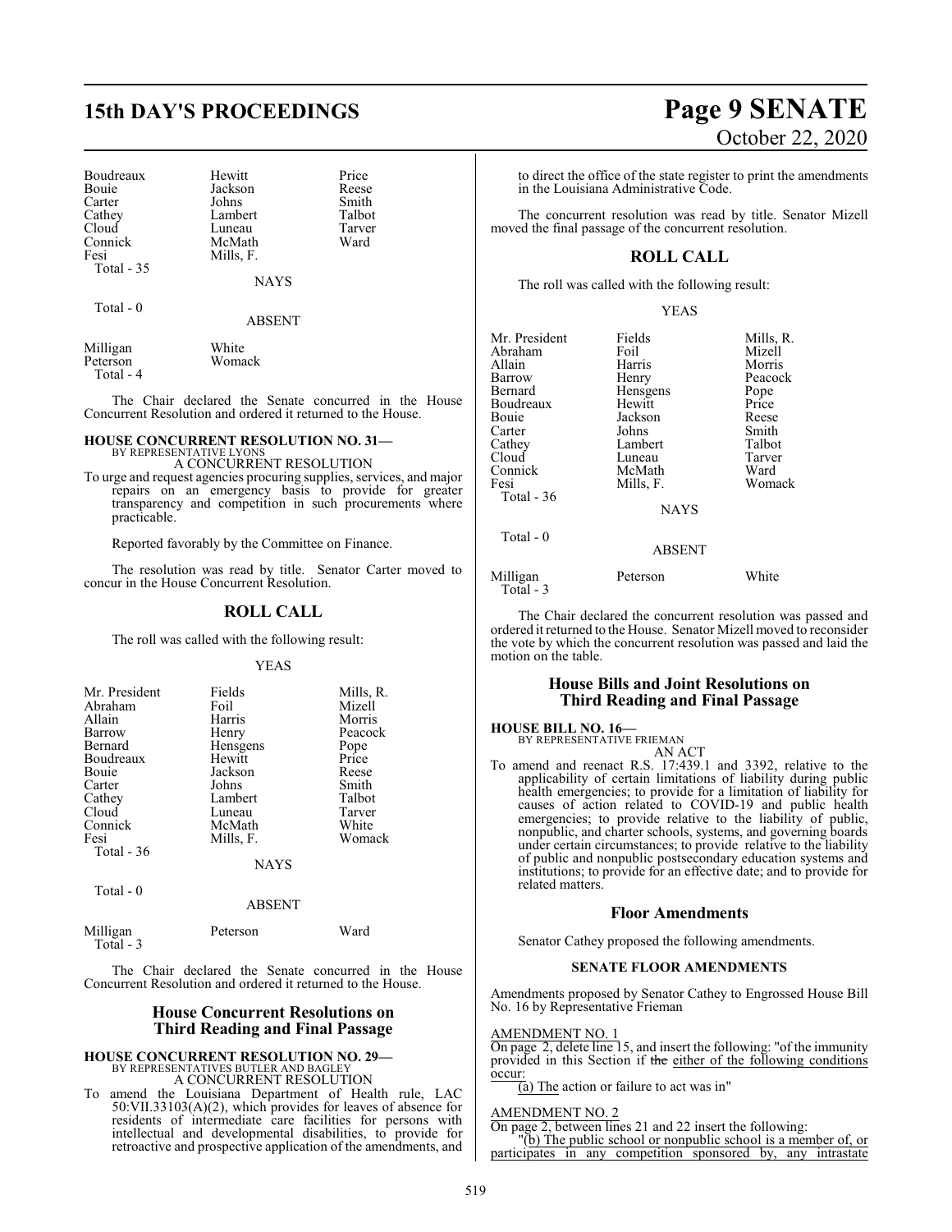| | | |
|---|---|---|
| Boudreaux | Hewitt | Price |
| Bouie | Jackson | Reese |
| Carter | Johns | Smith |
| Cathey | Lambert | Talbot |
| Cloud | Luneau | Tarver |
| Connick | McMath | Ward |
| Fesi | Mills, F. | |
| Total - 35 | | |

NAYS

Total - 0

ABSENT

| | |
|---|---|
| Milligan | White |
| Peterson | Womack |
| Total - 4 | |

The Chair declared the Senate concurred in the House Concurrent Resolution and ordered it returned to the House.

**HOUSE CONCURRENT RESOLUTION NO. 31—**
BY REPRESENTATIVE LYONS
A CONCURRENT RESOLUTION

To urge and request agencies procuring supplies, services, and major repairs on an emergency basis to provide for greater transparency and competition in such procurements where practicable.

Reported favorably by the Committee on Finance.

The resolution was read by title. Senator Carter moved to concur in the House Concurrent Resolution.

## ROLL CALL

The roll was called with the following result:

YEAS

| | | |
|---|---|---|
| Mr. President | Fields | Mills, R. |
| Abraham | Foil | Mizell |
| Allain | Harris | Morris |
| Barrow | Henry | Peacock |
| Bernard | Hensgens | Pope |
| Boudreaux | Hewitt | Price |
| Bouie | Jackson | Reese |
| Carter | Johns | Smith |
| Cathey | Lambert | Talbot |
| Cloud | Luneau | Tarver |
| Connick | McMath | White |
| Fesi | Mills, F. | Womack |
| Total - 36 | | |

NAYS

Total - 0

ABSENT

| | | |
|---|---|---|
| Milligan | Peterson | Ward |
| Total - 3 | | |

The Chair declared the Senate concurred in the House Concurrent Resolution and ordered it returned to the House.

## House Concurrent Resolutions on Third Reading and Final Passage

**HOUSE CONCURRENT RESOLUTION NO. 29—**
BY REPRESENTATIVES BUTLER AND BAGLEY
A CONCURRENT RESOLUTION

To amend the Louisiana Department of Health rule, LAC 50:VII.33103(A)(2), which provides for leaves of absence for residents of intermediate care facilities for persons with intellectual and developmental disabilities, to provide for retroactive and prospective application of the amendments, and to direct the office of the state register to print the amendments in the Louisiana Administrative Code.

The concurrent resolution was read by title. Senator Mizell moved the final passage of the concurrent resolution.

## ROLL CALL

The roll was called with the following result:

YEAS

| | | |
|---|---|---|
| Mr. President | Fields | Mills, R. |
| Abraham | Foil | Mizell |
| Allain | Harris | Morris |
| Barrow | Henry | Peacock |
| Bernard | Hensgens | Pope |
| Boudreaux | Hewitt | Price |
| Bouie | Jackson | Reese |
| Carter | Johns | Smith |
| Cathey | Lambert | Talbot |
| Cloud | Luneau | Tarver |
| Connick | McMath | Ward |
| Fesi | Mills, F. | Womack |
| Total - 36 | | |

NAYS

Total - 0

ABSENT

| | | |
|---|---|---|
| Milligan | Peterson | White |
| Total - 3 | | |

The Chair declared the concurrent resolution was passed and ordered it returned to the House. Senator Mizell moved to reconsider the vote by which the concurrent resolution was passed and laid the motion on the table.

## House Bills and Joint Resolutions on Third Reading and Final Passage

**HOUSE BILL NO. 16—**
BY REPRESENTATIVE FRIEMAN
AN ACT

To amend and reenact R.S. 17:439.1 and 3392, relative to the applicability of certain limitations of liability during public health emergencies; to provide for a limitation of liability for causes of action related to COVID-19 and public health emergencies; to provide relative to the liability of public, nonpublic, and charter schools, systems, and governing boards under certain circumstances; to provide relative to the liability of public and nonpublic postsecondary education systems and institutions; to provide for an effective date; and to provide for related matters.

## Floor Amendments

Senator Cathey proposed the following amendments.

### SENATE FLOOR AMENDMENTS

Amendments proposed by Senator Cathey to Engrossed House Bill No. 16 by Representative Frieman

AMENDMENT NO. 1
On page 2, delete line 15, and insert the following: "of the immunity provided in this Section if ~~the~~ either of the following conditions occur:
(a) The action or failure to act was in"

AMENDMENT NO. 2
On page 2, between lines 21 and 22 insert the following:
"(b) The public school or nonpublic school is a member of, or participates in any competition sponsored by, any intrastate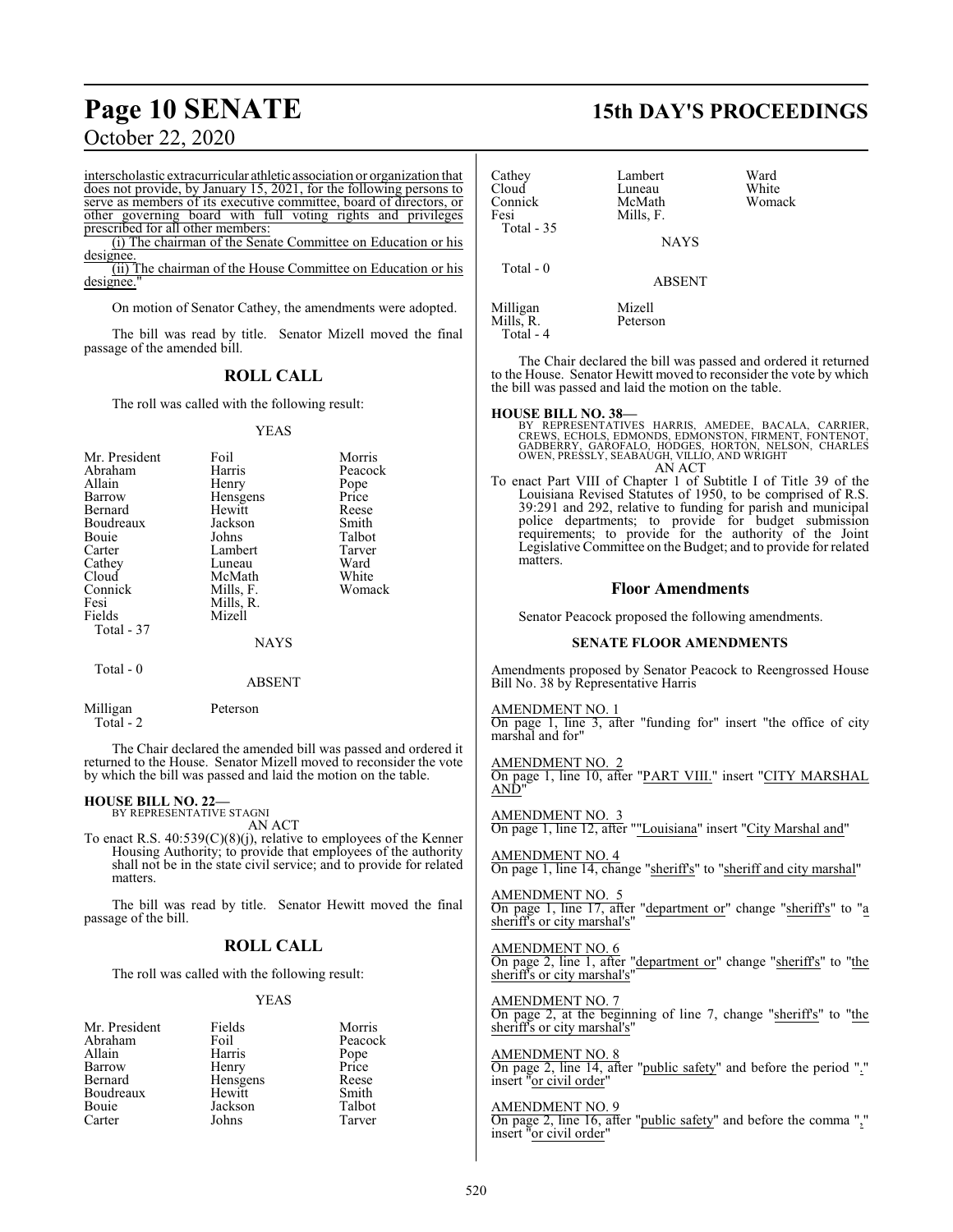interscholastic extracurricular athletic association or organization that does not provide, by January 15, 2021, for the following persons to serve as members of its executive committee, board of directors, or other governing board with full voting rights and privileges prescribed for all other members:

(i) The chairman of the Senate Committee on Education or his designee.

(ii) The chairman of the House Committee on Education or his designee."

On motion of Senator Cathey, the amendments were adopted.

The bill was read by title. Senator Mizell moved the final passage of the amended bill.

## ROLL CALL

The roll was called with the following result:

YEAS

| | | |
|---|---|---|
| Mr. President | Foil | Morris |
| Abraham | Harris | Peacock |
| Allain | Henry | Pope |
| Barrow | Hensgens | Price |
| Bernard | Hewitt | Reese |
| Boudreaux | Jackson | Smith |
| Bouie | Johns | Talbot |
| Carter | Lambert | Tarver |
| Cathey | Luneau | Ward |
| Cloud | McMath | White |
| Connick | Mills, F. | Womack |
| Fesi | Mills, R. | |
| Fields | Mizell | |

Total - 37

NAYS

Total - 0

ABSENT

| | |
|---|---|
| Milligan | Peterson |

Total - 2

The Chair declared the amended bill was passed and ordered it returned to the House. Senator Mizell moved to reconsider the vote by which the bill was passed and laid the motion on the table.

**HOUSE BILL NO. 22—**
BY REPRESENTATIVE STAGNI
AN ACT

To enact R.S. 40:539(C)(8)(j), relative to employees of the Kenner Housing Authority; to provide that employees of the authority shall not be in the state civil service; and to provide for related matters.

The bill was read by title. Senator Hewitt moved the final passage of the bill.

## ROLL CALL

The roll was called with the following result:

YEAS

| | | |
|---|---|---|
| Mr. President | Fields | Morris |
| Abraham | Foil | Peacock |
| Allain | Harris | Pope |
| Barrow | Henry | Price |
| Bernard | Hensgens | Reese |
| Boudreaux | Hewitt | Smith |
| Bouie | Jackson | Talbot |
| Carter | Johns | Tarver |
| Cathey | Lambert | Ward |
| Cloud | Luneau | White |
| Connick | McMath | Womack |
| Fesi | Mills, F. | |

Total - 35

NAYS

Total - 0

ABSENT

| | |
|---|---|
| Milligan | Mizell |
| Mills, R. | Peterson |

Total - 4

The Chair declared the bill was passed and ordered it returned to the House. Senator Hewitt moved to reconsider the vote by which the bill was passed and laid the motion on the table.

**HOUSE BILL NO. 38—**
BY REPRESENTATIVES HARRIS, AMEDEE, BACALA, CARRIER, CREWS, ECHOLS, EDMONDS, EDMONSTON, FIRMENT, FONTENOT, GADBERRY, GAROFALO, HODGES, HORTON, NELSON, CHARLES OWEN, PRESSLY, SEABAUGH, VILLIO, AND WRIGHT
AN ACT

To enact Part VIII of Chapter 1 of Subtitle I of Title 39 of the Louisiana Revised Statutes of 1950, to be comprised of R.S. 39:291 and 292, relative to funding for parish and municipal police departments; to provide for budget submission requirements; to provide for the authority of the Joint Legislative Committee on the Budget; and to provide for related matters.

### Floor Amendments

Senator Peacock proposed the following amendments.

#### SENATE FLOOR AMENDMENTS

Amendments proposed by Senator Peacock to Reengrossed House Bill No. 38 by Representative Harris

AMENDMENT NO. 1
On page 1, line 3, after "funding for" insert "the office of city marshal and for"

AMENDMENT NO. 2
On page 1, line 10, after "PART VIII." insert "CITY MARSHAL AND"

AMENDMENT NO. 3
On page 1, line 12, after ""Louisiana" insert "City Marshal and"

AMENDMENT NO. 4
On page 1, line 14, change "sheriff's" to "sheriff and city marshal"

AMENDMENT NO. 5
On page 1, line 17, after "department or" change "sheriff's" to "a sheriff's or city marshal's"

AMENDMENT NO. 6
On page 2, line 1, after "department or" change "sheriff's" to "the sheriff's or city marshal's"

AMENDMENT NO. 7
On page 2, at the beginning of line 7, change "sheriff's" to "the sheriff's or city marshal's"

AMENDMENT NO. 8
On page 2, line 14, after "public safety" and before the period "." insert "or civil order"

AMENDMENT NO. 9
On page 2, line 16, after "public safety" and before the comma "," insert "or civil order"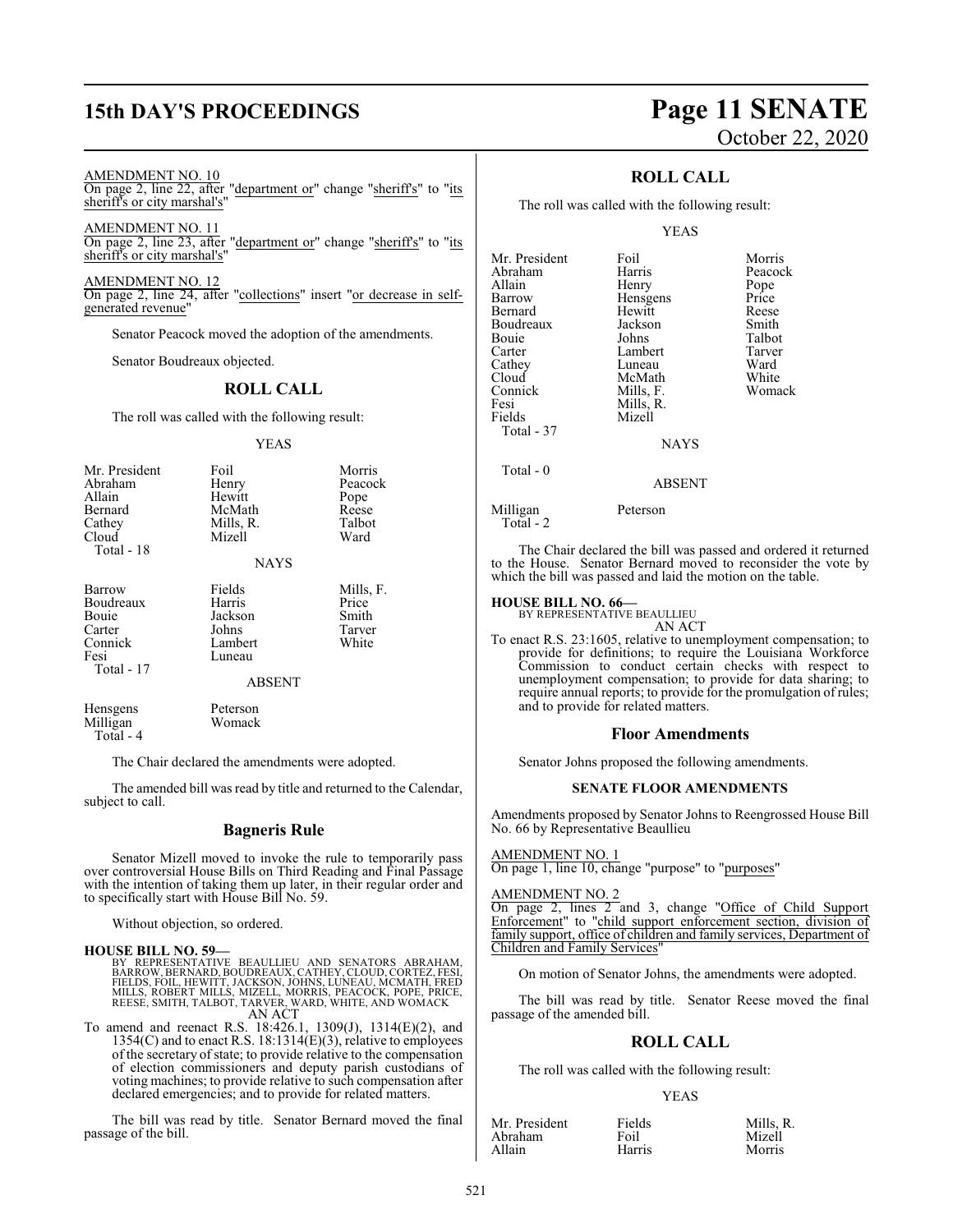AMENDMENT NO. 10
On page 2, line 22, after "department or" change "sheriff's" to "its sheriff's or city marshal's"

AMENDMENT NO. 11
On page 2, line 23, after "department or" change "sheriff's" to "its sheriff's or city marshal's"

AMENDMENT NO. 12
On page 2, line 24, after "collections" insert "or decrease in self-generated revenue"

Senator Peacock moved the adoption of the amendments.

Senator Boudreaux objected.

## ROLL CALL

The roll was called with the following result:

YEAS

| | | |
|---|---|---|
| Mr. President | Foil | Morris |
| Abraham | Henry | Peacock |
| Allain | Hewitt | Pope |
| Bernard | McMath | Reese |
| Cathey | Mills, R. | Talbot |
| Cloud | Mizell | Ward |
| Total - 18 | | |

NAYS

| | | |
|---|---|---|
| Barrow | Fields | Mills, F. |
| Boudreaux | Harris | Price |
| Bouie | Jackson | Smith |
| Carter | Johns | Tarver |
| Connick | Lambert | White |
| Fesi | Luneau | |
| Total - 17 | | |

ABSENT

| | |
|---|---|
| Hensgens | Peterson |
| Milligan | Womack |
| Total - 4 | |

The Chair declared the amendments were adopted.

The amended bill was read by title and returned to the Calendar, subject to call.

## Bagneris Rule

Senator Mizell moved to invoke the rule to temporarily pass over controversial House Bills on Third Reading and Final Passage with the intention of taking them up later, in their regular order and to specifically start with House Bill No. 59.

Without objection, so ordered.

**HOUSE BILL NO. 59—**
BY REPRESENTATIVE BEAULLIEU AND SENATORS ABRAHAM, BARROW, BERNARD, BOUDREAUX, CATHEY, CLOUD, CORTEZ, FESI, FIELDS, FOIL, HEWITT, JACKSON, JOHNS, LUNEAU, MCMATH, FRED MILLS, ROBERT MILLS, MIZELL, MORRIS, PEACOCK, POPE, PRICE, REESE, SMITH, TALBOT, TARVER, WARD, WHITE, AND WOMACK
AN ACT
To amend and reenact R.S. 18:426.1, 1309(J), 1314(E)(2), and 1354(C) and to enact R.S. 18:1314(E)(3), relative to employees of the secretary of state; to provide relative to the compensation of election commissioners and deputy parish custodians of voting machines; to provide relative to such compensation after declared emergencies; and to provide for related matters.

The bill was read by title. Senator Bernard moved the final passage of the bill.

## ROLL CALL

The roll was called with the following result:

YEAS

| | | |
|---|---|---|
| Mr. President | Foil | Morris |
| Abraham | Harris | Peacock |
| Allain | Henry | Pope |
| Barrow | Hensgens | Price |
| Bernard | Hewitt | Reese |
| Boudreaux | Jackson | Smith |
| Bouie | Johns | Talbot |
| Carter | Lambert | Tarver |
| Cathey | Luneau | Ward |
| Cloud | McMath | White |
| Connick | Mills, F. | Womack |
| Fesi | Mills, R. | |
| Fields | Mizell | |
| Total - 37 | | |

NAYS

Total - 0

ABSENT

| | |
|---|---|
| Milligan | Peterson |
| Total - 2 | |

The Chair declared the bill was passed and ordered it returned to the House. Senator Bernard moved to reconsider the vote by which the bill was passed and laid the motion on the table.

**HOUSE BILL NO. 66—**
BY REPRESENTATIVE BEAULLIEU
AN ACT
To enact R.S. 23:1605, relative to unemployment compensation; to provide for definitions; to require the Louisiana Workforce Commission to conduct certain checks with respect to unemployment compensation; to provide for data sharing; to require annual reports; to provide for the promulgation of rules; and to provide for related matters.

## Floor Amendments

Senator Johns proposed the following amendments.

### SENATE FLOOR AMENDMENTS

Amendments proposed by Senator Johns to Reengrossed House Bill No. 66 by Representative Beaullieu

AMENDMENT NO. 1
On page 1, line 10, change "purpose" to "purposes"

AMENDMENT NO. 2
On page 2, lines 2 and 3, change "Office of Child Support Enforcement" to "child support enforcement section, division of family support, office of children and family services, Department of Children and Family Services"

On motion of Senator Johns, the amendments were adopted.

The bill was read by title. Senator Reese moved the final passage of the amended bill.

## ROLL CALL

The roll was called with the following result:

YEAS

| | | |
|---|---|---|
| Mr. President | Fields | Mills, R. |
| Abraham | Foil | Mizell |
| Allain | Harris | Morris |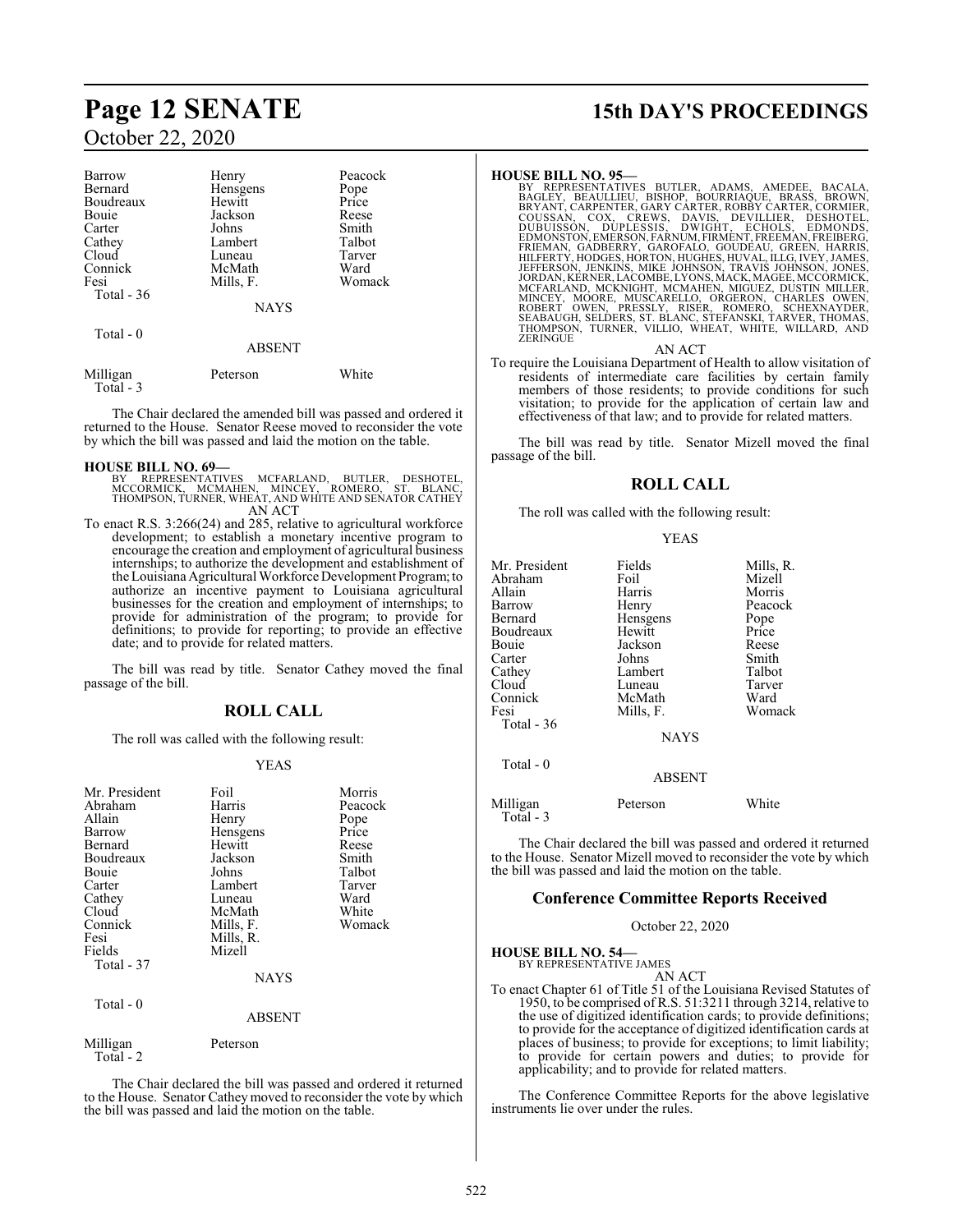| Barrow | Henry | Peacock |
|---|---|---|
| Bernard | Hensgens | Pope |
| Boudreaux | Hewitt | Price |
| Bouie | Jackson | Reese |
| Carter | Johns | Smith |
| Cathey | Lambert | Talbot |
| Cloud | Luneau | Tarver |
| Connick | McMath | Ward |
| Fesi | Mills, F. | Womack |
| Total - 36 | | |

NAYS

Total - 0

ABSENT

| Milligan | Peterson | White |
|---|---|---|
| Total - 3 | | |

The Chair declared the amended bill was passed and ordered it returned to the House. Senator Reese moved to reconsider the vote by which the bill was passed and laid the motion on the table.

**HOUSE BILL NO. 69—**
BY REPRESENTATIVES MCFARLAND, BUTLER, DESHOTEL, MCCORMICK, MCMAHEN, MINCEY, ROMERO, ST. BLANC, THOMPSON, TURNER, WHEAT, AND WHITE AND SENATOR CATHEY

AN ACT

To enact R.S. 3:266(24) and 285, relative to agricultural workforce development; to establish a monetary incentive program to encourage the creation and employment of agricultural business internships; to authorize the development and establishment of the Louisiana Agricultural Workforce Development Program; to authorize an incentive payment to Louisiana agricultural businesses for the creation and employment of internships; to provide for administration of the program; to provide for definitions; to provide for reporting; to provide an effective date; and to provide for related matters.

The bill was read by title. Senator Cathey moved the final passage of the bill.

## ROLL CALL

The roll was called with the following result:

YEAS

| Mr. President | Foil | Morris |
|---|---|---|
| Abraham | Harris | Peacock |
| Allain | Henry | Pope |
| Barrow | Hensgens | Price |
| Bernard | Hewitt | Reese |
| Boudreaux | Jackson | Smith |
| Bouie | Johns | Talbot |
| Carter | Lambert | Tarver |
| Cathey | Luneau | Ward |
| Cloud | McMath | White |
| Connick | Mills, F. | Womack |
| Fesi | Mills, R. | |
| Fields | Mizell | |
| Total - 37 | | |

NAYS

Total - 0

ABSENT

| Milligan | Peterson |
|---|---|
| Total - 2 | |

The Chair declared the bill was passed and ordered it returned to the House. Senator Cathey moved to reconsider the vote by which the bill was passed and laid the motion on the table.

**HOUSE BILL NO. 95—**
BY REPRESENTATIVES BUTLER, ADAMS, AMEDEE, BACALA, BAGLEY, BEAULLIEU, BISHOP, BOURRIAQUE, BRASS, BROWN, BRYANT, CARPENTER, GARY CARTER, ROBBY CARTER, CORMIER, COUSSAN, COX, CREWS, DAVIS, DEVILLIER, DESHOTEL, DUBUISSON, DUPLESSIS, DWIGHT, ECHOLS, EDMONDS, EDMONSTON, EMERSON, FARNUM, FIRMENT, FREEMAN, FREIBERG, FRIEMAN, GADBERRY, GAROFALO, GOUDEAU, GREEN, HARRIS, HILFERTY, HODGES, HORTON, HUGHES, HUVAL, ILLG, IVEY, JAMES, JEFFERSON, JENKINS, MIKE JOHNSON, TRAVIS JOHNSON, JONES, JORDAN, KERNER, LACOMBE, LYONS, MACK, MAGEE, MCCORMICK, MCFARLAND, MCKNIGHT, MCMAHEN, MIGUEZ, DUSTIN MILLER, MINCEY, MOORE, MUSCARELLO, ORGERON, CHARLES OWEN, ROBERT OWEN, PRESSLY, RISER, ROMERO, SCHEXNAYDER, SEABAUGH, SELDERS, ST. BLANC, STEFANSKI, TARVER, THOMAS, THOMPSON, TURNER, VILLIO, WHEAT, WHITE, WILLARD, AND ZERINGUE

AN ACT

To require the Louisiana Department of Health to allow visitation of residents of intermediate care facilities by certain family members of those residents; to provide conditions for such visitation; to provide for the application of certain law and effectiveness of that law; and to provide for related matters.

The bill was read by title. Senator Mizell moved the final passage of the bill.

## ROLL CALL

The roll was called with the following result:

YEAS

| Mr. President | Fields | Mills, R. |
|---|---|---|
| Abraham | Foil | Mizell |
| Allain | Harris | Morris |
| Barrow | Henry | Peacock |
| Bernard | Hensgens | Pope |
| Boudreaux | Hewitt | Price |
| Bouie | Jackson | Reese |
| Carter | Johns | Smith |
| Cathey | Lambert | Talbot |
| Cloud | Luneau | Tarver |
| Connick | McMath | Ward |
| Fesi | Mills, F. | Womack |
| Total - 36 | | |

NAYS

Total - 0

ABSENT

| Milligan | Peterson | White |
|---|---|---|
| Total - 3 | | |

The Chair declared the bill was passed and ordered it returned to the House. Senator Mizell moved to reconsider the vote by which the bill was passed and laid the motion on the table.

## Conference Committee Reports Received

October 22, 2020

**HOUSE BILL NO. 54—**
BY REPRESENTATIVE JAMES

AN ACT

To enact Chapter 61 of Title 51 of the Louisiana Revised Statutes of 1950, to be comprised of R.S. 51:3211 through 3214, relative to the use of digitized identification cards; to provide definitions; to provide for the acceptance of digitized identification cards at places of business; to provide for exceptions; to limit liability; to provide for certain powers and duties; to provide for applicability; and to provide for related matters.

The Conference Committee Reports for the above legislative instruments lie over under the rules.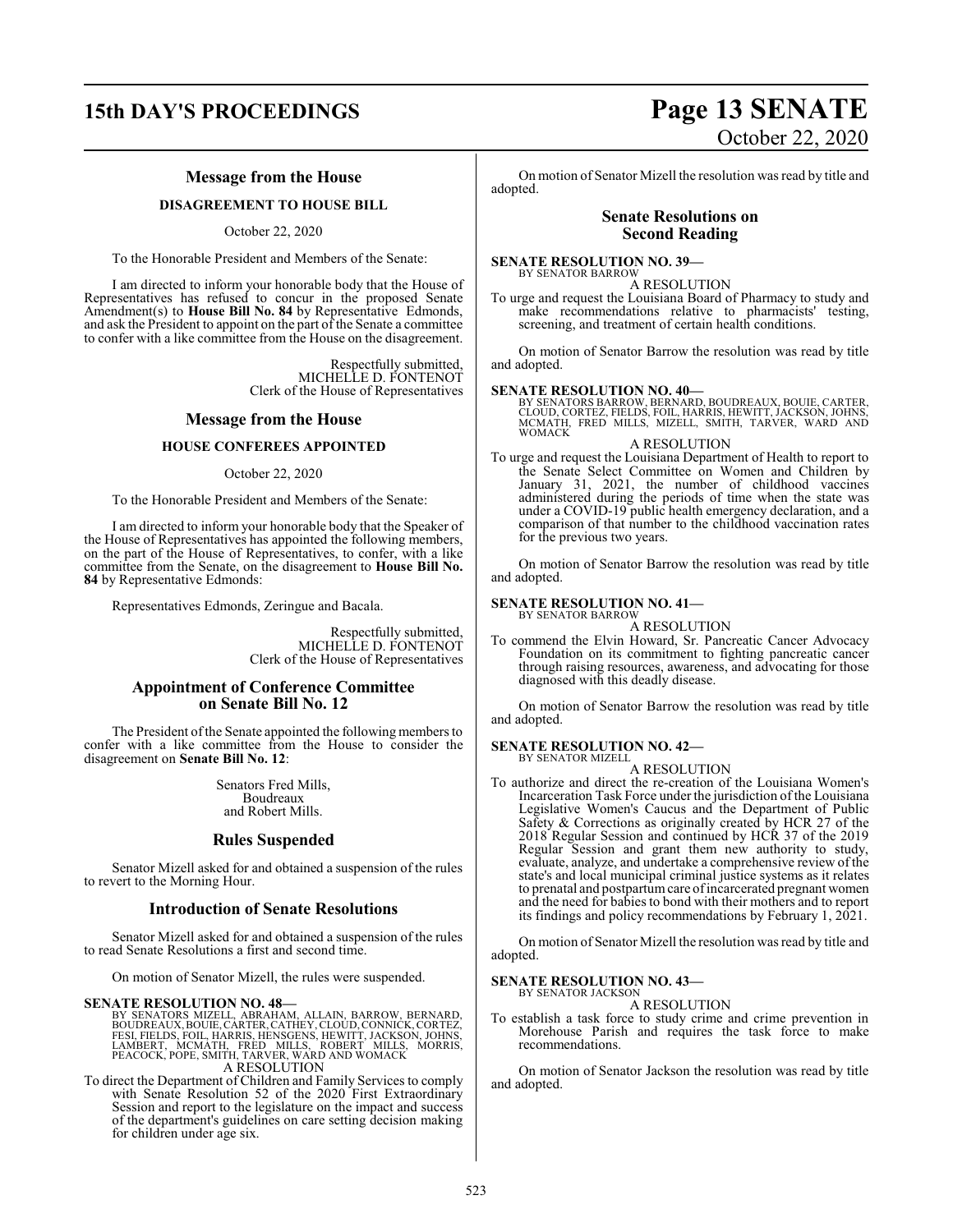## Message from the House

### DISAGREEMENT TO HOUSE BILL

October 22, 2020

To the Honorable President and Members of the Senate:

I am directed to inform your honorable body that the House of Representatives has refused to concur in the proposed Senate Amendment(s) to **House Bill No. 84** by Representative Edmonds, and ask the President to appoint on the part of the Senate a committee to confer with a like committee from the House on the disagreement.

Respectfully submitted,
MICHELLE D. FONTENOT
Clerk of the House of Representatives

## Message from the House

### HOUSE CONFEREES APPOINTED

October 22, 2020

To the Honorable President and Members of the Senate:

I am directed to inform your honorable body that the Speaker of the House of Representatives has appointed the following members, on the part of the House of Representatives, to confer, with a like committee from the Senate, on the disagreement to **House Bill No. 84** by Representative Edmonds:

Representatives Edmonds, Zeringue and Bacala.

Respectfully submitted,
MICHELLE D. FONTENOT
Clerk of the House of Representatives

## Appointment of Conference Committee on Senate Bill No. 12

The President of the Senate appointed the following members to confer with a like committee from the House to consider the disagreement on **Senate Bill No. 12**:

Senators Fred Mills,
Boudreaux
and Robert Mills.

## Rules Suspended

Senator Mizell asked for and obtained a suspension of the rules to revert to the Morning Hour.

## Introduction of Senate Resolutions

Senator Mizell asked for and obtained a suspension of the rules to read Senate Resolutions a first and second time.

On motion of Senator Mizell, the rules were suspended.

**SENATE RESOLUTION NO. 48—**
BY SENATORS MIZELL, ABRAHAM, ALLAIN, BARROW, BERNARD, BOUDREAUX, BOUIE, CARTER, CATHEY, CLOUD, CONNICK, CORTEZ, FESI, FIELDS, FOIL, HARRIS, HENSGENS, HEWITT, JACKSON, JOHNS, LAMBERT, MCMATH, FRED MILLS, ROBERT MILLS, MORRIS, PEACOCK, POPE, SMITH, TARVER, WARD AND WOMACK

A RESOLUTION

To direct the Department of Children and Family Services to comply with Senate Resolution 52 of the 2020 First Extraordinary Session and report to the legislature on the impact and success of the department's guidelines on care setting decision making for children under age six.

On motion of Senator Mizell the resolution was read by title and adopted.

## Senate Resolutions on Second Reading

**SENATE RESOLUTION NO. 39—**
BY SENATOR BARROW

A RESOLUTION

To urge and request the Louisiana Board of Pharmacy to study and make recommendations relative to pharmacists' testing, screening, and treatment of certain health conditions.

On motion of Senator Barrow the resolution was read by title and adopted.

**SENATE RESOLUTION NO. 40—**
BY SENATORS BARROW, BERNARD, BOUDREAUX, BOUIE, CARTER, CLOUD, CORTEZ, FIELDS, FOIL, HARRIS, HEWITT, JACKSON, JOHNS, MCMATH, FRED MILLS, MIZELL, SMITH, TARVER, WARD AND WOMACK

A RESOLUTION

To urge and request the Louisiana Department of Health to report to the Senate Select Committee on Women and Children by January 31, 2021, the number of childhood vaccines administered during the periods of time when the state was under a COVID-19 public health emergency declaration, and a comparison of that number to the childhood vaccination rates for the previous two years.

On motion of Senator Barrow the resolution was read by title and adopted.

**SENATE RESOLUTION NO. 41—**
BY SENATOR BARROW

A RESOLUTION

To commend the Elvin Howard, Sr. Pancreatic Cancer Advocacy Foundation on its commitment to fighting pancreatic cancer through raising resources, awareness, and advocating for those diagnosed with this deadly disease.

On motion of Senator Barrow the resolution was read by title and adopted.

**SENATE RESOLUTION NO. 42—**
BY SENATOR MIZELL

A RESOLUTION

To authorize and direct the re-creation of the Louisiana Women's Incarceration Task Force under the jurisdiction of the Louisiana Legislative Women's Caucus and the Department of Public Safety & Corrections as originally created by HCR 27 of the 2018 Regular Session and continued by HCR 37 of the 2019 Regular Session and grant them new authority to study, evaluate, analyze, and undertake a comprehensive review of the state's and local municipal criminal justice systems as it relates to prenatal and postpartum care of incarcerated pregnant women and the need for babies to bond with their mothers and to report its findings and policy recommendations by February 1, 2021.

On motion of Senator Mizell the resolution was read by title and adopted.

**SENATE RESOLUTION NO. 43—**
BY SENATOR JACKSON

A RESOLUTION

To establish a task force to study crime and crime prevention in Morehouse Parish and requires the task force to make recommendations.

On motion of Senator Jackson the resolution was read by title and adopted.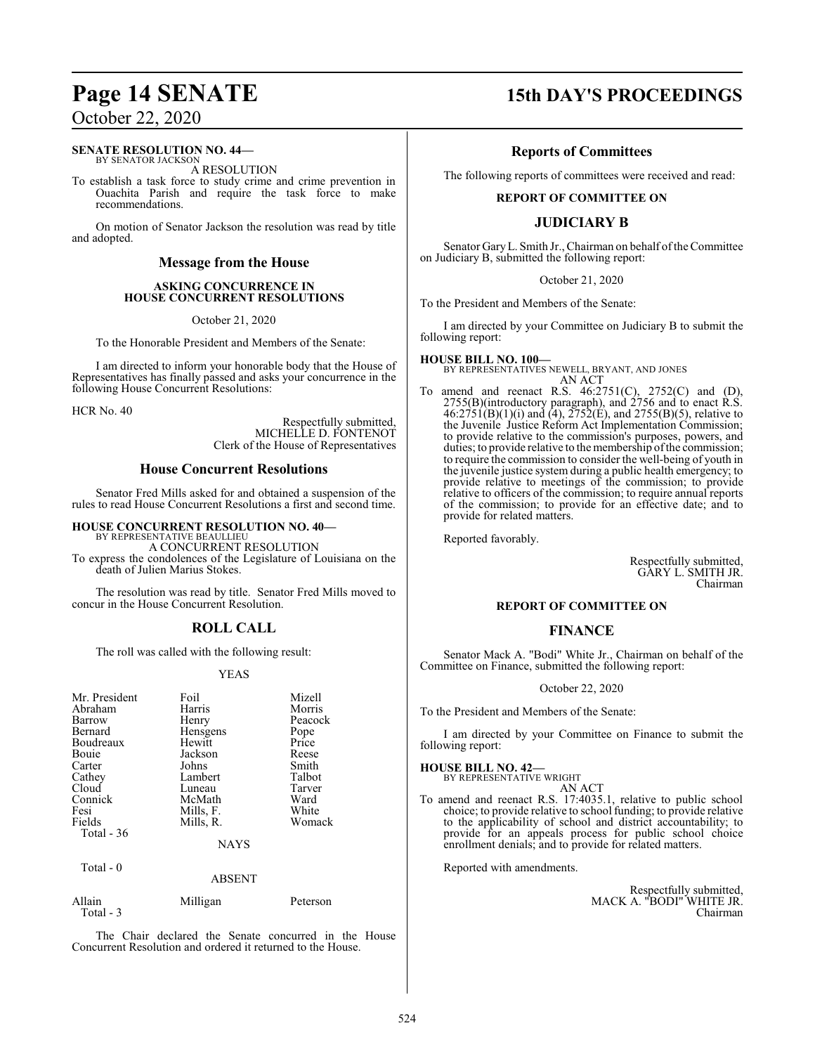**SENATE RESOLUTION NO. 44—**
BY SENATOR JACKSON

A RESOLUTION

To establish a task force to study crime and crime prevention in Ouachita Parish and require the task force to make recommendations.

On motion of Senator Jackson the resolution was read by title and adopted.

## Message from the House

### ASKING CONCURRENCE IN HOUSE CONCURRENT RESOLUTIONS

October 21, 2020

To the Honorable President and Members of the Senate:

I am directed to inform your honorable body that the House of Representatives has finally passed and asks your concurrence in the following House Concurrent Resolutions:

HCR No. 40

Respectfully submitted,
MICHELLE D. FONTENOT
Clerk of the House of Representatives

## House Concurrent Resolutions

Senator Fred Mills asked for and obtained a suspension of the rules to read House Concurrent Resolutions a first and second time.

**HOUSE CONCURRENT RESOLUTION NO. 40—**
BY REPRESENTATIVE BEAULLIEU

A CONCURRENT RESOLUTION

To express the condolences of the Legislature of Louisiana on the death of Julien Marius Stokes.

The resolution was read by title. Senator Fred Mills moved to concur in the House Concurrent Resolution.

## ROLL CALL

The roll was called with the following result:

YEAS

| | | |
|---|---|---|
| Mr. President | Foil | Mizell |
| Abraham | Harris | Morris |
| Barrow | Henry | Peacock |
| Bernard | Hensgens | Pope |
| Boudreaux | Hewitt | Price |
| Bouie | Jackson | Reese |
| Carter | Johns | Smith |
| Cathey | Lambert | Talbot |
| Cloud | Luneau | Tarver |
| Connick | McMath | Ward |
| Fesi | Mills, F. | White |
| Fields | Mills, R. | Womack |
| Total - 36 | | |

NAYS

Total - 0

ABSENT

| | | |
|---|---|---|
| Allain | Milligan | Peterson |
| Total - 3 | | |

The Chair declared the Senate concurred in the House Concurrent Resolution and ordered it returned to the House.

## Reports of Committees

The following reports of committees were received and read:

### REPORT OF COMMITTEE ON

## JUDICIARY B

Senator Gary L. Smith Jr., Chairman on behalf of the Committee on Judiciary B, submitted the following report:

October 21, 2020

To the President and Members of the Senate:

I am directed by your Committee on Judiciary B to submit the following report:

**HOUSE BILL NO. 100—**
BY REPRESENTATIVES NEWELL, BRYANT, AND JONES

AN ACT

To amend and reenact R.S. 46:2751(C), 2752(C) and (D), 2755(B)(introductory paragraph), and 2756 and to enact R.S. 46:2751(B)(1)(i) and (4), 2752(E), and 2755(B)(5), relative to the Juvenile Justice Reform Act Implementation Commission; to provide relative to the commission's purposes, powers, and duties; to provide relative to the membership of the commission; to require the commission to consider the well-being of youth in the juvenile justice system during a public health emergency; to provide relative to meetings of the commission; to provide relative to officers of the commission; to require annual reports of the commission; to provide for an effective date; and to provide for related matters.

Reported favorably.

Respectfully submitted,
GARY L. SMITH JR.
Chairman

### REPORT OF COMMITTEE ON

## FINANCE

Senator Mack A. "Bodi" White Jr., Chairman on behalf of the Committee on Finance, submitted the following report:

October 22, 2020

To the President and Members of the Senate:

I am directed by your Committee on Finance to submit the following report:

**HOUSE BILL NO. 42—**
BY REPRESENTATIVE WRIGHT

AN ACT

To amend and reenact R.S. 17:4035.1, relative to public school choice; to provide relative to school funding; to provide relative to the applicability of school and district accountability; to provide for an appeals process for public school choice enrollment denials; and to provide for related matters.

Reported with amendments.

Respectfully submitted,
MACK A. "BODI" WHITE JR.
Chairman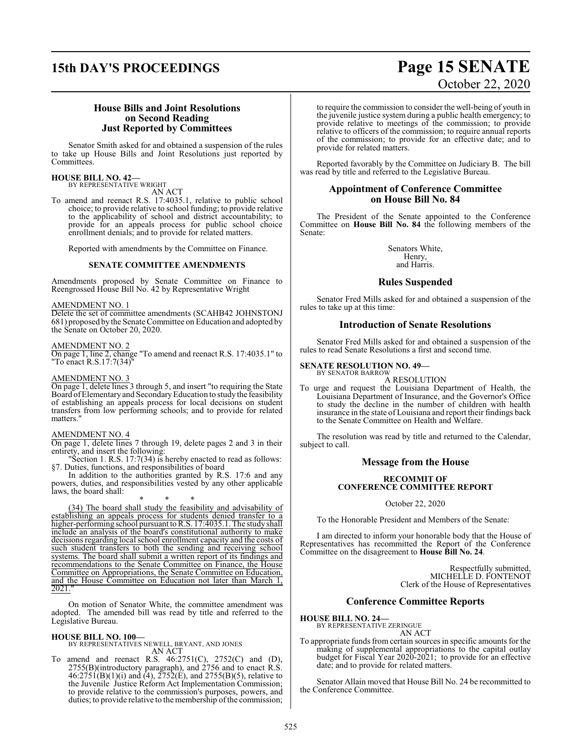## House Bills and Joint Resolutions on Second Reading Just Reported by Committees

Senator Smith asked for and obtained a suspension of the rules to take up House Bills and Joint Resolutions just reported by Committees.

**HOUSE BILL NO. 42—**
BY REPRESENTATIVE WRIGHT
AN ACT

To amend and reenact R.S. 17:4035.1, relative to public school choice; to provide relative to school funding; to provide relative to the applicability of school and district accountability; to provide for an appeals process for public school choice enrollment denials; and to provide for related matters.

Reported with amendments by the Committee on Finance.

### SENATE COMMITTEE AMENDMENTS

Amendments proposed by Senate Committee on Finance to Reengrossed House Bill No. 42 by Representative Wright

AMENDMENT NO. 1

Delete the set of committee amendments (SCAHB42 JOHNSTONJ 681) proposed by the Senate Committee on Education and adopted by the Senate on October 20, 2020.

AMENDMENT NO. 2

On page 1, line 2, change "To amend and reenact R.S. 17:4035.1" to "To enact R.S.17:7(34)"

AMENDMENT NO. 3

On page 1, delete lines 3 through 5, and insert "to requiring the State Board of Elementary and Secondary Education to study the feasibility of establishing an appeals process for local decisions on student transfers from low performing schools; and to provide for related matters."

AMENDMENT NO. 4

On page 1, delete lines 7 through 19, delete pages 2 and 3 in their entirety, and insert the following:

"Section 1. R.S. 17:7(34) is hereby enacted to read as follows:

§7. Duties, functions, and responsibilities of board

In addition to the authorities granted by R.S. 17:6 and any powers, duties, and responsibilities vested by any other applicable laws, the board shall:

\* \* \*

(34) The board shall study the feasibility and advisability of establishing an appeals process for students denied transfer to a higher-performing school pursuant to R.S. 17:4035.1. The study shall include an analysis of the board's constitutional authority to make decisions regarding local school enrollment capacity and the costs of such student transfers to both the sending and receiving school systems. The board shall submit a written report of its findings and recommendations to the Senate Committee on Finance, the House Committee on Appropriations, the Senate Committee on Education, and the House Committee on Education not later than March 1, 2021."

On motion of Senator White, the committee amendment was adopted. The amended bill was read by title and referred to the Legislative Bureau.

**HOUSE BILL NO. 100—**
BY REPRESENTATIVES NEWELL, BRYANT, AND JONES
AN ACT

To amend and reenact R.S. 46:2751(C), 2752(C) and (D), 2755(B)(introductory paragraph), and 2756 and to enact R.S. 46:2751(B)(1)(i) and (4), 2752(E), and 2755(B)(5), relative to the Juvenile Justice Reform Act Implementation Commission; to provide relative to the commission's purposes, powers, and duties; to provide relative to the membership of the commission; to require the commission to consider the well-being of youth in the juvenile justice system during a public health emergency; to provide relative to meetings of the commission; to provide relative to officers of the commission; to require annual reports of the commission; to provide for an effective date; and to provide for related matters.

Reported favorably by the Committee on Judiciary B. The bill was read by title and referred to the Legislative Bureau.

## Appointment of Conference Committee on House Bill No. 84

The President of the Senate appointed to the Conference Committee on **House Bill No. 84** the following members of the Senate:

Senators White,
Henry,
and Harris.

## Rules Suspended

Senator Fred Mills asked for and obtained a suspension of the rules to take up at this time:

## Introduction of Senate Resolutions

Senator Fred Mills asked for and obtained a suspension of the rules to read Senate Resolutions a first and second time.

**SENATE RESOLUTION NO. 49—**
BY SENATOR BARROW
A RESOLUTION

To urge and request the Louisiana Department of Health, the Louisiana Department of Insurance, and the Governor's Office to study the decline in the number of children with health insurance in the state of Louisiana and report their findings back to the Senate Committee on Health and Welfare.

The resolution was read by title and returned to the Calendar, subject to call.

## Message from the House

### RECOMMIT OF CONFERENCE COMMITTEE REPORT

October 22, 2020

To the Honorable President and Members of the Senate:

I am directed to inform your honorable body that the House of Representatives has recommitted the Report of the Conference Committee on the disagreement to **House Bill No. 24**.

Respectfully submitted,
MICHELLE D. FONTENOT
Clerk of the House of Representatives

## Conference Committee Reports

**HOUSE BILL NO. 24—**
BY REPRESENTATIVE ZERINGUE
AN ACT

To appropriate funds from certain sources in specific amounts for the making of supplemental appropriations to the capital outlay budget for Fiscal Year 2020-2021; to provide for an effective date; and to provide for related matters.

Senator Allain moved that House Bill No. 24 be recommitted to the Conference Committee.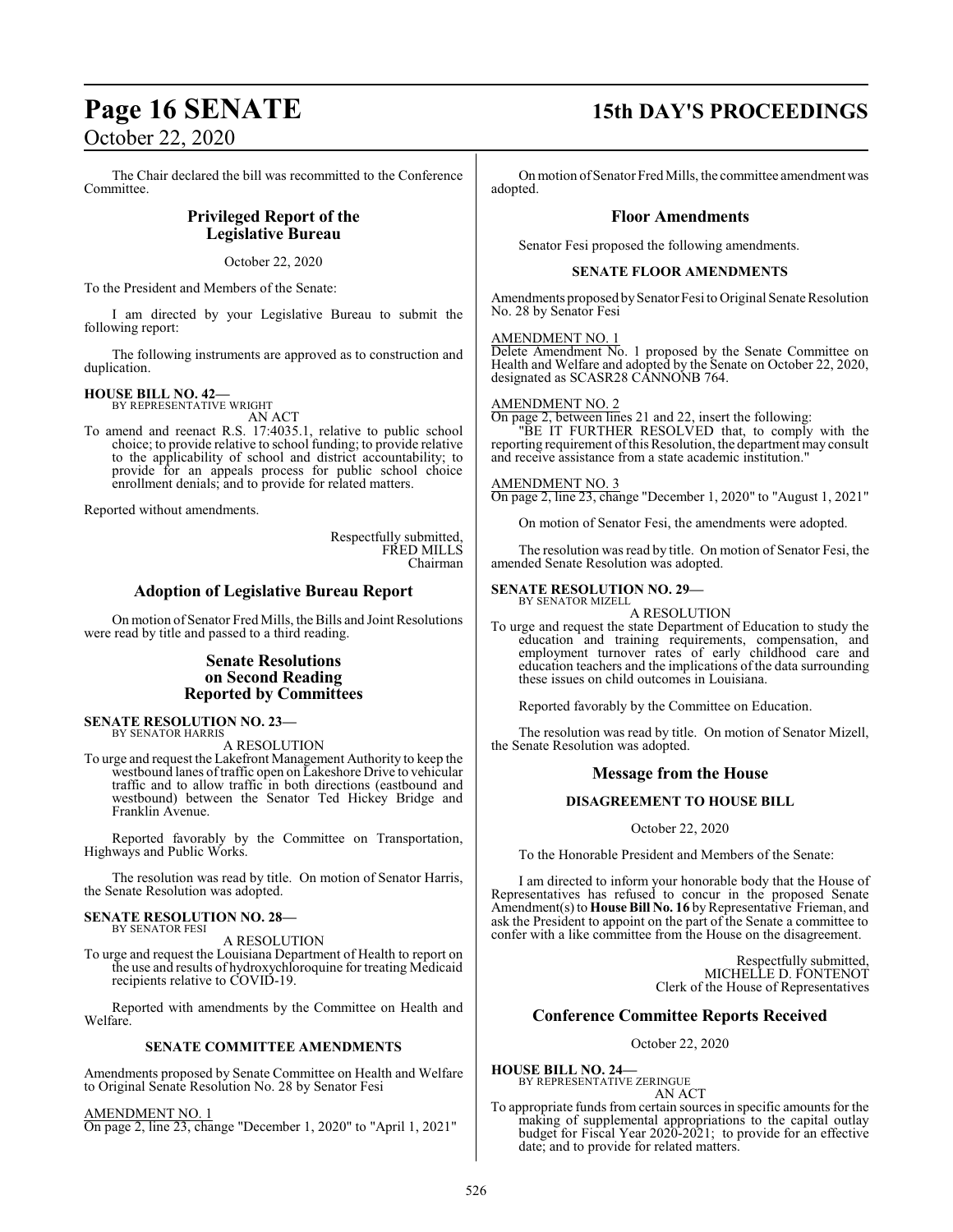The Chair declared the bill was recommitted to the Conference Committee.

## Privileged Report of the Legislative Bureau

October 22, 2020

To the President and Members of the Senate:

I am directed by your Legislative Bureau to submit the following report:

The following instruments are approved as to construction and duplication.

**HOUSE BILL NO. 42—**
BY REPRESENTATIVE WRIGHT
AN ACT

To amend and reenact R.S. 17:4035.1, relative to public school choice; to provide relative to school funding; to provide relative to the applicability of school and district accountability; to provide for an appeals process for public school choice enrollment denials; and to provide for related matters.

Reported without amendments.

Respectfully submitted,
FRED MILLS
Chairman

## Adoption of Legislative Bureau Report

On motion of Senator Fred Mills, the Bills and Joint Resolutions were read by title and passed to a third reading.

## Senate Resolutions on Second Reading Reported by Committees

**SENATE RESOLUTION NO. 23—**
BY SENATOR HARRIS
A RESOLUTION

To urge and request the Lakefront Management Authority to keep the westbound lanes of traffic open on Lakeshore Drive to vehicular traffic and to allow traffic in both directions (eastbound and westbound) between the Senator Ted Hickey Bridge and Franklin Avenue.

Reported favorably by the Committee on Transportation, Highways and Public Works.

The resolution was read by title. On motion of Senator Harris, the Senate Resolution was adopted.

**SENATE RESOLUTION NO. 28—**
BY SENATOR FESI
A RESOLUTION

To urge and request the Louisiana Department of Health to report on the use and results of hydroxychloroquine for treating Medicaid recipients relative to COVID-19.

Reported with amendments by the Committee on Health and Welfare.

### SENATE COMMITTEE AMENDMENTS

Amendments proposed by Senate Committee on Health and Welfare to Original Senate Resolution No. 28 by Senator Fesi

AMENDMENT NO. 1
On page 2, line 23, change "December 1, 2020" to "April 1, 2021"

On motion of Senator Fred Mills, the committee amendment was adopted.

## Floor Amendments

Senator Fesi proposed the following amendments.

### SENATE FLOOR AMENDMENTS

Amendments proposed by Senator Fesi to Original Senate Resolution No. 28 by Senator Fesi

AMENDMENT NO. 1
Delete Amendment No. 1 proposed by the Senate Committee on Health and Welfare and adopted by the Senate on October 22, 2020, designated as SCASR28 CANNONB 764.

AMENDMENT NO. 2
On page 2, between lines 21 and 22, insert the following:

"BE IT FURTHER RESOLVED that, to comply with the reporting requirement of this Resolution, the department may consult and receive assistance from a state academic institution."

AMENDMENT NO. 3
On page 2, line 23, change "December 1, 2020" to "August 1, 2021"

On motion of Senator Fesi, the amendments were adopted.

The resolution was read by title. On motion of Senator Fesi, the amended Senate Resolution was adopted.

**SENATE RESOLUTION NO. 29—**
BY SENATOR MIZELL
A RESOLUTION

To urge and request the state Department of Education to study the education and training requirements, compensation, and employment turnover rates of early childhood care and education teachers and the implications of the data surrounding these issues on child outcomes in Louisiana.

Reported favorably by the Committee on Education.

The resolution was read by title. On motion of Senator Mizell, the Senate Resolution was adopted.

## Message from the House

### DISAGREEMENT TO HOUSE BILL

October 22, 2020

To the Honorable President and Members of the Senate:

I am directed to inform your honorable body that the House of Representatives has refused to concur in the proposed Senate Amendment(s) to **House Bill No. 16** by Representative Frieman, and ask the President to appoint on the part of the Senate a committee to confer with a like committee from the House on the disagreement.

Respectfully submitted,
MICHELLE D. FONTENOT
Clerk of the House of Representatives

## Conference Committee Reports Received

October 22, 2020

**HOUSE BILL NO. 24—**
BY REPRESENTATIVE ZERINGUE
AN ACT

To appropriate funds from certain sources in specific amounts for the making of supplemental appropriations to the capital outlay budget for Fiscal Year 2020-2021; to provide for an effective date; and to provide for related matters.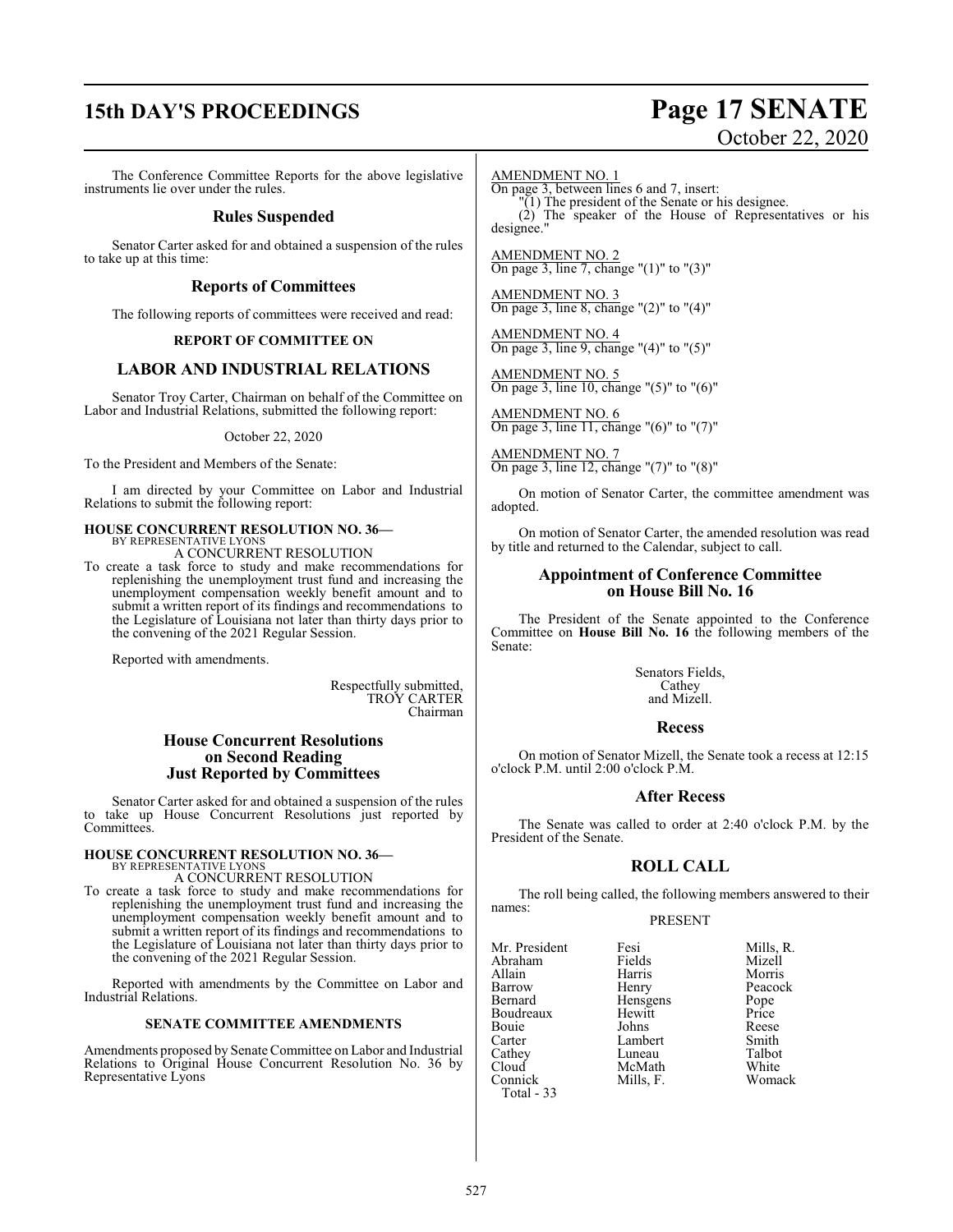The Conference Committee Reports for the above legislative instruments lie over under the rules.

## Rules Suspended

Senator Carter asked for and obtained a suspension of the rules to take up at this time:

## Reports of Committees

The following reports of committees were received and read:

### REPORT OF COMMITTEE ON

## LABOR AND INDUSTRIAL RELATIONS

Senator Troy Carter, Chairman on behalf of the Committee on Labor and Industrial Relations, submitted the following report:

October 22, 2020

To the President and Members of the Senate:

I am directed by your Committee on Labor and Industrial Relations to submit the following report:

**HOUSE CONCURRENT RESOLUTION NO. 36—**
BY REPRESENTATIVE LYONS
A CONCURRENT RESOLUTION

To create a task force to study and make recommendations for replenishing the unemployment trust fund and increasing the unemployment compensation weekly benefit amount and to submit a written report of its findings and recommendations to the Legislature of Louisiana not later than thirty days prior to the convening of the 2021 Regular Session.

Reported with amendments.

Respectfully submitted,
TROY CARTER
Chairman

## House Concurrent Resolutions on Second Reading Just Reported by Committees

Senator Carter asked for and obtained a suspension of the rules to take up House Concurrent Resolutions just reported by Committees.

**HOUSE CONCURRENT RESOLUTION NO. 36—**
BY REPRESENTATIVE LYONS
A CONCURRENT RESOLUTION

To create a task force to study and make recommendations for replenishing the unemployment trust fund and increasing the unemployment compensation weekly benefit amount and to submit a written report of its findings and recommendations to the Legislature of Louisiana not later than thirty days prior to the convening of the 2021 Regular Session.

Reported with amendments by the Committee on Labor and Industrial Relations.

### SENATE COMMITTEE AMENDMENTS

Amendments proposed by Senate Committee on Labor and Industrial Relations to Original House Concurrent Resolution No. 36 by Representative Lyons

AMENDMENT NO. 1
On page 3, between lines 6 and 7, insert:
"(1) The president of the Senate or his designee.
(2) The speaker of the House of Representatives or his designee."

AMENDMENT NO. 2
On page 3, line 7, change "(1)" to "(3)"

AMENDMENT NO. 3
On page 3, line 8, change "(2)" to "(4)"

AMENDMENT NO. 4
On page 3, line 9, change "(4)" to "(5)"

AMENDMENT NO. 5
On page 3, line 10, change "(5)" to "(6)"

AMENDMENT NO. 6
On page 3, line 11, change "(6)" to "(7)"

AMENDMENT NO. 7
On page 3, line 12, change "(7)" to "(8)"

On motion of Senator Carter, the committee amendment was adopted.

On motion of Senator Carter, the amended resolution was read by title and returned to the Calendar, subject to call.

## Appointment of Conference Committee on House Bill No. 16

The President of the Senate appointed to the Conference Committee on **House Bill No. 16** the following members of the Senate:

Senators Fields,
Cathey
and Mizell.

## Recess

On motion of Senator Mizell, the Senate took a recess at 12:15 o'clock P.M. until 2:00 o'clock P.M.

## After Recess

The Senate was called to order at 2:40 o'clock P.M. by the President of the Senate.

## ROLL CALL

The roll being called, the following members answered to their names:

PRESENT

| | | |
|---|---|---|
| Mr. President | Fesi | Mills, R. |
| Abraham | Fields | Mizell |
| Allain | Harris | Morris |
| Barrow | Henry | Peacock |
| Bernard | Hensgens | Pope |
| Boudreaux | Hewitt | Price |
| Bouie | Johns | Reese |
| Carter | Lambert | Smith |
| Cathey | Luneau | Talbot |
| Cloud | McMath | White |
| Connick | Mills, F. | Womack |

Total - 33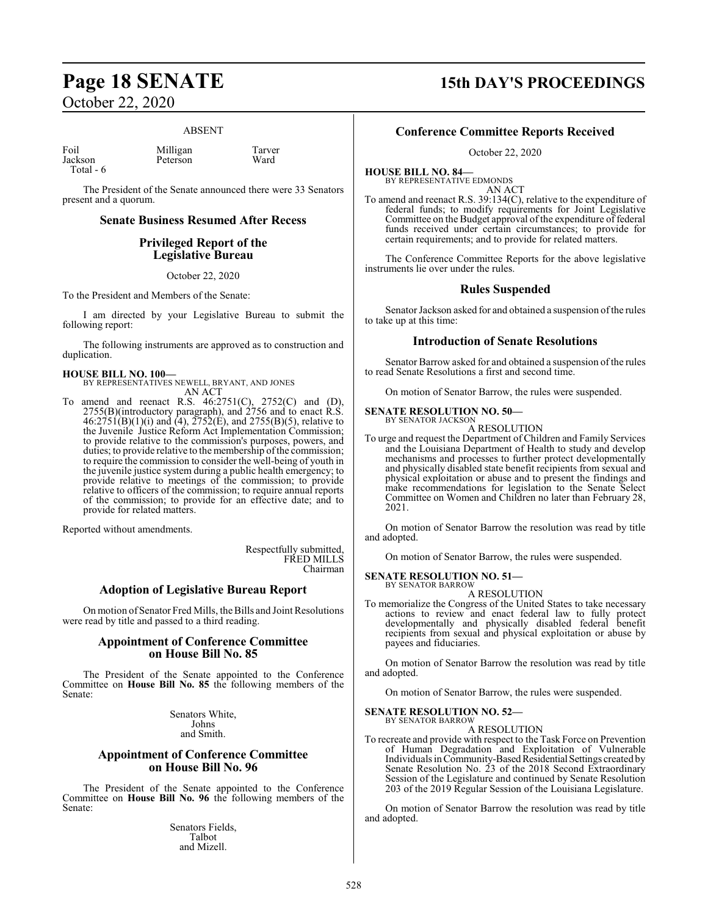ABSENT

| Foil | Milligan | Tarver |
|---|---|---|
| Jackson | Peterson | Ward |
| Total - 6 | | |

The President of the Senate announced there were 33 Senators present and a quorum.

## Senate Business Resumed After Recess

## Privileged Report of the Legislative Bureau

October 22, 2020

To the President and Members of the Senate:

I am directed by your Legislative Bureau to submit the following report:

The following instruments are approved as to construction and duplication.

**HOUSE BILL NO. 100—**
BY REPRESENTATIVES NEWELL, BRYANT, AND JONES
AN ACT

To amend and reenact R.S. 46:2751(C), 2752(C) and (D), 2755(B)(introductory paragraph), and 2756 and to enact R.S. 46:2751(B)(1)(i) and (4), 2752(E), and 2755(B)(5), relative to the Juvenile Justice Reform Act Implementation Commission; to provide relative to the commission's purposes, powers, and duties; to provide relative to the membership of the commission; to require the commission to consider the well-being of youth in the juvenile justice system during a public health emergency; to provide relative to meetings of the commission; to provide relative to officers of the commission; to require annual reports of the commission; to provide for an effective date; and to provide for related matters.

Reported without amendments.

Respectfully submitted,
FRED MILLS
Chairman

## Adoption of Legislative Bureau Report

On motion of Senator Fred Mills, the Bills and Joint Resolutions were read by title and passed to a third reading.

## Appointment of Conference Committee on House Bill No. 85

The President of the Senate appointed to the Conference Committee on **House Bill No. 85** the following members of the Senate:

Senators White,
Johns
and Smith.

## Appointment of Conference Committee on House Bill No. 96

The President of the Senate appointed to the Conference Committee on **House Bill No. 96** the following members of the Senate:

Senators Fields,
Talbot
and Mizell.

## Conference Committee Reports Received

October 22, 2020

**HOUSE BILL NO. 84—**
BY REPRESENTATIVE EDMONDS
AN ACT

To amend and reenact R.S. 39:134(C), relative to the expenditure of federal funds; to modify requirements for Joint Legislative Committee on the Budget approval of the expenditure of federal funds received under certain circumstances; to provide for certain requirements; and to provide for related matters.

The Conference Committee Reports for the above legislative instruments lie over under the rules.

## Rules Suspended

Senator Jackson asked for and obtained a suspension of the rules to take up at this time:

## Introduction of Senate Resolutions

Senator Barrow asked for and obtained a suspension of the rules to read Senate Resolutions a first and second time.

On motion of Senator Barrow, the rules were suspended.

**SENATE RESOLUTION NO. 50—**
BY SENATOR JACKSON
A RESOLUTION

To urge and request the Department of Children and Family Services and the Louisiana Department of Health to study and develop mechanisms and processes to further protect developmentally and physically disabled state benefit recipients from sexual and physical exploitation or abuse and to present the findings and make recommendations for legislation to the Senate Select Committee on Women and Children no later than February 28, 2021.

On motion of Senator Barrow the resolution was read by title and adopted.

On motion of Senator Barrow, the rules were suspended.

**SENATE RESOLUTION NO. 51—**
BY SENATOR BARROW
A RESOLUTION

To memorialize the Congress of the United States to take necessary actions to review and enact federal law to fully protect developmentally and physically disabled federal benefit recipients from sexual and physical exploitation or abuse by payees and fiduciaries.

On motion of Senator Barrow the resolution was read by title and adopted.

On motion of Senator Barrow, the rules were suspended.

**SENATE RESOLUTION NO. 52—**
BY SENATOR BARROW
A RESOLUTION

To recreate and provide with respect to the Task Force on Prevention of Human Degradation and Exploitation of Vulnerable Individuals in Community-Based Residential Settings created by Senate Resolution No. 23 of the 2018 Second Extraordinary Session of the Legislature and continued by Senate Resolution 203 of the 2019 Regular Session of the Louisiana Legislature.

On motion of Senator Barrow the resolution was read by title and adopted.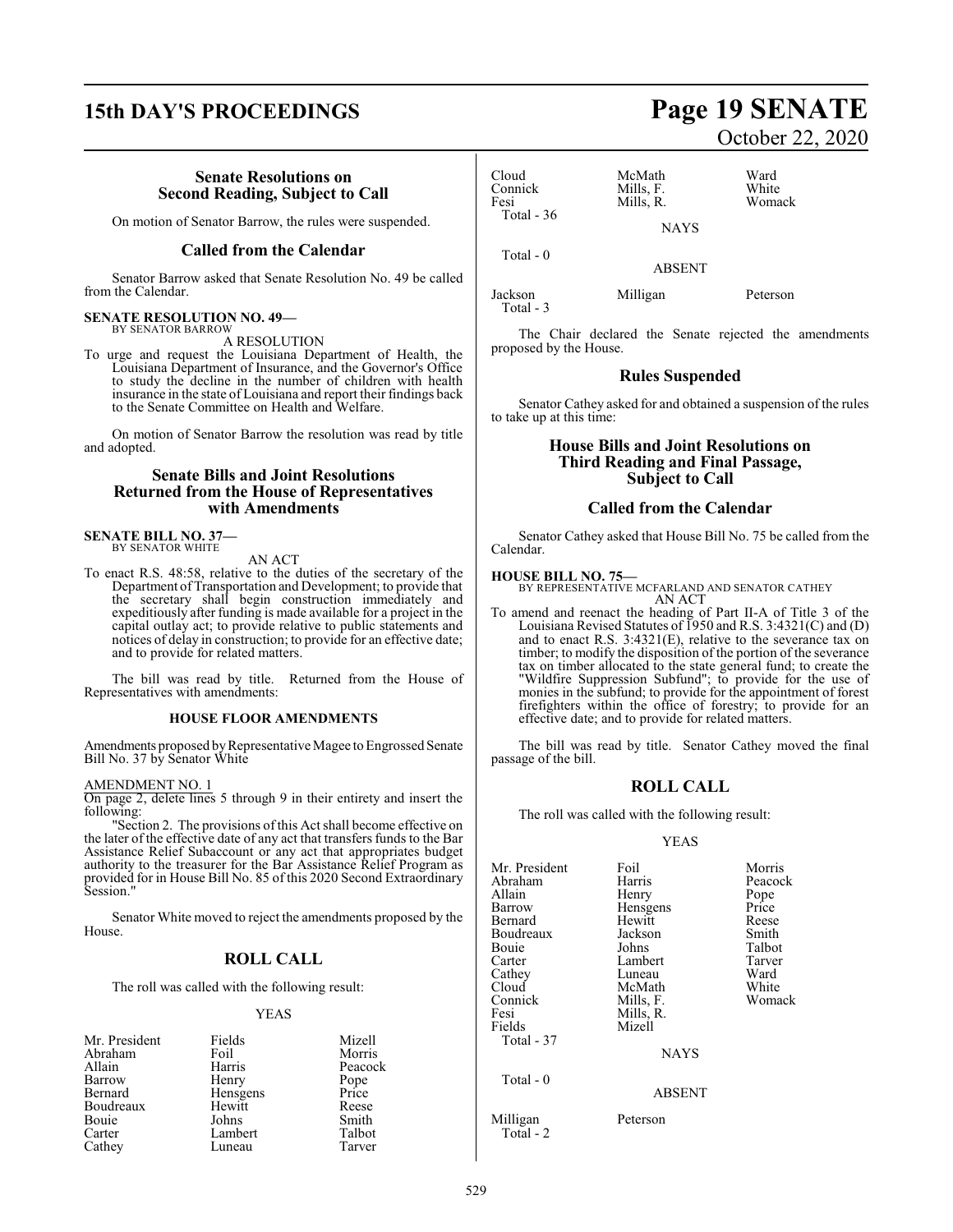### Senate Resolutions on Second Reading, Subject to Call

On motion of Senator Barrow, the rules were suspended.

### Called from the Calendar

Senator Barrow asked that Senate Resolution No. 49 be called from the Calendar.

**SENATE RESOLUTION NO. 49—**
BY SENATOR BARROW

A RESOLUTION

To urge and request the Louisiana Department of Health, the Louisiana Department of Insurance, and the Governor's Office to study the decline in the number of children with health insurance in the state of Louisiana and report their findings back to the Senate Committee on Health and Welfare.

On motion of Senator Barrow the resolution was read by title and adopted.

### Senate Bills and Joint Resolutions Returned from the House of Representatives with Amendments

**SENATE BILL NO. 37—**
BY SENATOR WHITE

AN ACT

To enact R.S. 48:58, relative to the duties of the secretary of the Department of Transportation and Development; to provide that the secretary shall begin construction immediately and expeditiously after funding is made available for a project in the capital outlay act; to provide relative to public statements and notices of delay in construction; to provide for an effective date; and to provide for related matters.

The bill was read by title. Returned from the House of Representatives with amendments:

**HOUSE FLOOR AMENDMENTS**

Amendments proposed by Representative Magee to Engrossed Senate Bill No. 37 by Senator White

AMENDMENT NO. 1

On page 2, delete lines 5 through 9 in their entirety and insert the following:

"Section 2. The provisions of this Act shall become effective on the later of the effective date of any act that transfers funds to the Bar Assistance Relief Subaccount or any act that appropriates budget authority to the treasurer for the Bar Assistance Relief Program as provided for in House Bill No. 85 of this 2020 Second Extraordinary Session."

Senator White moved to reject the amendments proposed by the House.

### ROLL CALL

The roll was called with the following result:

YEAS

| | | |
|---|---|---|
| Mr. President | Fields | Mizell |
| Abraham | Foil | Morris |
| Allain | Harris | Peacock |
| Barrow | Henry | Pope |
| Bernard | Hensgens | Price |
| Boudreaux | Hewitt | Reese |
| Bouie | Johns | Smith |
| Carter | Lambert | Talbot |
| Cathey | Luneau | Tarver |
| Cloud | McMath | Ward |
| Connick | Mills, F. | White |
| Fesi | Mills, R. | Womack |

Total - 36

NAYS

Total - 0

ABSENT

| | | |
|---|---|---|
| Jackson | Milligan | Peterson |

Total - 3

The Chair declared the Senate rejected the amendments proposed by the House.

### Rules Suspended

Senator Cathey asked for and obtained a suspension of the rules to take up at this time:

### House Bills and Joint Resolutions on Third Reading and Final Passage, Subject to Call

### Called from the Calendar

Senator Cathey asked that House Bill No. 75 be called from the Calendar.

**HOUSE BILL NO. 75—**
BY REPRESENTATIVE MCFARLAND AND SENATOR CATHEY

AN ACT

To amend and reenact the heading of Part II-A of Title 3 of the Louisiana Revised Statutes of 1950 and R.S. 3:4321(C) and (D) and to enact R.S. 3:4321(E), relative to the severance tax on timber; to modify the disposition of the portion of the severance tax on timber allocated to the state general fund; to create the "Wildfire Suppression Subfund"; to provide for the use of monies in the subfund; to provide for the appointment of forest firefighters within the office of forestry; to provide for an effective date; and to provide for related matters.

The bill was read by title. Senator Cathey moved the final passage of the bill.

### ROLL CALL

The roll was called with the following result:

YEAS

| | | |
|---|---|---|
| Mr. President | Foil | Morris |
| Abraham | Harris | Peacock |
| Allain | Henry | Pope |
| Barrow | Hensgens | Price |
| Bernard | Hewitt | Reese |
| Boudreaux | Jackson | Smith |
| Bouie | Johns | Talbot |
| Carter | Lambert | Tarver |
| Cathey | Luneau | Ward |
| Cloud | McMath | White |
| Connick | Mills, F. | Womack |
| Fesi | Mills, R. | |
| Fields | Mizell | |

Total - 37

NAYS

Total - 0

ABSENT

| | |
|---|---|
| Milligan | Peterson |

Total - 2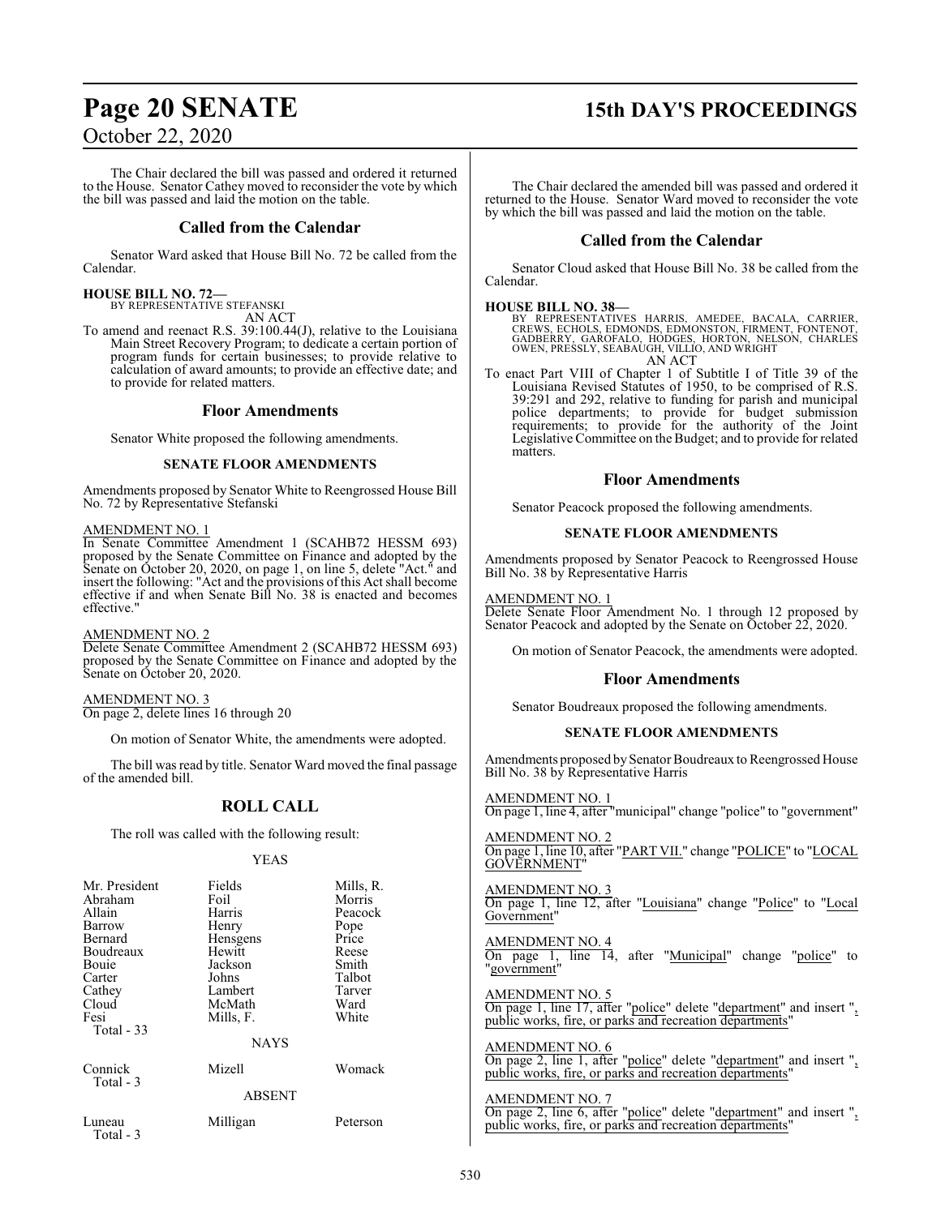The Chair declared the bill was passed and ordered it returned to the House. Senator Cathey moved to reconsider the vote by which the bill was passed and laid the motion on the table.

## Called from the Calendar

Senator Ward asked that House Bill No. 72 be called from the Calendar.

**HOUSE BILL NO. 72—**
BY REPRESENTATIVE STEFANSKI
AN ACT

To amend and reenact R.S. 39:100.44(J), relative to the Louisiana Main Street Recovery Program; to dedicate a certain portion of program funds for certain businesses; to provide relative to calculation of award amounts; to provide an effective date; and to provide for related matters.

## Floor Amendments

Senator White proposed the following amendments.

### SENATE FLOOR AMENDMENTS

Amendments proposed by Senator White to Reengrossed House Bill No. 72 by Representative Stefanski

AMENDMENT NO. 1
In Senate Committee Amendment 1 (SCAHB72 HESSM 693) proposed by the Senate Committee on Finance and adopted by the Senate on October 20, 2020, on page 1, on line 5, delete "Act." and insert the following: "Act and the provisions of this Act shall become effective if and when Senate Bill No. 38 is enacted and becomes effective."

AMENDMENT NO. 2
Delete Senate Committee Amendment 2 (SCAHB72 HESSM 693) proposed by the Senate Committee on Finance and adopted by the Senate on October 20, 2020.

AMENDMENT NO. 3
On page 2, delete lines 16 through 20

On motion of Senator White, the amendments were adopted.

The bill was read by title. Senator Ward moved the final passage of the amended bill.

## ROLL CALL

The roll was called with the following result:

YEAS

| | | |
|---|---|---|
| Mr. President | Fields | Mills, R. |
| Abraham | Foil | Morris |
| Allain | Harris | Peacock |
| Barrow | Henry | Pope |
| Bernard | Hensgens | Price |
| Boudreaux | Hewitt | Reese |
| Bouie | Jackson | Smith |
| Carter | Johns | Talbot |
| Cathey | Lambert | Tarver |
| Cloud | McMath | Ward |
| Fesi | Mills, F. | White |

Total - 33

NAYS

| | | |
|---|---|---|
| Connick | Mizell | Womack |

Total - 3

ABSENT

| | | |
|---|---|---|
| Luneau | Milligan | Peterson |

Total - 3

The Chair declared the amended bill was passed and ordered it returned to the House. Senator Ward moved to reconsider the vote by which the bill was passed and laid the motion on the table.

## Called from the Calendar

Senator Cloud asked that House Bill No. 38 be called from the Calendar.

**HOUSE BILL NO. 38—**
BY REPRESENTATIVES HARRIS, AMEDEE, BACALA, CARRIER, CREWS, ECHOLS, EDMONDS, EDMONSTON, FIRMENT, FONTENOT, GADBERRY, GAROFALO, HODGES, HORTON, NELSON, CHARLES OWEN, PRESSLY, SEABAUGH, VILLIO, AND WRIGHT
AN ACT

To enact Part VIII of Chapter 1 of Subtitle I of Title 39 of the Louisiana Revised Statutes of 1950, to be comprised of R.S. 39:291 and 292, relative to funding for parish and municipal police departments; to provide for budget submission requirements; to provide for the authority of the Joint Legislative Committee on the Budget; and to provide for related matters.

## Floor Amendments

Senator Peacock proposed the following amendments.

### SENATE FLOOR AMENDMENTS

Amendments proposed by Senator Peacock to Reengrossed House Bill No. 38 by Representative Harris

AMENDMENT NO. 1
Delete Senate Floor Amendment No. 1 through 12 proposed by Senator Peacock and adopted by the Senate on October 22, 2020.

On motion of Senator Peacock, the amendments were adopted.

## Floor Amendments

Senator Boudreaux proposed the following amendments.

### SENATE FLOOR AMENDMENTS

Amendments proposed by Senator Boudreaux to Reengrossed House Bill No. 38 by Representative Harris

AMENDMENT NO. 1
On page 1, line 4, after "municipal" change "police" to "government"

AMENDMENT NO. 2
On page 1, line 10, after "PART VII." change "POLICE" to "LOCAL GOVERNMENT"

AMENDMENT NO. 3
On page 1, line 12, after "Louisiana" change "Police" to "Local Government"

AMENDMENT NO. 4
On page 1, line 14, after "Municipal" change "police" to "government"

AMENDMENT NO. 5
On page 1, line 17, after "police" delete "department" and insert ", public works, fire, or parks and recreation departments"

AMENDMENT NO. 6
On page 2, line 1, after "police" delete "department" and insert ", public works, fire, or parks and recreation departments"

AMENDMENT NO. 7
On page 2, line 6, after "police" delete "department" and insert ", public works, fire, or parks and recreation departments"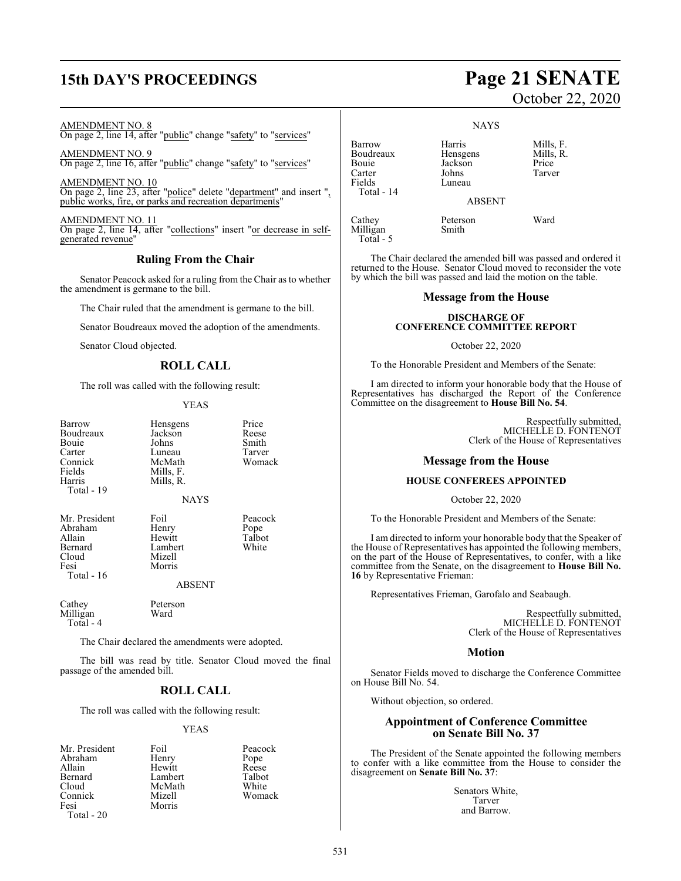AMENDMENT NO. 8
On page 2, line 14, after "public" change "safety" to "services"

AMENDMENT NO. 9
On page 2, line 16, after "public" change "safety" to "services"

AMENDMENT NO. 10
On page 2, line 23, after "police" delete "department" and insert ", public works, fire, or parks and recreation departments"

AMENDMENT NO. 11
On page 2, line 14, after "collections" insert "or decrease in self-generated revenue"

## Ruling From the Chair

Senator Peacock asked for a ruling from the Chair as to whether the amendment is germane to the bill.

The Chair ruled that the amendment is germane to the bill.

Senator Boudreaux moved the adoption of the amendments.

Senator Cloud objected.

## ROLL CALL

The roll was called with the following result:

YEAS

| | | |
|---|---|---|
| Barrow | Hensgens | Price |
| Boudreaux | Jackson | Reese |
| Bouie | Johns | Smith |
| Carter | Luneau | Tarver |
| Connick | McMath | Womack |
| Fields | Mills, F. | |
| Harris | Mills, R. | |
| Total - 19 | | |

NAYS

| | | |
|---|---|---|
| Mr. President | Foil | Peacock |
| Abraham | Henry | Pope |
| Allain | Hewitt | Talbot |
| Bernard | Lambert | White |
| Cloud | Mizell | |
| Fesi | Morris | |
| Total - 16 | | |

ABSENT

| | |
|---|---|
| Cathey | Peterson |
| Milligan | Ward |
| Total - 4 | |

The Chair declared the amendments were adopted.

The bill was read by title. Senator Cloud moved the final passage of the amended bill.

## ROLL CALL

The roll was called with the following result:

YEAS

| | | |
|---|---|---|
| Mr. President | Foil | Peacock |
| Abraham | Henry | Pope |
| Allain | Hewitt | Reese |
| Bernard | Lambert | Talbot |
| Cloud | McMath | White |
| Connick | Mizell | Womack |
| Fesi | Morris | |
| Total - 20 | | |

NAYS

| | | |
|---|---|---|
| Barrow | Harris | Mills, F. |
| Boudreaux | Hensgens | Mills, R. |
| Bouie | Jackson | Price |
| Carter | Johns | Tarver |
| Fields | Luneau | |
| Total - 14 | | |

ABSENT

| | | |
|---|---|---|
| Cathey | Peterson | Ward |
| Milligan | Smith | |
| Total - 5 | | |

The Chair declared the amended bill was passed and ordered it returned to the House. Senator Cloud moved to reconsider the vote by which the bill was passed and laid the motion on the table.

## Message from the House

### DISCHARGE OF CONFERENCE COMMITTEE REPORT

October 22, 2020

To the Honorable President and Members of the Senate:

I am directed to inform your honorable body that the House of Representatives has discharged the Report of the Conference Committee on the disagreement to **House Bill No. 54**.

Respectfully submitted,
MICHELLE D. FONTENOT
Clerk of the House of Representatives

## Message from the House

### HOUSE CONFEREES APPOINTED

October 22, 2020

To the Honorable President and Members of the Senate:

I am directed to inform your honorable body that the Speaker of the House of Representatives has appointed the following members, on the part of the House of Representatives, to confer, with a like committee from the Senate, on the disagreement to **House Bill No. 16** by Representative Frieman:

Representatives Frieman, Garofalo and Seabaugh.

Respectfully submitted,
MICHELLE D. FONTENOT
Clerk of the House of Representatives

## Motion

Senator Fields moved to discharge the Conference Committee on House Bill No. 54.

Without objection, so ordered.

## Appointment of Conference Committee on Senate Bill No. 37

The President of the Senate appointed the following members to confer with a like committee from the House to consider the disagreement on **Senate Bill No. 37**:

Senators White,
Tarver
and Barrow.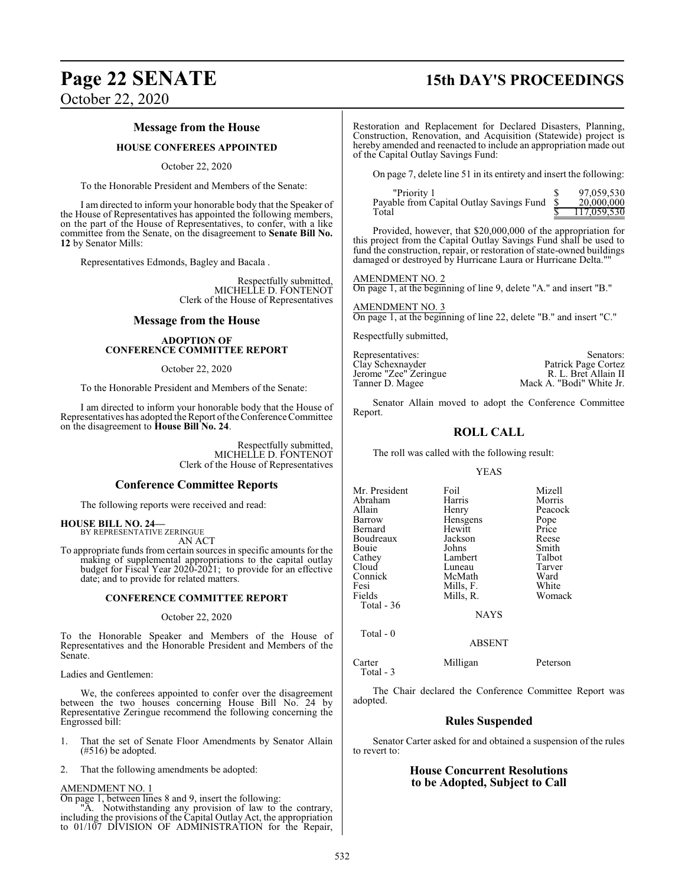## Message from the House

### HOUSE CONFEREES APPOINTED

October 22, 2020

To the Honorable President and Members of the Senate:

I am directed to inform your honorable body that the Speaker of the House of Representatives has appointed the following members, on the part of the House of Representatives, to confer, with a like committee from the Senate, on the disagreement to **Senate Bill No. 12** by Senator Mills:

Representatives Edmonds, Bagley and Bacala .

Respectfully submitted,
MICHELLE D. FONTENOT
Clerk of the House of Representatives

## Message from the House

### ADOPTION OF CONFERENCE COMMITTEE REPORT

October 22, 2020

To the Honorable President and Members of the Senate:

I am directed to inform your honorable body that the House of Representatives has adopted the Report of the Conference Committee on the disagreement to **House Bill No. 24**.

Respectfully submitted,
MICHELLE D. FONTENOT
Clerk of the House of Representatives

## Conference Committee Reports

The following reports were received and read:

**HOUSE BILL NO. 24—**
BY REPRESENTATIVE ZERINGUE
AN ACT

To appropriate funds from certain sources in specific amounts for the making of supplemental appropriations to the capital outlay budget for Fiscal Year 2020-2021; to provide for an effective date; and to provide for related matters.

### CONFERENCE COMMITTEE REPORT

October 22, 2020

To the Honorable Speaker and Members of the House of Representatives and the Honorable President and Members of the Senate.

Ladies and Gentlemen:

We, the conferees appointed to confer over the disagreement between the two houses concerning House Bill No. 24 by Representative Zeringue recommend the following concerning the Engrossed bill:

1. That the set of Senate Floor Amendments by Senator Allain (#516) be adopted.

2. That the following amendments be adopted:

AMENDMENT NO. 1
On page 1, between lines 8 and 9, insert the following:

"A. Notwithstanding any provision of law to the contrary, including the provisions of the Capital Outlay Act, the appropriation to 01/107 DIVISION OF ADMINISTRATION for the Repair, Restoration and Replacement for Declared Disasters, Planning, Construction, Renovation, and Acquisition (Statewide) project is hereby amended and reenacted to include an appropriation made out of the Capital Outlay Savings Fund:

On page 7, delete line 51 in its entirety and insert the following:

| | | |
|---|---|---|
| "Priority 1 | $ | 97,059,530 |
| Payable from Capital Outlay Savings Fund | $ | 20,000,000 |
| Total | $ | 117,059,530 |

Provided, however, that $20,000,000 of the appropriation for this project from the Capital Outlay Savings Fund shall be used to fund the construction, repair, or restoration of state-owned buildings damaged or destroyed by Hurricane Laura or Hurricane Delta.""

AMENDMENT NO. 2
On page 1, at the beginning of line 9, delete "A." and insert "B."

AMENDMENT NO. 3
On page 1, at the beginning of line 22, delete "B." and insert "C."

Respectfully submitted,

| Representatives: | Senators: |
|---|---|
| Clay Schexnayder | Patrick Page Cortez |
| Jerome "Zee" Zeringue | R. L. Bret Allain II |
| Tanner D. Magee | Mack A. "Bodi" White Jr. |

Senator Allain moved to adopt the Conference Committee Report.

## ROLL CALL

The roll was called with the following result:

YEAS

| | | |
|---|---|---|
| Mr. President | Foil | Mizell |
| Abraham | Harris | Morris |
| Allain | Henry | Peacock |
| Barrow | Hensgens | Pope |
| Bernard | Hewitt | Price |
| Boudreaux | Jackson | Reese |
| Bouie | Johns | Smith |
| Cathey | Lambert | Talbot |
| Cloud | Luneau | Tarver |
| Connick | McMath | Ward |
| Fesi | Mills, F. | White |
| Fields | Mills, R. | Womack |

Total - 36

NAYS

Total - 0

ABSENT

| | | |
|---|---|---|
| Carter | Milligan | Peterson |

Total - 3

The Chair declared the Conference Committee Report was adopted.

## Rules Suspended

Senator Carter asked for and obtained a suspension of the rules to revert to:

## House Concurrent Resolutions to be Adopted, Subject to Call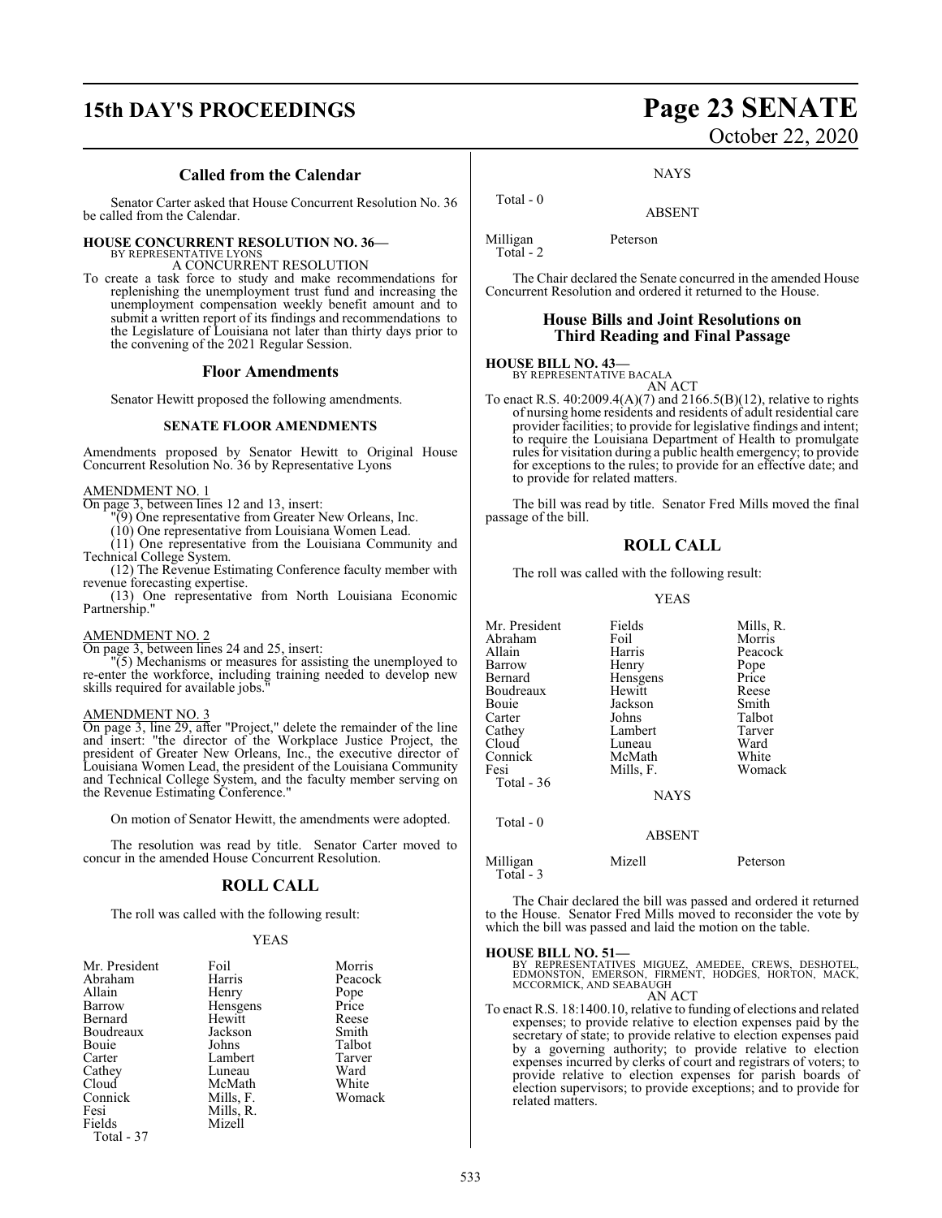### Called from the Calendar

Senator Carter asked that House Concurrent Resolution No. 36 be called from the Calendar.

**HOUSE CONCURRENT RESOLUTION NO. 36—**
BY REPRESENTATIVE LYONS
A CONCURRENT RESOLUTION

To create a task force to study and make recommendations for replenishing the unemployment trust fund and increasing the unemployment compensation weekly benefit amount and to submit a written report of its findings and recommendations to the Legislature of Louisiana not later than thirty days prior to the convening of the 2021 Regular Session.

### Floor Amendments

Senator Hewitt proposed the following amendments.

**SENATE FLOOR AMENDMENTS**

Amendments proposed by Senator Hewitt to Original House Concurrent Resolution No. 36 by Representative Lyons

AMENDMENT NO. 1

On page 3, between lines 12 and 13, insert:

"(9) One representative from Greater New Orleans, Inc.

(10) One representative from Louisiana Women Lead.

(11) One representative from the Louisiana Community and Technical College System.

(12) The Revenue Estimating Conference faculty member with revenue forecasting expertise.

(13) One representative from North Louisiana Economic Partnership."

AMENDMENT NO. 2

On page 3, between lines 24 and 25, insert:

"(5) Mechanisms or measures for assisting the unemployed to re-enter the workforce, including training needed to develop new skills required for available jobs."

AMENDMENT NO. 3

On page 3, line 29, after "Project," delete the remainder of the line and insert: "the director of the Workplace Justice Project, the president of Greater New Orleans, Inc., the executive director of Louisiana Women Lead, the president of the Louisiana Community and Technical College System, and the faculty member serving on the Revenue Estimating Conference."

On motion of Senator Hewitt, the amendments were adopted.

The resolution was read by title. Senator Carter moved to concur in the amended House Concurrent Resolution.

### ROLL CALL

The roll was called with the following result:

YEAS

| | | |
|---|---|---|
| Mr. President | Foil | Morris |
| Abraham | Harris | Peacock |
| Allain | Henry | Pope |
| Barrow | Hensgens | Price |
| Bernard | Hewitt | Reese |
| Boudreaux | Jackson | Smith |
| Bouie | Johns | Talbot |
| Carter | Lambert | Tarver |
| Cathey | Luneau | Ward |
| Cloud | McMath | White |
| Connick | Mills, F. | Womack |
| Fesi | Mills, R. | |
| Fields | Mizell | |

Total - 37

NAYS

Total - 0

ABSENT

| | |
|---|---|
| Milligan | Peterson |

Total - 2

The Chair declared the Senate concurred in the amended House Concurrent Resolution and ordered it returned to the House.

### House Bills and Joint Resolutions on Third Reading and Final Passage

**HOUSE BILL NO. 43—**
BY REPRESENTATIVE BACALA
AN ACT

To enact R.S. 40:2009.4(A)(7) and 2166.5(B)(12), relative to rights of nursing home residents and residents of adult residential care provider facilities; to provide for legislative findings and intent; to require the Louisiana Department of Health to promulgate rules for visitation during a public health emergency; to provide for exceptions to the rules; to provide for an effective date; and to provide for related matters.

The bill was read by title. Senator Fred Mills moved the final passage of the bill.

### ROLL CALL

The roll was called with the following result:

YEAS

| | | |
|---|---|---|
| Mr. President | Fields | Mills, R. |
| Abraham | Foil | Morris |
| Allain | Harris | Peacock |
| Barrow | Henry | Pope |
| Bernard | Hensgens | Price |
| Boudreaux | Hewitt | Reese |
| Bouie | Jackson | Smith |
| Carter | Johns | Talbot |
| Cathey | Lambert | Tarver |
| Cloud | Luneau | Ward |
| Connick | McMath | White |
| Fesi | Mills, F. | Womack |

Total - 36

NAYS

Total - 0

ABSENT

| | | |
|---|---|---|
| Milligan | Mizell | Peterson |

Total - 3

The Chair declared the bill was passed and ordered it returned to the House. Senator Fred Mills moved to reconsider the vote by which the bill was passed and laid the motion on the table.

**HOUSE BILL NO. 51—**
BY REPRESENTATIVES MIGUEZ, AMEDEE, CREWS, DESHOTEL, EDMONSTON, EMERSON, FIRMENT, HODGES, HORTON, MACK, MCCORMICK, AND SEABAUGH
AN ACT

To enact R.S. 18:1400.10, relative to funding of elections and related expenses; to provide relative to election expenses paid by the secretary of state; to provide relative to election expenses paid by a governing authority; to provide relative to election expenses incurred by clerks of court and registrars of voters; to provide relative to election expenses for parish boards of election supervisors; to provide exceptions; and to provide for related matters.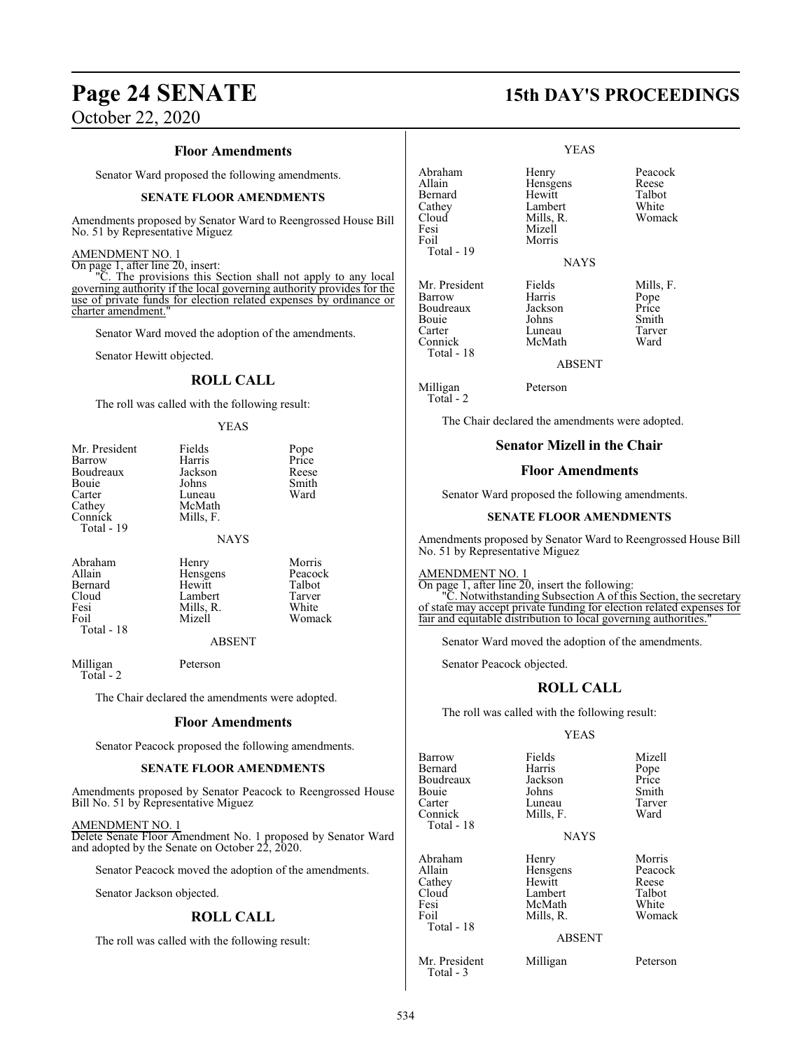### Floor Amendments

Senator Ward proposed the following amendments.

**SENATE FLOOR AMENDMENTS**

Amendments proposed by Senator Ward to Reengrossed House Bill No. 51 by Representative Miguez

AMENDMENT NO. 1

On page 1, after line 20, insert:

"C. The provisions this Section shall not apply to any local governing authority if the local governing authority provides for the use of private funds for election related expenses by ordinance or charter amendment."

Senator Ward moved the adoption of the amendments.

Senator Hewitt objected.

### ROLL CALL

The roll was called with the following result:

YEAS

| | | |
|---|---|---|
| Mr. President | Fields | Pope |
| Barrow | Harris | Price |
| Boudreaux | Jackson | Reese |
| Bouie | Johns | Smith |
| Carter | Luneau | Ward |
| Cathey | McMath | |
| Connick | Mills, F. | |
| Total - 19 | | |

NAYS

| | | |
|---|---|---|
| Abraham | Henry | Morris |
| Allain | Hensgens | Peacock |
| Bernard | Hewitt | Talbot |
| Cloud | Lambert | Tarver |
| Fesi | Mills, R. | White |
| Foil | Mizell | Womack |
| Total - 18 | | |

ABSENT

| | |
|---|---|
| Milligan | Peterson |
| Total - 2 | |

The Chair declared the amendments were adopted.

### Floor Amendments

Senator Peacock proposed the following amendments.

**SENATE FLOOR AMENDMENTS**

Amendments proposed by Senator Peacock to Reengrossed House Bill No. 51 by Representative Miguez

AMENDMENT NO. 1

Delete Senate Floor Amendment No. 1 proposed by Senator Ward and adopted by the Senate on October 22, 2020.

Senator Peacock moved the adoption of the amendments.

Senator Jackson objected.

### ROLL CALL

The roll was called with the following result:

YEAS

| | | |
|---|---|---|
| Abraham | Henry | Peacock |
| Allain | Hensgens | Reese |
| Bernard | Hewitt | Talbot |
| Cathey | Lambert | White |
| Cloud | Mills, R. | Womack |
| Fesi | Mizell | |
| Foil | Morris | |
| Total - 19 | | |

NAYS

| | | |
|---|---|---|
| Mr. President | Fields | Mills, F. |
| Barrow | Harris | Pope |
| Boudreaux | Jackson | Price |
| Bouie | Johns | Smith |
| Carter | Luneau | Tarver |
| Connick | McMath | Ward |
| Total - 18 | | |

ABSENT

| | |
|---|---|
| Milligan | Peterson |
| Total - 2 | |

The Chair declared the amendments were adopted.

### Senator Mizell in the Chair

### Floor Amendments

Senator Ward proposed the following amendments.

**SENATE FLOOR AMENDMENTS**

Amendments proposed by Senator Ward to Reengrossed House Bill No. 51 by Representative Miguez

AMENDMENT NO. 1

On page 1, after line 20, insert the following:

"C. Notwithstanding Subsection A of this Section, the secretary of state may accept private funding for election related expenses for fair and equitable distribution to local governing authorities."

Senator Ward moved the adoption of the amendments.

Senator Peacock objected.

### ROLL CALL

The roll was called with the following result:

YEAS

| | | |
|---|---|---|
| Barrow | Fields | Mizell |
| Bernard | Harris | Pope |
| Boudreaux | Jackson | Price |
| Bouie | Johns | Smith |
| Carter | Luneau | Tarver |
| Connick | Mills, F. | Ward |
| Total - 18 | | |

NAYS

| | | |
|---|---|---|
| Abraham | Henry | Morris |
| Allain | Hensgens | Peacock |
| Cathey | Hewitt | Reese |
| Cloud | Lambert | Talbot |
| Fesi | McMath | White |
| Foil | Mills, R. | Womack |
| Total - 18 | | |

ABSENT

| | | |
|---|---|---|
| Mr. President | Milligan | Peterson |
| Total - 3 | | |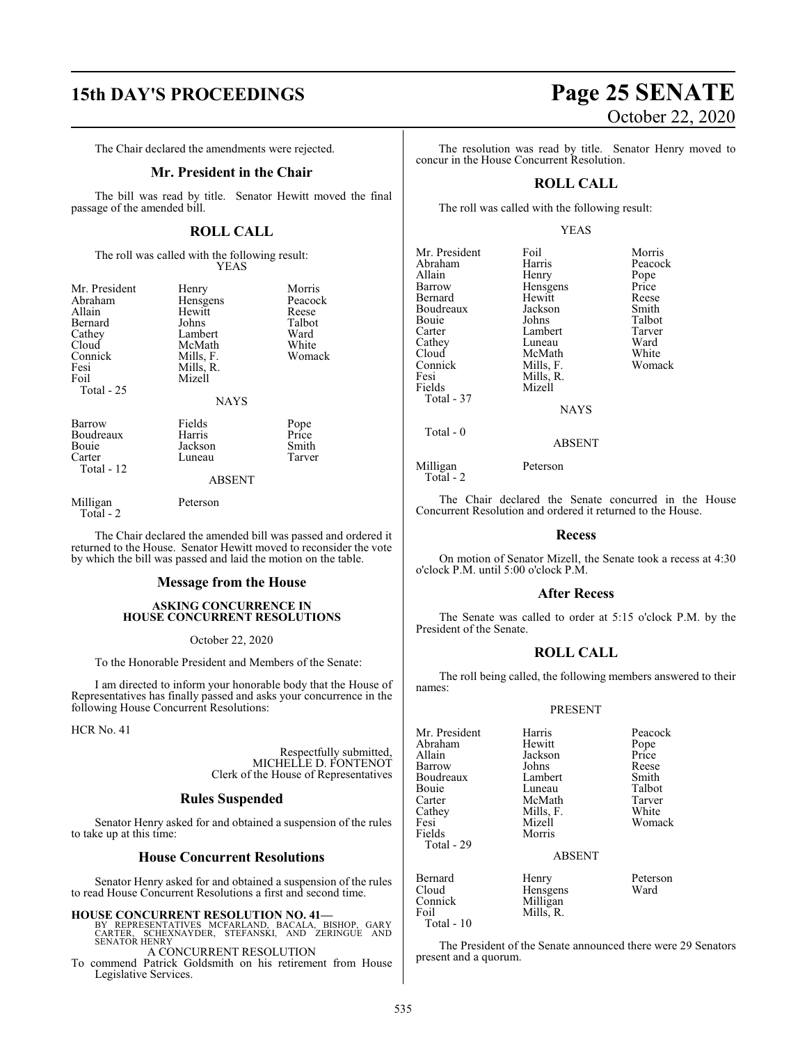The Chair declared the amendments were rejected.

## Mr. President in the Chair

The bill was read by title. Senator Hewitt moved the final passage of the amended bill.

## ROLL CALL

The roll was called with the following result:

YEAS

| | | |
|---|---|---|
| Mr. President | Henry | Morris |
| Abraham | Hensgens | Peacock |
| Allain | Hewitt | Reese |
| Bernard | Johns | Talbot |
| Cathey | Lambert | Ward |
| Cloud | McMath | White |
| Connick | Mills, F. | Womack |
| Fesi | Mills, R. | |
| Foil | Mizell | |

Total - 25

NAYS

| | | |
|---|---|---|
| Barrow | Fields | Pope |
| Boudreaux | Harris | Price |
| Bouie | Jackson | Smith |
| Carter | Luneau | Tarver |

Total - 12

ABSENT

| | |
|---|---|
| Milligan | Peterson |

Total - 2

The Chair declared the amended bill was passed and ordered it returned to the House. Senator Hewitt moved to reconsider the vote by which the bill was passed and laid the motion on the table.

## Message from the House

### ASKING CONCURRENCE IN HOUSE CONCURRENT RESOLUTIONS

October 22, 2020

To the Honorable President and Members of the Senate:

I am directed to inform your honorable body that the House of Representatives has finally passed and asks your concurrence in the following House Concurrent Resolutions:

HCR No. 41

Respectfully submitted,
MICHELLE D. FONTENOT
Clerk of the House of Representatives

## Rules Suspended

Senator Henry asked for and obtained a suspension of the rules to take up at this time:

## House Concurrent Resolutions

Senator Henry asked for and obtained a suspension of the rules to read House Concurrent Resolutions a first and second time.

**HOUSE CONCURRENT RESOLUTION NO. 41—**
BY REPRESENTATIVES MCFARLAND, BACALA, BISHOP, GARY CARTER, SCHEXNAYDER, STEFANSKI, AND ZERINGUE AND SENATOR HENRY

A CONCURRENT RESOLUTION

To commend Patrick Goldsmith on his retirement from House Legislative Services.

The resolution was read by title. Senator Henry moved to concur in the House Concurrent Resolution.

## ROLL CALL

The roll was called with the following result:

YEAS

| | | |
|---|---|---|
| Mr. President | Foil | Morris |
| Abraham | Harris | Peacock |
| Allain | Henry | Pope |
| Barrow | Hensgens | Price |
| Bernard | Hewitt | Reese |
| Boudreaux | Jackson | Smith |
| Bouie | Johns | Talbot |
| Carter | Lambert | Tarver |
| Cathey | Luneau | Ward |
| Cloud | McMath | White |
| Connick | Mills, F. | Womack |
| Fesi | Mills, R. | |
| Fields | Mizell | |

Total - 37

NAYS

Total - 0

ABSENT

| | |
|---|---|
| Milligan | Peterson |

Total - 2

The Chair declared the Senate concurred in the House Concurrent Resolution and ordered it returned to the House.

## Recess

On motion of Senator Mizell, the Senate took a recess at 4:30 o'clock P.M. until 5:00 o'clock P.M.

## After Recess

The Senate was called to order at 5:15 o'clock P.M. by the President of the Senate.

## ROLL CALL

The roll being called, the following members answered to their names:

PRESENT

| | | |
|---|---|---|
| Mr. President | Harris | Peacock |
| Abraham | Hewitt | Pope |
| Allain | Jackson | Price |
| Barrow | Johns | Reese |
| Boudreaux | Lambert | Smith |
| Bouie | Luneau | Talbot |
| Carter | McMath | Tarver |
| Cathey | Mills, F. | White |
| Fesi | Mizell | Womack |
| Fields | Morris | |

Total - 29

ABSENT

| | | |
|---|---|---|
| Bernard | Henry | Peterson |
| Cloud | Hensgens | Ward |
| Connick | Milligan | |
| Foil | Mills, R. | |

Total - 10

The President of the Senate announced there were 29 Senators present and a quorum.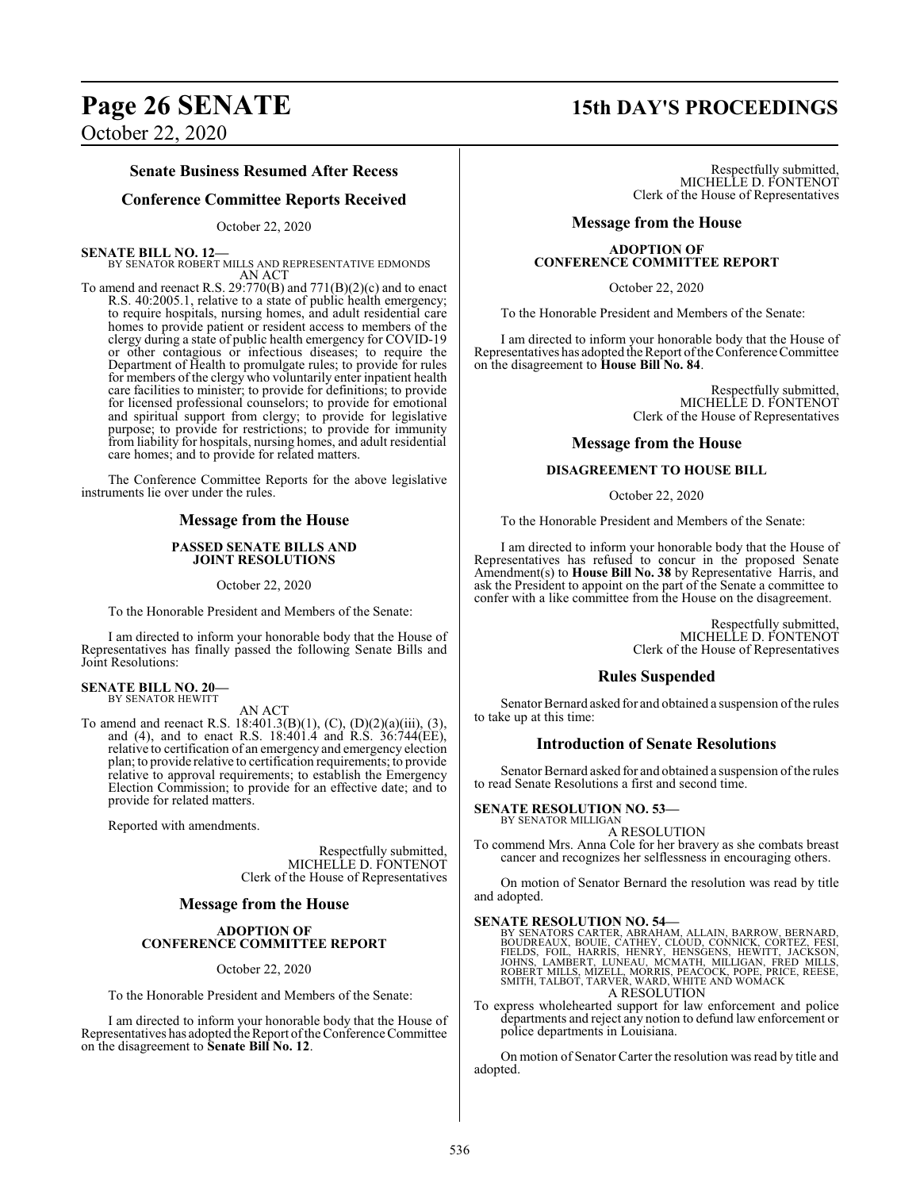## Senate Business Resumed After Recess

## Conference Committee Reports Received

October 22, 2020

**SENATE BILL NO. 12—**
BY SENATOR ROBERT MILLS AND REPRESENTATIVE EDMONDS
AN ACT

To amend and reenact R.S. 29:770(B) and 771(B)(2)(c) and to enact R.S. 40:2005.1, relative to a state of public health emergency; to require hospitals, nursing homes, and adult residential care homes to provide patient or resident access to members of the clergy during a state of public health emergency for COVID-19 or other contagious or infectious diseases; to require the Department of Health to promulgate rules; to provide for rules for members of the clergy who voluntarily enter inpatient health care facilities to minister; to provide for definitions; to provide for licensed professional counselors; to provide for emotional and spiritual support from clergy; to provide for legislative purpose; to provide for restrictions; to provide for immunity from liability for hospitals, nursing homes, and adult residential care homes; and to provide for related matters.

The Conference Committee Reports for the above legislative instruments lie over under the rules.

## Message from the House

**PASSED SENATE BILLS AND JOINT RESOLUTIONS**

October 22, 2020

To the Honorable President and Members of the Senate:

I am directed to inform your honorable body that the House of Representatives has finally passed the following Senate Bills and Joint Resolutions:

**SENATE BILL NO. 20—**
BY SENATOR HEWITT
AN ACT

To amend and reenact R.S. 18:401.3(B)(1), (C), (D)(2)(a)(iii), (3), and (4), and to enact R.S. 18:401.4 and R.S. 36:744(EE), relative to certification of an emergency and emergency election plan; to provide relative to certification requirements; to provide relative to approval requirements; to establish the Emergency Election Commission; to provide for an effective date; and to provide for related matters.

Reported with amendments.

Respectfully submitted,
MICHELLE D. FONTENOT
Clerk of the House of Representatives

## Message from the House

**ADOPTION OF CONFERENCE COMMITTEE REPORT**

October 22, 2020

To the Honorable President and Members of the Senate:

I am directed to inform your honorable body that the House of Representatives has adopted the Report of the Conference Committee on the disagreement to **Senate Bill No. 12**.

Respectfully submitted,
MICHELLE D. FONTENOT
Clerk of the House of Representatives

## Message from the House

**ADOPTION OF CONFERENCE COMMITTEE REPORT**

October 22, 2020

To the Honorable President and Members of the Senate:

I am directed to inform your honorable body that the House of Representatives has adopted the Report of the Conference Committee on the disagreement to **House Bill No. 84**.

Respectfully submitted,
MICHELLE D. FONTENOT
Clerk of the House of Representatives

## Message from the House

**DISAGREEMENT TO HOUSE BILL**

October 22, 2020

To the Honorable President and Members of the Senate:

I am directed to inform your honorable body that the House of Representatives has refused to concur in the proposed Senate Amendment(s) to **House Bill No. 38** by Representative Harris, and ask the President to appoint on the part of the Senate a committee to confer with a like committee from the House on the disagreement.

Respectfully submitted,
MICHELLE D. FONTENOT
Clerk of the House of Representatives

## Rules Suspended

Senator Bernard asked for and obtained a suspension of the rules to take up at this time:

## Introduction of Senate Resolutions

Senator Bernard asked for and obtained a suspension of the rules to read Senate Resolutions a first and second time.

**SENATE RESOLUTION NO. 53—**
BY SENATOR MILLIGAN
A RESOLUTION

To commend Mrs. Anna Cole for her bravery as she combats breast cancer and recognizes her selflessness in encouraging others.

On motion of Senator Bernard the resolution was read by title and adopted.

**SENATE RESOLUTION NO. 54—**
BY SENATORS CARTER, ABRAHAM, ALLAIN, BARROW, BERNARD, BOUDREAUX, BOUIE, CATHEY, CLOUD, CONNICK, CORTEZ, FESI, FIELDS, FOIL, HARRIS, HENRY, HENSGENS, HEWITT, JACKSON, JOHNS, LAMBERT, LUNEAU, MCMATH, MILLIGAN, FRED MILLS, ROBERT MILLS, MIZELL, MORRIS, PEACOCK, POPE, PRICE, REESE, SMITH, TALBOT, TARVER, WARD, WHITE AND WOMACK
A RESOLUTION

To express wholehearted support for law enforcement and police departments and reject any notion to defund law enforcement or police departments in Louisiana.

On motion of Senator Carter the resolution was read by title and adopted.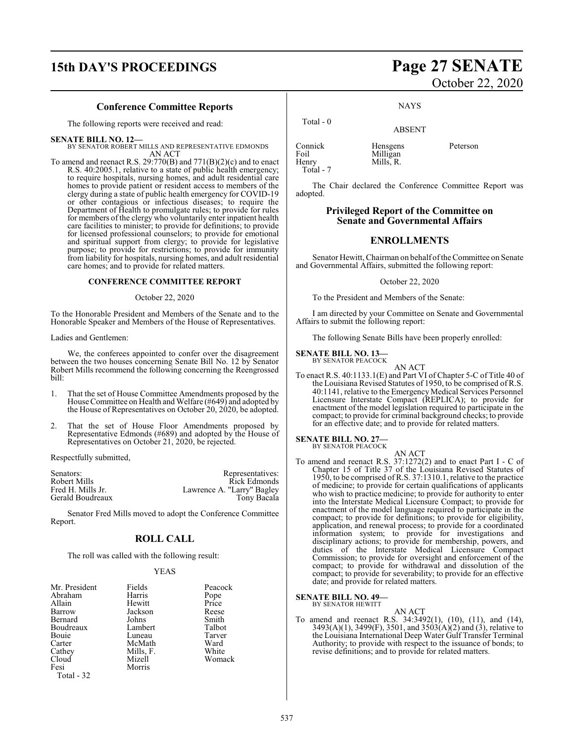## Conference Committee Reports

The following reports were received and read:

**SENATE BILL NO. 12—**
BY SENATOR ROBERT MILLS AND REPRESENTATIVE EDMONDS
AN ACT

To amend and reenact R.S. 29:770(B) and 771(B)(2)(c) and to enact R.S. 40:2005.1, relative to a state of public health emergency; to require hospitals, nursing homes, and adult residential care homes to provide patient or resident access to members of the clergy during a state of public health emergency for COVID-19 or other contagious or infectious diseases; to require the Department of Health to promulgate rules; to provide for rules for members of the clergy who voluntarily enter inpatient health care facilities to minister; to provide for definitions; to provide for licensed professional counselors; to provide for emotional and spiritual support from clergy; to provide for legislative purpose; to provide for restrictions; to provide for immunity from liability for hospitals, nursing homes, and adult residential care homes; and to provide for related matters.

**CONFERENCE COMMITTEE REPORT**

October 22, 2020

To the Honorable President and Members of the Senate and to the Honorable Speaker and Members of the House of Representatives.

Ladies and Gentlemen:

We, the conferees appointed to confer over the disagreement between the two houses concerning Senate Bill No. 12 by Senator Robert Mills recommend the following concerning the Reengrossed bill:

1. That the set of House Committee Amendments proposed by the House Committee on Health and Welfare (#649) and adopted by the House of Representatives on October 20, 2020, be adopted.

2. That the set of House Floor Amendments proposed by Representative Edmonds (#689) and adopted by the House of Representatives on October 21, 2020, be rejected.

Respectfully submitted,

| Senators: | Representatives: |
|---|---|
| Robert Mills | Rick Edmonds |
| Fred H. Mills Jr. | Lawrence A. "Larry" Bagley |
| Gerald Boudreaux | Tony Bacala |

Senator Fred Mills moved to adopt the Conference Committee Report.

## ROLL CALL

The roll was called with the following result:

YEAS

| | | |
|---|---|---|
| Mr. President | Fields | Peacock |
| Abraham | Harris | Pope |
| Allain | Hewitt | Price |
| Barrow | Jackson | Reese |
| Bernard | Johns | Smith |
| Boudreaux | Lambert | Talbot |
| Bouie | Luneau | Tarver |
| Carter | McMath | Ward |
| Cathey | Mills, F. | White |
| Cloud | Mizell | Womack |
| Fesi | Morris | |

Total - 32

NAYS

Total - 0

ABSENT

| | | |
|---|---|---|
| Connick | Hensgens | Peterson |
| Foil | Milligan | |
| Henry | Mills, R. | |

Total - 7

The Chair declared the Conference Committee Report was adopted.

## Privileged Report of the Committee on Senate and Governmental Affairs

## ENROLLMENTS

Senator Hewitt, Chairman on behalf of the Committee on Senate and Governmental Affairs, submitted the following report:

October 22, 2020

To the President and Members of the Senate:

I am directed by your Committee on Senate and Governmental Affairs to submit the following report:

The following Senate Bills have been properly enrolled:

**SENATE BILL NO. 13—**
BY SENATOR PEACOCK
AN ACT

To enact R.S. 40:1133.1(E) and Part VI of Chapter 5-C of Title 40 of the Louisiana Revised Statutes of 1950, to be comprised of R.S. 40:1141, relative to the Emergency Medical Services Personnel Licensure Interstate Compact (REPLICA); to provide for enactment of the model legislation required to participate in the compact; to provide for criminal background checks; to provide for an effective date; and to provide for related matters.

**SENATE BILL NO. 27—**
BY SENATOR PEACOCK
AN ACT

To amend and reenact R.S. 37:1272(2) and to enact Part I - C of Chapter 15 of Title 37 of the Louisiana Revised Statutes of 1950, to be comprised of R.S. 37:1310.1, relative to the practice of medicine; to provide for certain qualifications of applicants who wish to practice medicine; to provide for authority to enter into the Interstate Medical Licensure Compact; to provide for enactment of the model language required to participate in the compact; to provide for definitions; to provide for eligibility, application, and renewal process; to provide for a coordinated information system; to provide for investigations and disciplinary actions; to provide for membership, powers, and duties of the Interstate Medical Licensure Compact Commission; to provide for oversight and enforcement of the compact; to provide for withdrawal and dissolution of the compact; to provide for severability; to provide for an effective date; and provide for related matters.

**SENATE BILL NO. 49—**
BY SENATOR HEWITT
AN ACT

To amend and reenact R.S. 34:3492(1), (10), (11), and (14), 3493(A)(1), 3499(F), 3501, and 3503(A)(2) and (3), relative to the Louisiana International Deep Water Gulf Transfer Terminal Authority; to provide with respect to the issuance of bonds; to revise definitions; and to provide for related matters.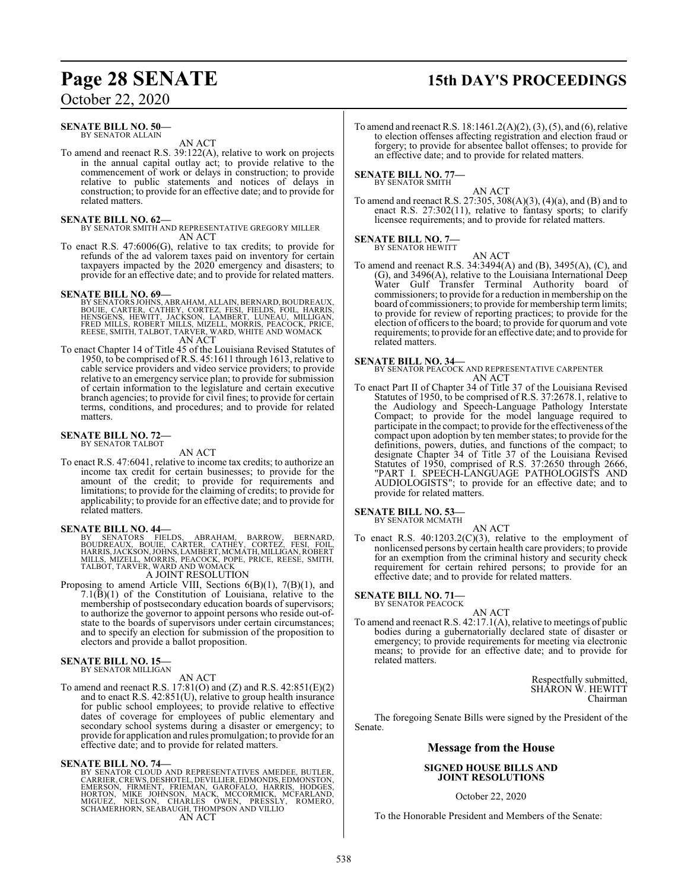**SENATE BILL NO. 50—**
BY SENATOR ALLAIN

AN ACT

To amend and reenact R.S. 39:122(A), relative to work on projects in the annual capital outlay act; to provide relative to the commencement of work or delays in construction; to provide relative to public statements and notices of delays in construction; to provide for an effective date; and to provide for related matters.

**SENATE BILL NO. 62—**
BY SENATOR SMITH AND REPRESENTATIVE GREGORY MILLER

AN ACT

To enact R.S. 47:6006(G), relative to tax credits; to provide for refunds of the ad valorem taxes paid on inventory for certain taxpayers impacted by the 2020 emergency and disasters; to provide for an effective date; and to provide for related matters.

**SENATE BILL NO. 69—**
BY SENATORS JOHNS, ABRAHAM, ALLAIN, BERNARD, BOUDREAUX, BOUIE, CARTER, CATHEY, CORTEZ, FESI, FIELDS, FOIL, HARRIS, HENSGENS, HEWITT, JACKSON, LAMBERT, LUNEAU, MILLIGAN, FRED MILLS, ROBERT MILLS, MIZELL, MORRIS, PEACOCK, PRICE, REESE, SMITH, TALBOT, TARVER, WARD, WHITE AND WOMACK

AN ACT

To enact Chapter 14 of Title 45 of the Louisiana Revised Statutes of 1950, to be comprised of R.S. 45:1611 through 1613, relative to cable service providers and video service providers; to provide relative to an emergency service plan; to provide for submission of certain information to the legislature and certain executive branch agencies; to provide for civil fines; to provide for certain terms, conditions, and procedures; and to provide for related matters.

**SENATE BILL NO. 72—**
BY SENATOR TALBOT

AN ACT

To enact R.S. 47:6041, relative to income tax credits; to authorize an income tax credit for certain businesses; to provide for the amount of the credit; to provide for requirements and limitations; to provide for the claiming of credits; to provide for applicability; to provide for an effective date; and to provide for related matters.

**SENATE BILL NO. 44—**
BY SENATORS FIELDS, ABRAHAM, BARROW, BERNARD, BOUDREAUX, BOUIE, CARTER, CATHEY, CORTEZ, FESI, FOIL, HARRIS, JACKSON, JOHNS, LAMBERT, MCMATH, MILLIGAN, ROBERT MILLS, MIZELL, MORRIS, PEACOCK, POPE, PRICE, REESE, SMITH, TALBOT, TARVER, WARD AND WOMACK

A JOINT RESOLUTION

Proposing to amend Article VIII, Sections 6(B)(1), 7(B)(1), and 7.1(B)(1) of the Constitution of Louisiana, relative to the membership of postsecondary education boards of supervisors; to authorize the governor to appoint persons who reside out-of-state to the boards of supervisors under certain circumstances; and to specify an election for submission of the proposition to electors and provide a ballot proposition.

**SENATE BILL NO. 15—**
BY SENATOR MILLIGAN

AN ACT

To amend and reenact R.S. 17:81(O) and (Z) and R.S. 42:851(E)(2) and to enact R.S. 42:851(U), relative to group health insurance for public school employees; to provide relative to effective dates of coverage for employees of public elementary and secondary school systems during a disaster or emergency; to provide for application and rules promulgation; to provide for an effective date; and to provide for related matters.

**SENATE BILL NO. 74—**
BY SENATOR CLOUD AND REPRESENTATIVES AMEDEE, BUTLER, CARRIER, CREWS, DESHOTEL, DEVILLIER, EDMONDS, EDMONSTON, EMERSON, FIRMENT, FRIEMAN, GAROFALO, HARRIS, HODGES, HORTON, MIKE JOHNSON, MACK, MCCORMICK, MCFARLAND, MIGUEZ, NELSON, CHARLES OWEN, PRESSLY, ROMERO, SCHAMERHORN, SEABAUGH, THOMPSON AND VILLIO

AN ACT

To amend and reenact R.S. 18:1461.2(A)(2), (3), (5), and (6), relative to election offenses affecting registration and election fraud or forgery; to provide for absentee ballot offenses; to provide for an effective date; and to provide for related matters.

**SENATE BILL NO. 77—**
BY SENATOR SMITH

AN ACT

To amend and reenact R.S. 27:305, 308(A)(3), (4)(a), and (B) and to enact R.S. 27:302(11), relative to fantasy sports; to clarify licensee requirements; and to provide for related matters.

**SENATE BILL NO. 7—**
BY SENATOR HEWITT

AN ACT

To amend and reenact R.S. 34:3494(A) and (B), 3495(A), (C), and (G), and 3496(A), relative to the Louisiana International Deep Water Gulf Transfer Terminal Authority board of commissioners; to provide for a reduction in membership on the board of commissioners; to provide for membership term limits; to provide for review of reporting practices; to provide for the election of officers to the board; to provide for quorum and vote requirements; to provide for an effective date; and to provide for related matters.

**SENATE BILL NO. 34—**
BY SENATOR PEACOCK AND REPRESENTATIVE CARPENTER

AN ACT

To enact Part II of Chapter 34 of Title 37 of the Louisiana Revised Statutes of 1950, to be comprised of R.S. 37:2678.1, relative to the Audiology and Speech-Language Pathology Interstate Compact; to provide for the model language required to participate in the compact; to provide for the effectiveness of the compact upon adoption by ten member states; to provide for the definitions, powers, duties, and functions of the compact; to designate Chapter 34 of Title 37 of the Louisiana Revised Statutes of 1950, comprised of R.S. 37:2650 through 2666, "PART I. SPEECH-LANGUAGE PATHOLOGISTS AND AUDIOLOGISTS"; to provide for an effective date; and to provide for related matters.

**SENATE BILL NO. 53—**
BY SENATOR MCMATH

AN ACT

To enact R.S. 40:1203.2(C)(3), relative to the employment of nonlicensed persons by certain health care providers; to provide for an exemption from the criminal history and security check requirement for certain rehired persons; to provide for an effective date; and to provide for related matters.

**SENATE BILL NO. 71—**
BY SENATOR PEACOCK

AN ACT

To amend and reenact R.S. 42:17.1(A), relative to meetings of public bodies during a gubernatorially declared state of disaster or emergency; to provide requirements for meeting via electronic means; to provide for an effective date; and to provide for related matters.

Respectfully submitted,
SHARON W. HEWITT
Chairman

The foregoing Senate Bills were signed by the President of the Senate.

## Message from the House

**SIGNED HOUSE BILLS AND JOINT RESOLUTIONS**

October 22, 2020

To the Honorable President and Members of the Senate: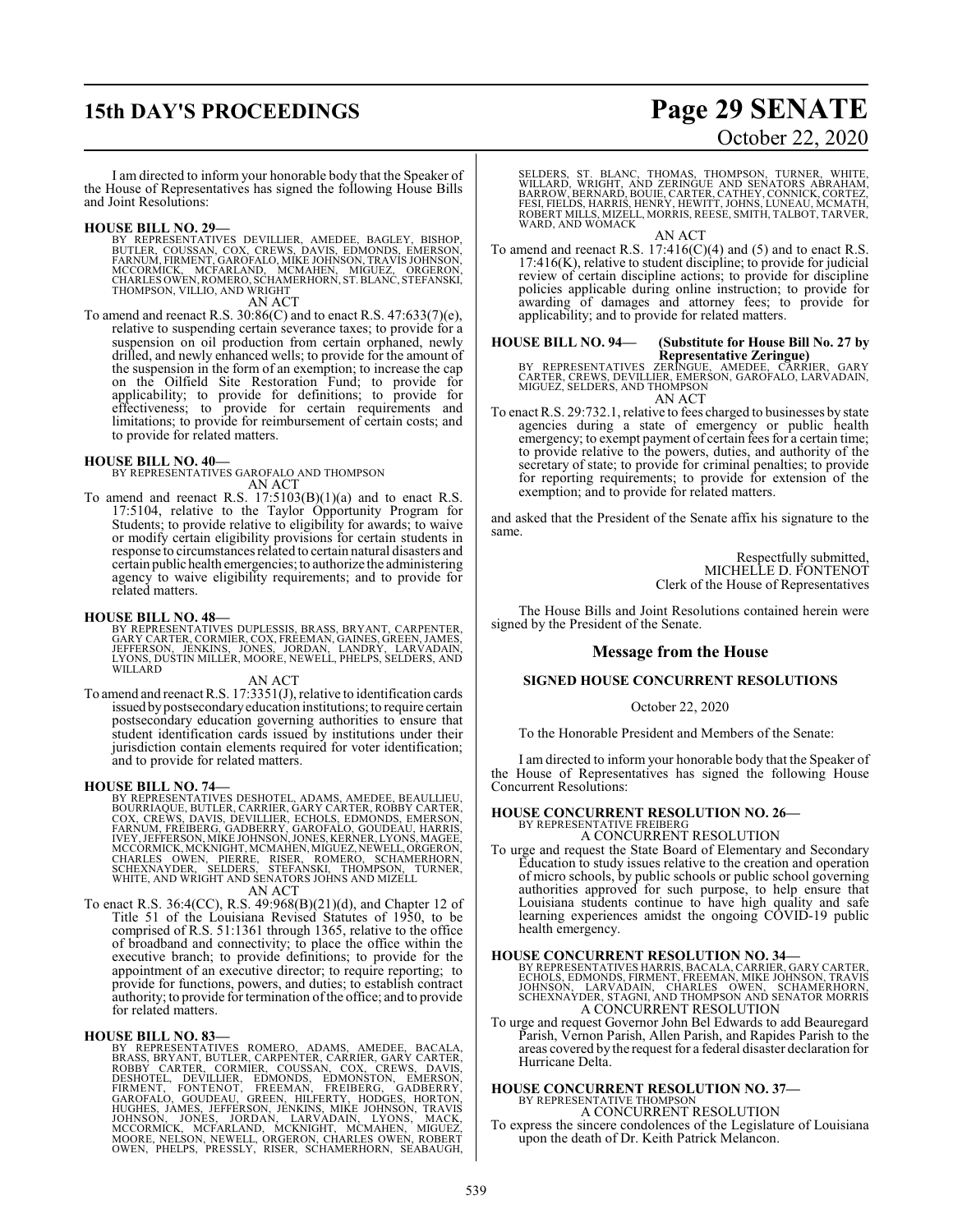I am directed to inform your honorable body that the Speaker of the House of Representatives has signed the following House Bills and Joint Resolutions:

**HOUSE BILL NO. 29—**
BY REPRESENTATIVES DEVILLIER, AMEDEE, BAGLEY, BISHOP, BUTLER, COUSSAN, COX, CREWS, DAVIS, EDMONDS, EMERSON, FARNUM, FIRMENT, GAROFALO, MIKE JOHNSON, TRAVIS JOHNSON, MCCORMICK, MCFARLAND, MCMAHEN, MIGUEZ, ORGERON, CHARLES OWEN, ROMERO, SCHAMERHORN, ST. BLANC, STEFANSKI, THOMPSON, VILLIO, AND WRIGHT

AN ACT

To amend and reenact R.S. 30:86(C) and to enact R.S. 47:633(7)(e), relative to suspending certain severance taxes; to provide for a suspension on oil production from certain orphaned, newly drilled, and newly enhanced wells; to provide for the amount of the suspension in the form of an exemption; to increase the cap on the Oilfield Site Restoration Fund; to provide for applicability; to provide for definitions; to provide for effectiveness; to provide for certain requirements and limitations; to provide for reimbursement of certain costs; and to provide for related matters.

**HOUSE BILL NO. 40—**
BY REPRESENTATIVES GAROFALO AND THOMPSON

AN ACT

To amend and reenact R.S. 17:5103(B)(1)(a) and to enact R.S. 17:5104, relative to the Taylor Opportunity Program for Students; to provide relative to eligibility for awards; to waive or modify certain eligibility provisions for certain students in response to circumstances related to certain natural disasters and certain public health emergencies; to authorize the administering agency to waive eligibility requirements; and to provide for related matters.

**HOUSE BILL NO. 48—**
BY REPRESENTATIVES DUPLESSIS, BRASS, BRYANT, CARPENTER, GARY CARTER, CORMIER, COX, FREEMAN, GAINES, GREEN, JAMES, JEFFERSON, JENKINS, JONES, JORDAN, LANDRY, LARVADAIN, LYONS, DUSTIN MILLER, MOORE, NEWELL, PHELPS, SELDERS, AND WILLARD

AN ACT

To amend and reenact R.S. 17:3351(J), relative to identification cards issued by postsecondary education institutions; to require certain postsecondary education governing authorities to ensure that student identification cards issued by institutions under their jurisdiction contain elements required for voter identification; and to provide for related matters.

**HOUSE BILL NO. 74—**
BY REPRESENTATIVES DESHOTEL, ADAMS, AMEDEE, BEAULLIEU, BOURRIAQUE, BUTLER, CARRIER, GARY CARTER, ROBBY CARTER, COX, CREWS, DAVIS, DEVILLIER, ECHOLS, EDMONDS, EMERSON, FARNUM, FREIBERG, GADBERRY, GAROFALO, GOUDEAU, HARRIS, IVEY, JEFFERSON, MIKE JOHNSON, JONES, KERNER, LYONS, MAGEE, MCCORMICK, MCKNIGHT, MCMAHEN, MIGUEZ, NEWELL, ORGERON, CHARLES OWEN, PIERRE, RISER, ROMERO, SCHAMERHORN, SCHEXNAYDER, SELDERS, STEFANSKI, THOMPSON, TURNER, WHITE, AND WRIGHT AND SENATORS JOHNS AND MIZELL

AN ACT

To enact R.S. 36:4(CC), R.S. 49:968(B)(21)(d), and Chapter 12 of Title 51 of the Louisiana Revised Statutes of 1950, to be comprised of R.S. 51:1361 through 1365, relative to the office of broadband and connectivity; to place the office within the executive branch; to provide definitions; to provide for the appointment of an executive director; to require reporting; to provide for functions, powers, and duties; to establish contract authority; to provide for termination of the office; and to provide for related matters.

**HOUSE BILL NO. 83—**
BY REPRESENTATIVES ROMERO, ADAMS, AMEDEE, BACALA, BRASS, BRYANT, BUTLER, CARPENTER, CARRIER, GARY CARTER, ROBBY CARTER, CORMIER, COUSSAN, COX, CREWS, DAVIS, DESHOTEL, DEVILLIER, EDMONDS, EDMONSTON, EMERSON, FIRMENT, FONTENOT, FREEMAN, FREIBERG, GADBERRY, GAROFALO, GOUDEAU, GREEN, HILFERTY, HODGES, HORTON, HUGHES, JAMES, JEFFERSON, JENKINS, MIKE JOHNSON, TRAVIS JOHNSON, JONES, JORDAN, LARVADAIN, LYONS, MACK, MCCORMICK, MCFARLAND, MCKNIGHT, MCMAHEN, MIGUEZ, MOORE, NELSON, NEWELL, ORGERON, CHARLES OWEN, ROBERT OWEN, PHELPS, PRESSLY, RISER, SCHAMERHORN, SEABAUGH, SELDERS, ST. BLANC, THOMAS, THOMPSON, TURNER, WHITE, WILLARD, WRIGHT, AND ZERINGUE AND SENATORS ABRAHAM, BARROW, BERNARD, BOUIE, CARTER, CATHEY, CONNICK, CORTEZ, FESI, FIELDS, HARRIS, HENRY, HEWITT, JOHNS, LUNEAU, MCMATH, ROBERT MILLS, MIZELL, MORRIS, REESE, SMITH, TALBOT, TARVER, WARD, AND WOMACK

AN ACT

To amend and reenact R.S. 17:416(C)(4) and (5) and to enact R.S. 17:416(K), relative to student discipline; to provide for judicial review of certain discipline actions; to provide for discipline policies applicable during online instruction; to provide for awarding of damages and attorney fees; to provide for applicability; and to provide for related matters.

**HOUSE BILL NO. 94— (Substitute for House Bill No. 27 by Representative Zeringue)**
BY REPRESENTATIVES ZERINGUE, AMEDEE, CARRIER, GARY CARTER, CREWS, DEVILLIER, EMERSON, GAROFALO, LARVADAIN, MIGUEZ, SELDERS, AND THOMPSON

AN ACT

To enact R.S. 29:732.1, relative to fees charged to businesses by state agencies during a state of emergency or public health emergency; to exempt payment of certain fees for a certain time; to provide relative to the powers, duties, and authority of the secretary of state; to provide for criminal penalties; to provide for reporting requirements; to provide for extension of the exemption; and to provide for related matters.

and asked that the President of the Senate affix his signature to the same.

Respectfully submitted,
MICHELLE D. FONTENOT
Clerk of the House of Representatives

The House Bills and Joint Resolutions contained herein were signed by the President of the Senate.

## Message from the House

### SIGNED HOUSE CONCURRENT RESOLUTIONS

October 22, 2020

To the Honorable President and Members of the Senate:

I am directed to inform your honorable body that the Speaker of the House of Representatives has signed the following House Concurrent Resolutions:

**HOUSE CONCURRENT RESOLUTION NO. 26—**
BY REPRESENTATIVE FREIBERG

A CONCURRENT RESOLUTION

To urge and request the State Board of Elementary and Secondary Education to study issues relative to the creation and operation of micro schools, by public schools or public school governing authorities approved for such purpose, to help ensure that Louisiana students continue to have high quality and safe learning experiences amidst the ongoing COVID-19 public health emergency.

**HOUSE CONCURRENT RESOLUTION NO. 34—**
BY REPRESENTATIVES HARRIS, BACALA, CARRIER, GARY CARTER, ECHOLS, EDMONDS, FIRMENT, FREEMAN, MIKE JOHNSON, TRAVIS JOHNSON, LARVADAIN, CHARLES OWEN, SCHAMERHORN, SCHEXNAYDER, STAGNI, AND THOMPSON AND SENATOR MORRIS

A CONCURRENT RESOLUTION

To urge and request Governor John Bel Edwards to add Beauregard Parish, Vernon Parish, Allen Parish, and Rapides Parish to the areas covered by the request for a federal disaster declaration for Hurricane Delta.

**HOUSE CONCURRENT RESOLUTION NO. 37—**
BY REPRESENTATIVE THOMPSON

A CONCURRENT RESOLUTION

To express the sincere condolences of the Legislature of Louisiana upon the death of Dr. Keith Patrick Melancon.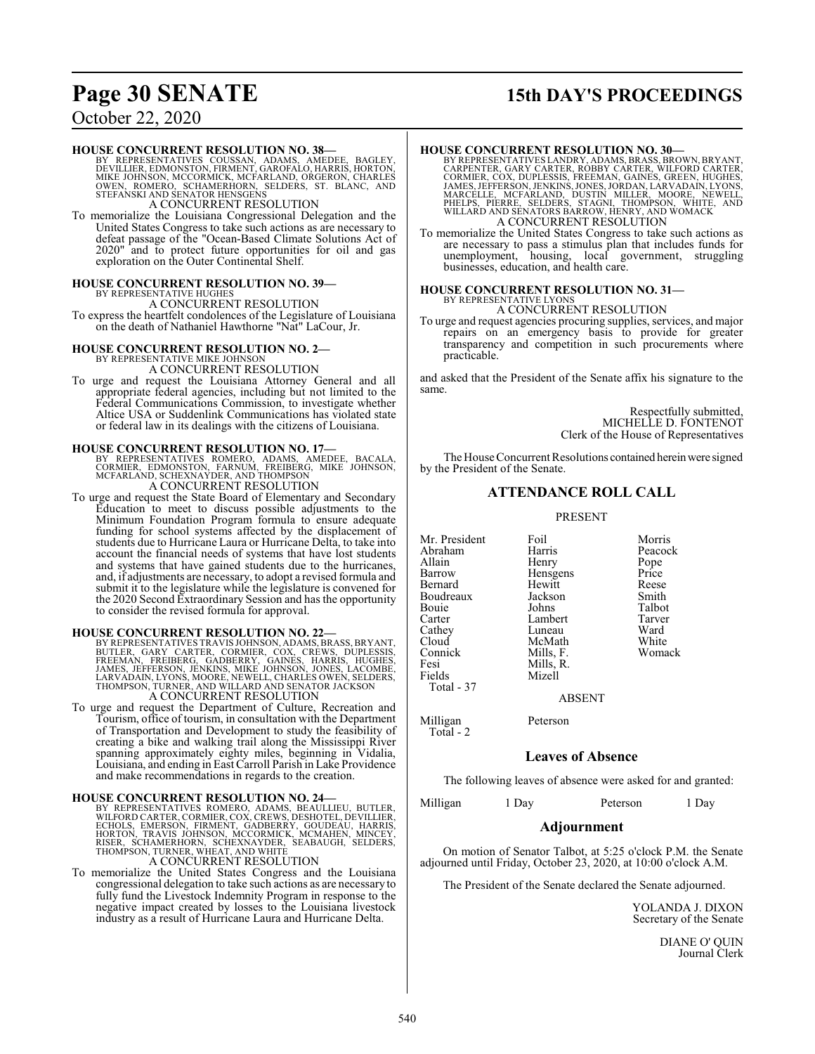**HOUSE CONCURRENT RESOLUTION NO. 38—**
BY REPRESENTATIVES COUSSAN, ADAMS, AMEDEE, BAGLEY, DEVILLIER, EDMONSTON, FIRMENT, GAROFALO, HARRIS, HORTON, MIKE JOHNSON, MCCORMICK, MCFARLAND, ORGERON, CHARLES OWEN, ROMERO, SCHAMERHORN, SELDERS, ST. BLANC, AND STEFANSKI AND SENATOR HENSGENS
A CONCURRENT RESOLUTION

To memorialize the Louisiana Congressional Delegation and the United States Congress to take such actions as are necessary to defeat passage of the "Ocean-Based Climate Solutions Act of 2020" and to protect future opportunities for oil and gas exploration on the Outer Continental Shelf.

**HOUSE CONCURRENT RESOLUTION NO. 39—**
BY REPRESENTATIVE HUGHES
A CONCURRENT RESOLUTION

To express the heartfelt condolences of the Legislature of Louisiana on the death of Nathaniel Hawthorne "Nat" LaCour, Jr.

**HOUSE CONCURRENT RESOLUTION NO. 2—**
BY REPRESENTATIVE MIKE JOHNSON
A CONCURRENT RESOLUTION

To urge and request the Louisiana Attorney General and all appropriate federal agencies, including but not limited to the Federal Communications Commission, to investigate whether Altice USA or Suddenlink Communications has violated state or federal law in its dealings with the citizens of Louisiana.

**HOUSE CONCURRENT RESOLUTION NO. 17—**
BY REPRESENTATIVES ROMERO, ADAMS, AMEDEE, BACALA, CORMIER, EDMONSTON, FARNUM, FREIBERG, MIKE JOHNSON, MCFARLAND, SCHEXNAYDER, AND THOMPSON
A CONCURRENT RESOLUTION

To urge and request the State Board of Elementary and Secondary Education to meet to discuss possible adjustments to the Minimum Foundation Program formula to ensure adequate funding for school systems affected by the displacement of students due to Hurricane Laura or Hurricane Delta, to take into account the financial needs of systems that have lost students and systems that have gained students due to the hurricanes, and, if adjustments are necessary, to adopt a revised formula and submit it to the legislature while the legislature is convened for the 2020 Second Extraordinary Session and has the opportunity to consider the revised formula for approval.

**HOUSE CONCURRENT RESOLUTION NO. 22—**
BY REPRESENTATIVES TRAVIS JOHNSON, ADAMS, BRASS, BRYANT, BUTLER, GARY CARTER, CORMIER, COX, CREWS, DUPLESSIS, FREEMAN, FREIBERG, GADBERRY, GAINES, HARRIS, HUGHES, JAMES, JEFFERSON, JENKINS, MIKE JOHNSON, JONES, LACOMBE, LARVADAIN, LYONS, MOORE, NEWELL, CHARLES OWEN, SELDERS, THOMPSON, TURNER, AND WILLARD AND SENATOR JACKSON
A CONCURRENT RESOLUTION

To urge and request the Department of Culture, Recreation and Tourism, office of tourism, in consultation with the Department of Transportation and Development to study the feasibility of creating a bike and walking trail along the Mississippi River spanning approximately eighty miles, beginning in Vidalia, Louisiana, and ending in East Carroll Parish in Lake Providence and make recommendations in regards to the creation.

**HOUSE CONCURRENT RESOLUTION NO. 24—**
BY REPRESENTATIVES ROMERO, ADAMS, BEAULLIEU, BUTLER, WILFORD CARTER, CORMIER, COX, CREWS, DESHOTEL, DEVILLIER, ECHOLS, EMERSON, FIRMENT, GADBERRY, GOUDEAU, HARRIS, HORTON, TRAVIS JOHNSON, MCCORMICK, MCMAHEN, MINCEY, RISER, SCHAMERHORN, SCHEXNAYDER, SEABAUGH, SELDERS, THOMPSON, TURNER, WHEAT, AND WHITE
A CONCURRENT RESOLUTION

To memorialize the United States Congress and the Louisiana congressional delegation to take such actions as are necessary to fully fund the Livestock Indemnity Program in response to the negative impact created by losses to the Louisiana livestock industry as a result of Hurricane Laura and Hurricane Delta.

**HOUSE CONCURRENT RESOLUTION NO. 30—**
BY REPRESENTATIVES LANDRY, ADAMS, BRASS, BROWN, BRYANT, CARPENTER, GARY CARTER, ROBBY CARTER, WILFORD CARTER, CORMIER, COX, DUPLESSIS, FREEMAN, GAINES, GREEN, HUGHES, JAMES, JEFFERSON, JENKINS, JONES, JORDAN, LARVADAIN, LYONS, MARCELLE, MCFARLAND, DUSTIN MILLER, MOORE, NEWELL, PHELPS, PIERRE, SELDERS, STAGNI, THOMPSON, WHITE, AND WILLARD AND SENATORS BARROW, HENRY, AND WOMACK
A CONCURRENT RESOLUTION

To memorialize the United States Congress to take such actions as are necessary to pass a stimulus plan that includes funds for unemployment, housing, local government, struggling businesses, education, and health care.

**HOUSE CONCURRENT RESOLUTION NO. 31—**
BY REPRESENTATIVE LYONS
A CONCURRENT RESOLUTION

To urge and request agencies procuring supplies, services, and major repairs on an emergency basis to provide for greater transparency and competition in such procurements where practicable.

and asked that the President of the Senate affix his signature to the same.

Respectfully submitted,
MICHELLE D. FONTENOT
Clerk of the House of Representatives

The House Concurrent Resolutions contained herein were signed by the President of the Senate.

## ATTENDANCE ROLL CALL

PRESENT

| | | |
|---|---|---|
| Mr. President | Foil | Morris |
| Abraham | Harris | Peacock |
| Allain | Henry | Pope |
| Barrow | Hensgens | Price |
| Bernard | Hewitt | Reese |
| Boudreaux | Jackson | Smith |
| Bouie | Johns | Talbot |
| Carter | Lambert | Tarver |
| Cathey | Luneau | Ward |
| Cloud | McMath | White |
| Connick | Mills, F. | Womack |
| Fesi | Mills, R. | |
| Fields | Mizell | |

Total - 37

ABSENT

Milligan    Peterson
Total - 2

## Leaves of Absence

The following leaves of absence were asked for and granted:

Milligan    1 Day    Peterson    1 Day

## Adjournment

On motion of Senator Talbot, at 5:25 o'clock P.M. the Senate adjourned until Friday, October 23, 2020, at 10:00 o'clock A.M.

The President of the Senate declared the Senate adjourned.

YOLANDA J. DIXON
Secretary of the Senate

DIANE O' QUIN
Journal Clerk